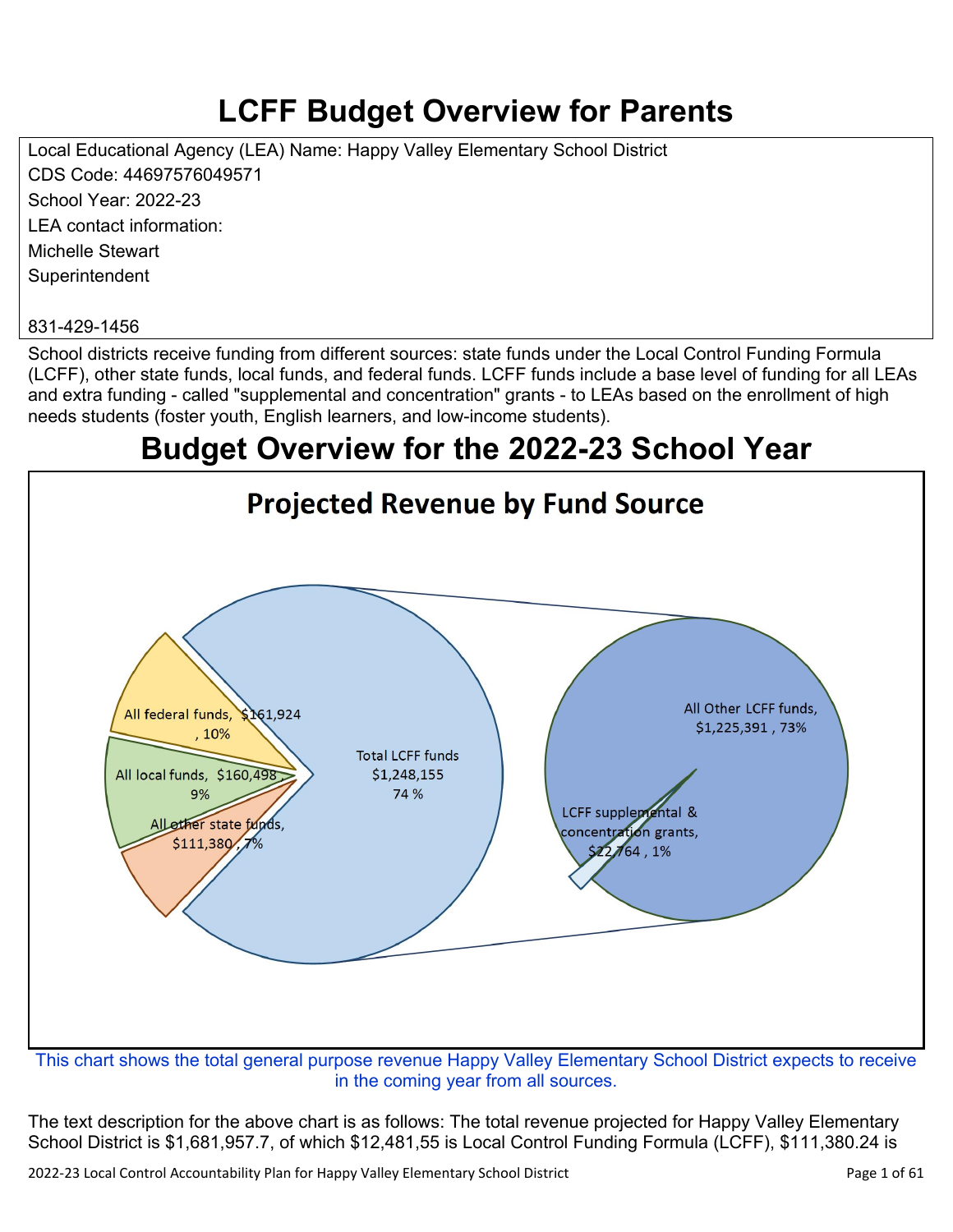# LCFF Budget Overview for Parents

Local Educational Agency (LEA) Name: Happy Valley Elementary School District
CDS Code: 44697576049571
School Year: 2022-23
LEA contact information:
Michelle Stewart
Superintendent

831-429-1456

School districts receive funding from different sources: state funds under the Local Control Funding Formula (LCFF), other state funds, local funds, and federal funds. LCFF funds include a base level of funding for all LEAs and extra funding - called "supplemental and concentration" grants - to LEAs based on the enrollment of high needs students (foster youth, English learners, and low-income students).

# Budget Overview for the 2022-23 School Year

## Projected Revenue by Fund Source

- All federal funds, $161,924, 10%
- All local funds, $160,498, 9%
- All other state funds, $111,380, 7%
- Total LCFF funds $1,248,155 74 %
  - All Other LCFF funds, $1,225,391, 73%
  - LCFF supplemental & concentration grants, $22,764, 1%

This chart shows the total general purpose revenue Happy Valley Elementary School District expects to receive in the coming year from all sources.

The text description for the above chart is as follows: The total revenue projected for Happy Valley Elementary School District is $1,681,957.7, of which $12,481,55 is Local Control Funding Formula (LCFF), $111,380.24 is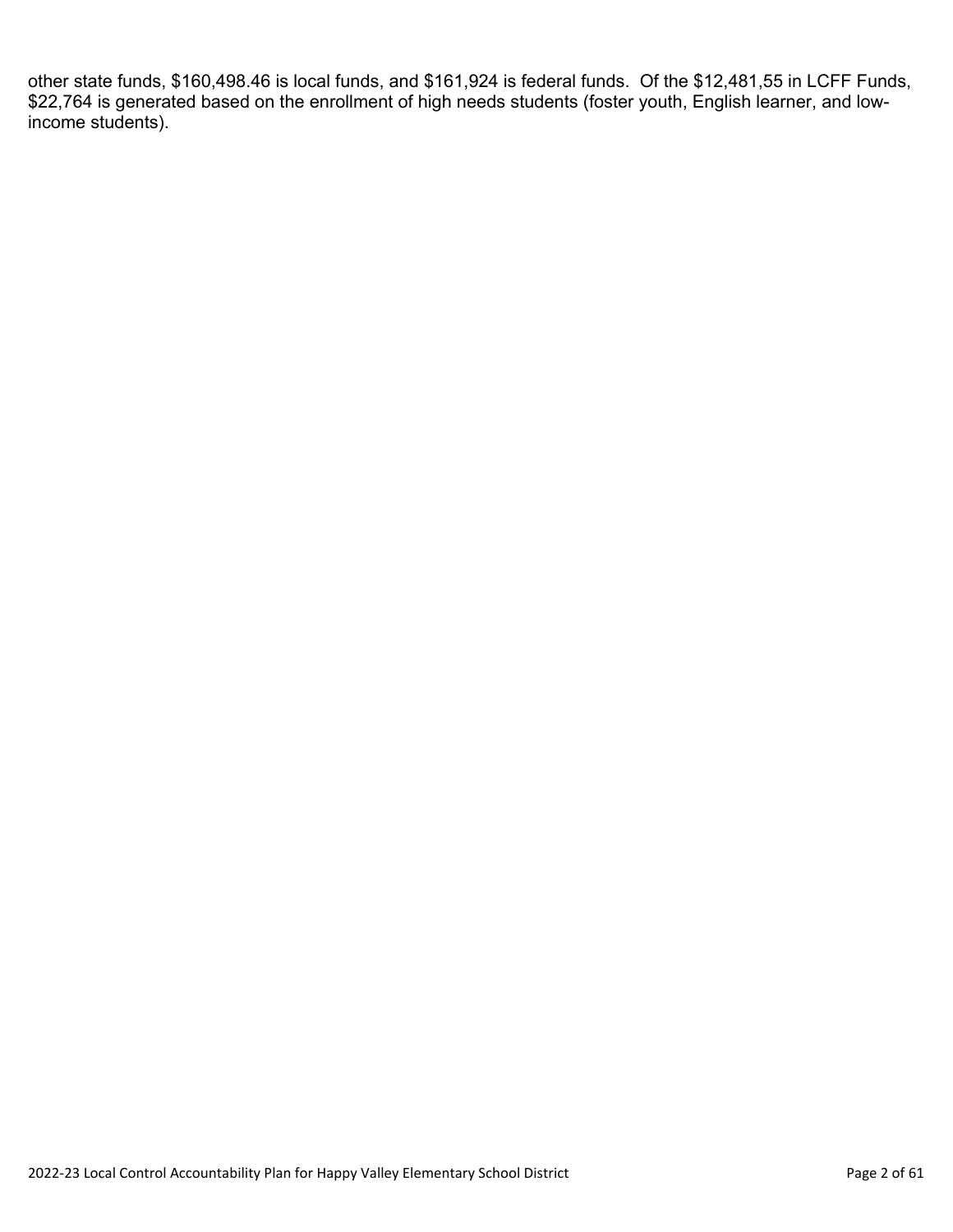other state funds, $160,498.46 is local funds, and $161,924 is federal funds. Of the $12,481,55 in LCFF Funds, $22,764 is generated based on the enrollment of high needs students (foster youth, English learner, and low-income students).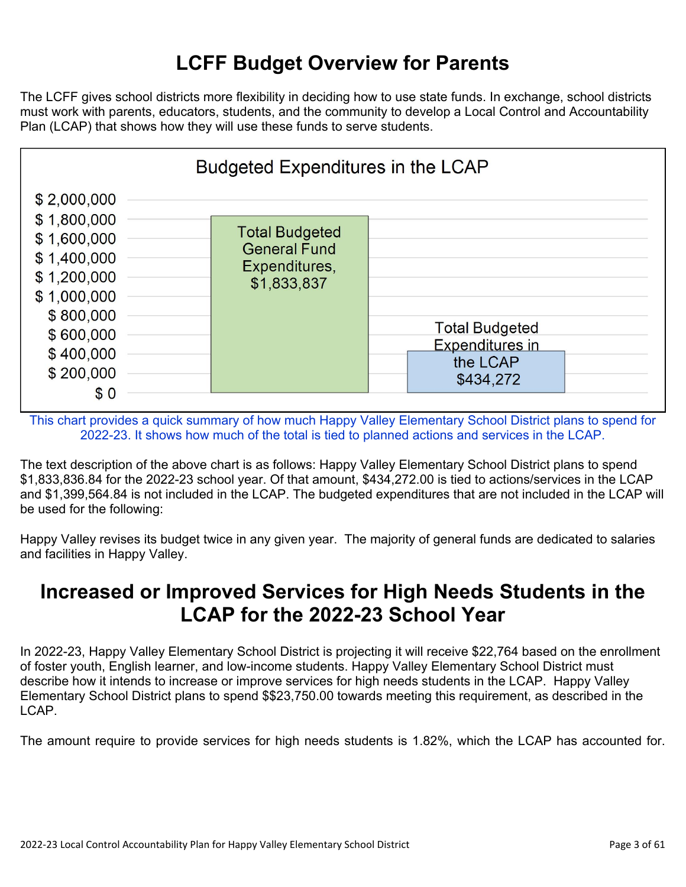# LCFF Budget Overview for Parents

The LCFF gives school districts more flexibility in deciding how to use state funds. In exchange, school districts must work with parents, educators, students, and the community to develop a Local Control and Accountability Plan (LCAP) that shows how they will use these funds to serve students.

**Budgeted Expenditures in the LCAP**

| Category | Amount |
|---|---|
| Total Budgeted General Fund Expenditures | $1,833,837 |
| Total Budgeted Expenditures in the LCAP | $434,272 |

This chart provides a quick summary of how much Happy Valley Elementary School District plans to spend for 2022-23. It shows how much of the total is tied to planned actions and services in the LCAP.

The text description of the above chart is as follows: Happy Valley Elementary School District plans to spend $1,833,836.84 for the 2022-23 school year. Of that amount, $434,272.00 is tied to actions/services in the LCAP and $1,399,564.84 is not included in the LCAP. The budgeted expenditures that are not included in the LCAP will be used for the following:

Happy Valley revises its budget twice in any given year. The majority of general funds are dedicated to salaries and facilities in Happy Valley.

# Increased or Improved Services for High Needs Students in the LCAP for the 2022-23 School Year

In 2022-23, Happy Valley Elementary School District is projecting it will receive $22,764 based on the enrollment of foster youth, English learner, and low-income students. Happy Valley Elementary School District must describe how it intends to increase or improve services for high needs students in the LCAP. Happy Valley Elementary School District plans to spend $$23,750.00 towards meeting this requirement, as described in the LCAP.

The amount require to provide services for high needs students is 1.82%, which the LCAP has accounted for.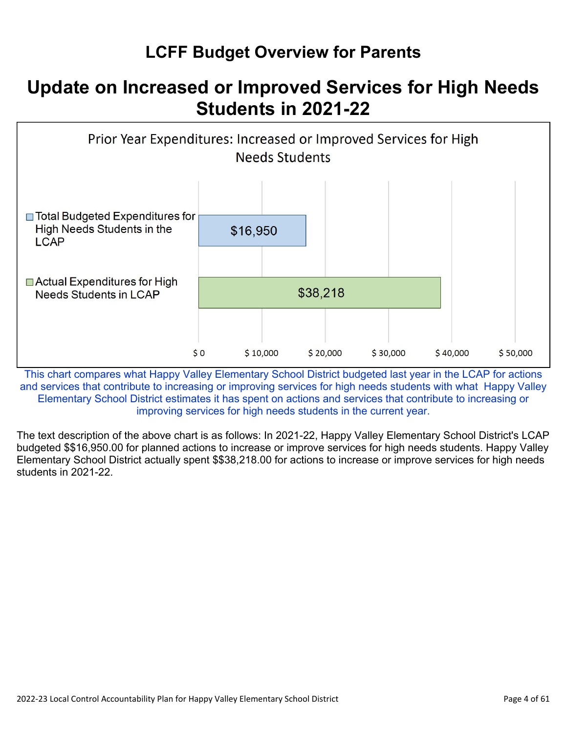# LCFF Budget Overview for Parents

## Update on Increased or Improved Services for High Needs Students in 2021-22

Prior Year Expenditures: Increased or Improved Services for High Needs Students

| Category | Amount |
|---|---|
| Total Budgeted Expenditures for High Needs Students in the LCAP | $16,950 |
| Actual Expenditures for High Needs Students in LCAP | $38,218 |

This chart compares what Happy Valley Elementary School District budgeted last year in the LCAP for actions and services that contribute to increasing or improving services for high needs students with what Happy Valley Elementary School District estimates it has spent on actions and services that contribute to increasing or improving services for high needs students in the current year.

The text description of the above chart is as follows: In 2021-22, Happy Valley Elementary School District's LCAP budgeted $$16,950.00 for planned actions to increase or improve services for high needs students. Happy Valley Elementary School District actually spent $$38,218.00 for actions to increase or improve services for high needs students in 2021-22.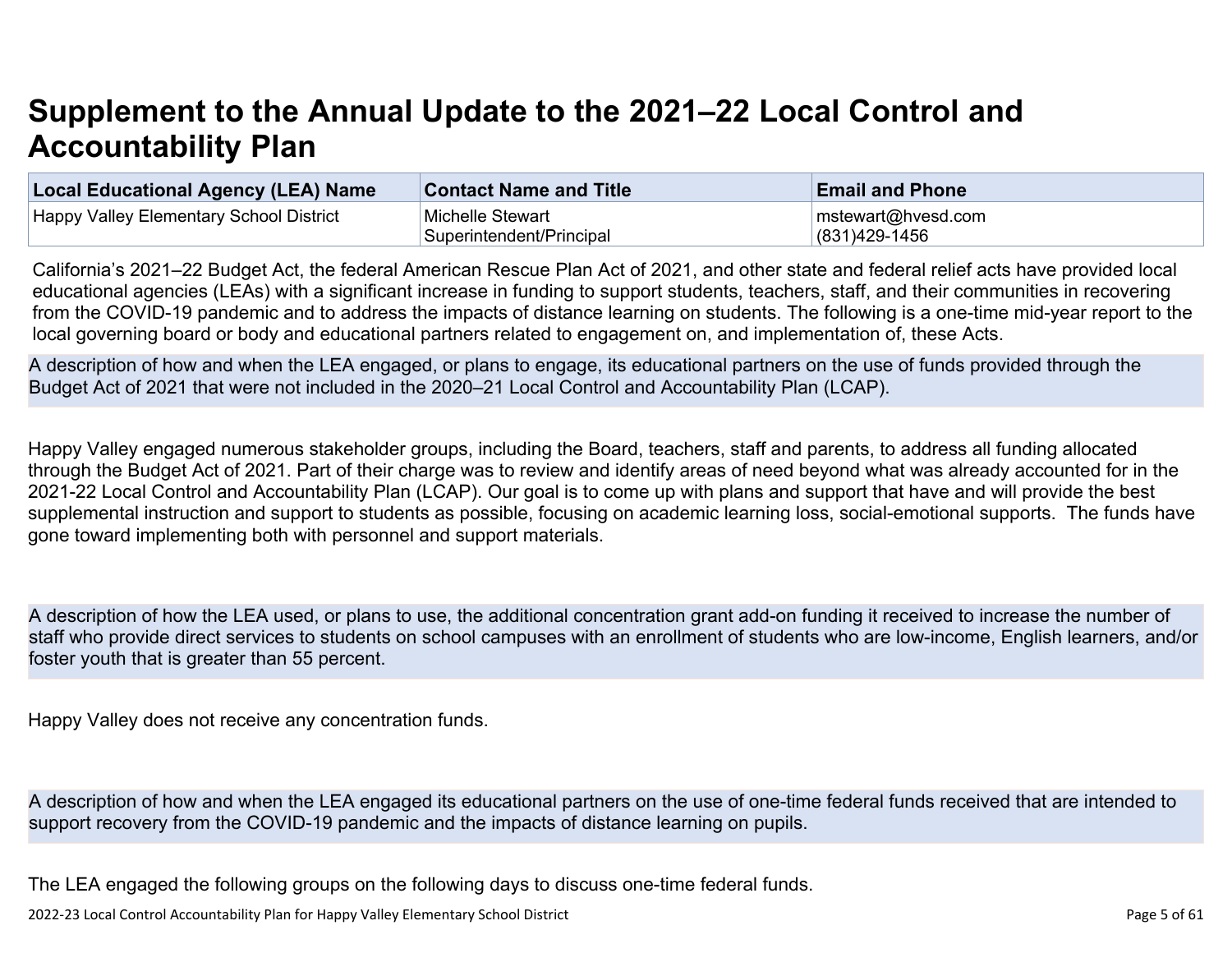# Supplement to the Annual Update to the 2021–22 Local Control and Accountability Plan

| Local Educational Agency (LEA) Name | Contact Name and Title | Email and Phone |
| --- | --- | --- |
| Happy Valley Elementary School District | Michelle Stewart<br>Superintendent/Principal | mstewart@hvesd.com<br>(831)429-1456 |

California's 2021–22 Budget Act, the federal American Rescue Plan Act of 2021, and other state and federal relief acts have provided local educational agencies (LEAs) with a significant increase in funding to support students, teachers, staff, and their communities in recovering from the COVID-19 pandemic and to address the impacts of distance learning on students. The following is a one-time mid-year report to the local governing board or body and educational partners related to engagement on, and implementation of, these Acts.

**A description of how and when the LEA engaged, or plans to engage, its educational partners on the use of funds provided through the Budget Act of 2021 that were not included in the 2020–21 Local Control and Accountability Plan (LCAP).**

Happy Valley engaged numerous stakeholder groups, including the Board, teachers, staff and parents, to address all funding allocated through the Budget Act of 2021. Part of their charge was to review and identify areas of need beyond what was already accounted for in the 2021-22 Local Control and Accountability Plan (LCAP). Our goal is to come up with plans and support that have and will provide the best supplemental instruction and support to students as possible, focusing on academic learning loss, social-emotional supports. The funds have gone toward implementing both with personnel and support materials.

**A description of how the LEA used, or plans to use, the additional concentration grant add-on funding it received to increase the number of staff who provide direct services to students on school campuses with an enrollment of students who are low-income, English learners, and/or foster youth that is greater than 55 percent.**

Happy Valley does not receive any concentration funds.

**A description of how and when the LEA engaged its educational partners on the use of one-time federal funds received that are intended to support recovery from the COVID-19 pandemic and the impacts of distance learning on pupils.**

The LEA engaged the following groups on the following days to discuss one-time federal funds.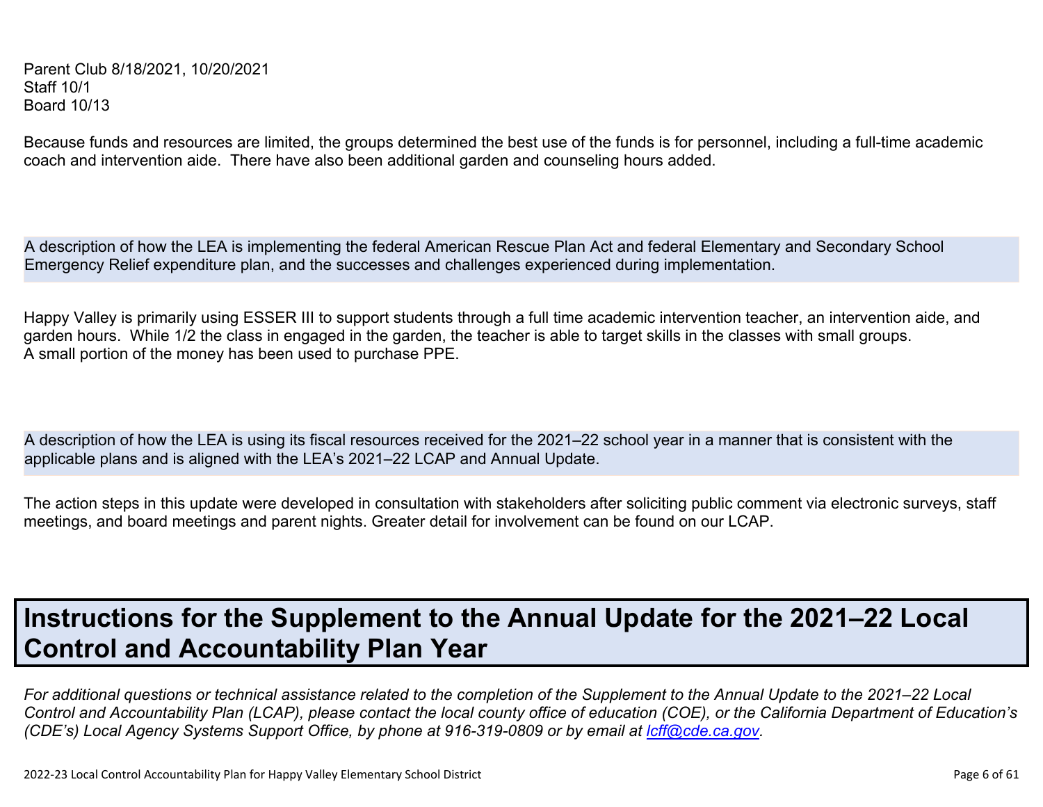Parent Club 8/18/2021, 10/20/2021
Staff 10/1
Board 10/13

Because funds and resources are limited, the groups determined the best use of the funds is for personnel, including a full-time academic coach and intervention aide. There have also been additional garden and counseling hours added.

A description of how the LEA is implementing the federal American Rescue Plan Act and federal Elementary and Secondary School Emergency Relief expenditure plan, and the successes and challenges experienced during implementation.

Happy Valley is primarily using ESSER III to support students through a full time academic intervention teacher, an intervention aide, and garden hours. While 1/2 the class in engaged in the garden, the teacher is able to target skills in the classes with small groups.
A small portion of the money has been used to purchase PPE.

A description of how the LEA is using its fiscal resources received for the 2021–22 school year in a manner that is consistent with the applicable plans and is aligned with the LEA's 2021–22 LCAP and Annual Update.

The action steps in this update were developed in consultation with stakeholders after soliciting public comment via electronic surveys, staff meetings, and board meetings and parent nights. Greater detail for involvement can be found on our LCAP.

# Instructions for the Supplement to the Annual Update for the 2021–22 Local Control and Accountability Plan Year

*For additional questions or technical assistance related to the completion of the Supplement to the Annual Update to the 2021–22 Local Control and Accountability Plan (LCAP), please contact the local county office of education (COE), or the California Department of Education's (CDE's) Local Agency Systems Support Office, by phone at 916-319-0809 or by email at [lcff@cde.ca.gov](mailto:lcff@cde.ca.gov).*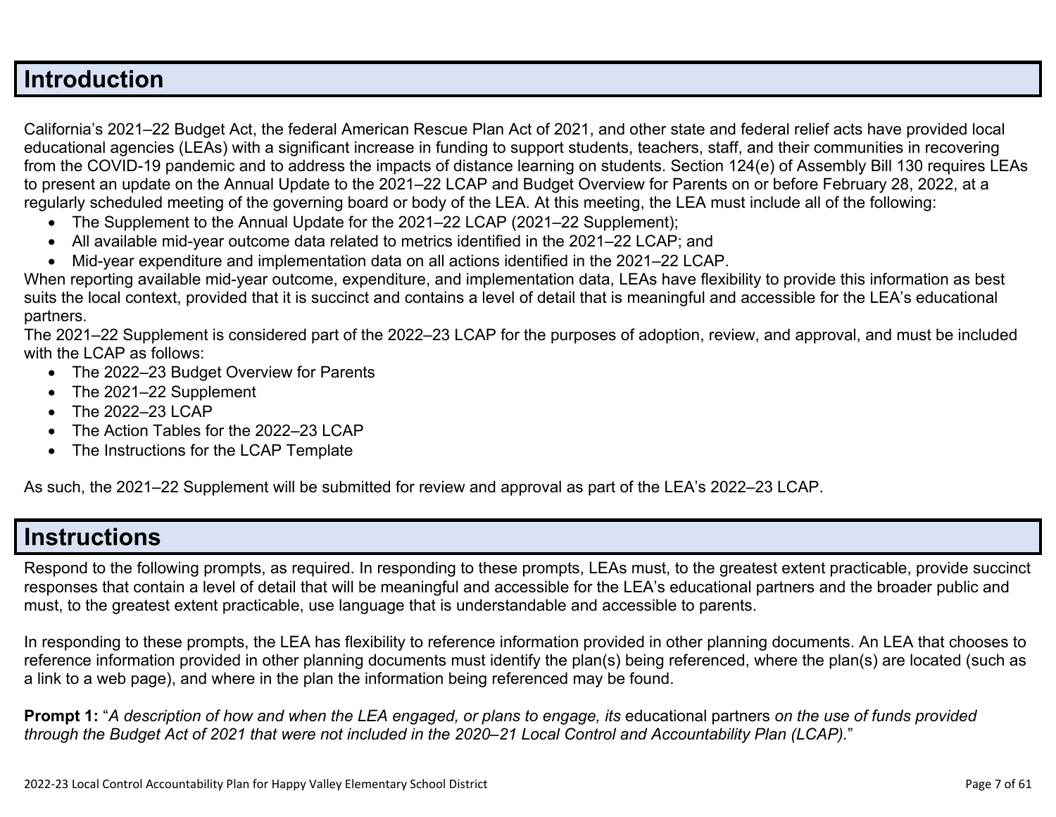## Introduction

California's 2021–22 Budget Act, the federal American Rescue Plan Act of 2021, and other state and federal relief acts have provided local educational agencies (LEAs) with a significant increase in funding to support students, teachers, staff, and their communities in recovering from the COVID-19 pandemic and to address the impacts of distance learning on students. Section 124(e) of Assembly Bill 130 requires LEAs to present an update on the Annual Update to the 2021–22 LCAP and Budget Overview for Parents on or before February 28, 2022, at a regularly scheduled meeting of the governing board or body of the LEA. At this meeting, the LEA must include all of the following:

- The Supplement to the Annual Update for the 2021–22 LCAP (2021–22 Supplement);
- All available mid-year outcome data related to metrics identified in the 2021–22 LCAP; and
- Mid-year expenditure and implementation data on all actions identified in the 2021–22 LCAP.

When reporting available mid-year outcome, expenditure, and implementation data, LEAs have flexibility to provide this information as best suits the local context, provided that it is succinct and contains a level of detail that is meaningful and accessible for the LEA's educational partners.

The 2021–22 Supplement is considered part of the 2022–23 LCAP for the purposes of adoption, review, and approval, and must be included with the LCAP as follows:

- The 2022–23 Budget Overview for Parents
- The 2021–22 Supplement
- The 2022–23 LCAP
- The Action Tables for the 2022–23 LCAP
- The Instructions for the LCAP Template

As such, the 2021–22 Supplement will be submitted for review and approval as part of the LEA's 2022–23 LCAP.

## Instructions

Respond to the following prompts, as required. In responding to these prompts, LEAs must, to the greatest extent practicable, provide succinct responses that contain a level of detail that will be meaningful and accessible for the LEA's educational partners and the broader public and must, to the greatest extent practicable, use language that is understandable and accessible to parents.

In responding to these prompts, the LEA has flexibility to reference information provided in other planning documents. An LEA that chooses to reference information provided in other planning documents must identify the plan(s) being referenced, where the plan(s) are located (such as a link to a web page), and where in the plan the information being referenced may be found.

**Prompt 1:** "*A description of how and when the LEA engaged, or plans to engage, its* educational partners *on the use of funds provided through the Budget Act of 2021 that were not included in the 2020–21 Local Control and Accountability Plan (LCAP).*"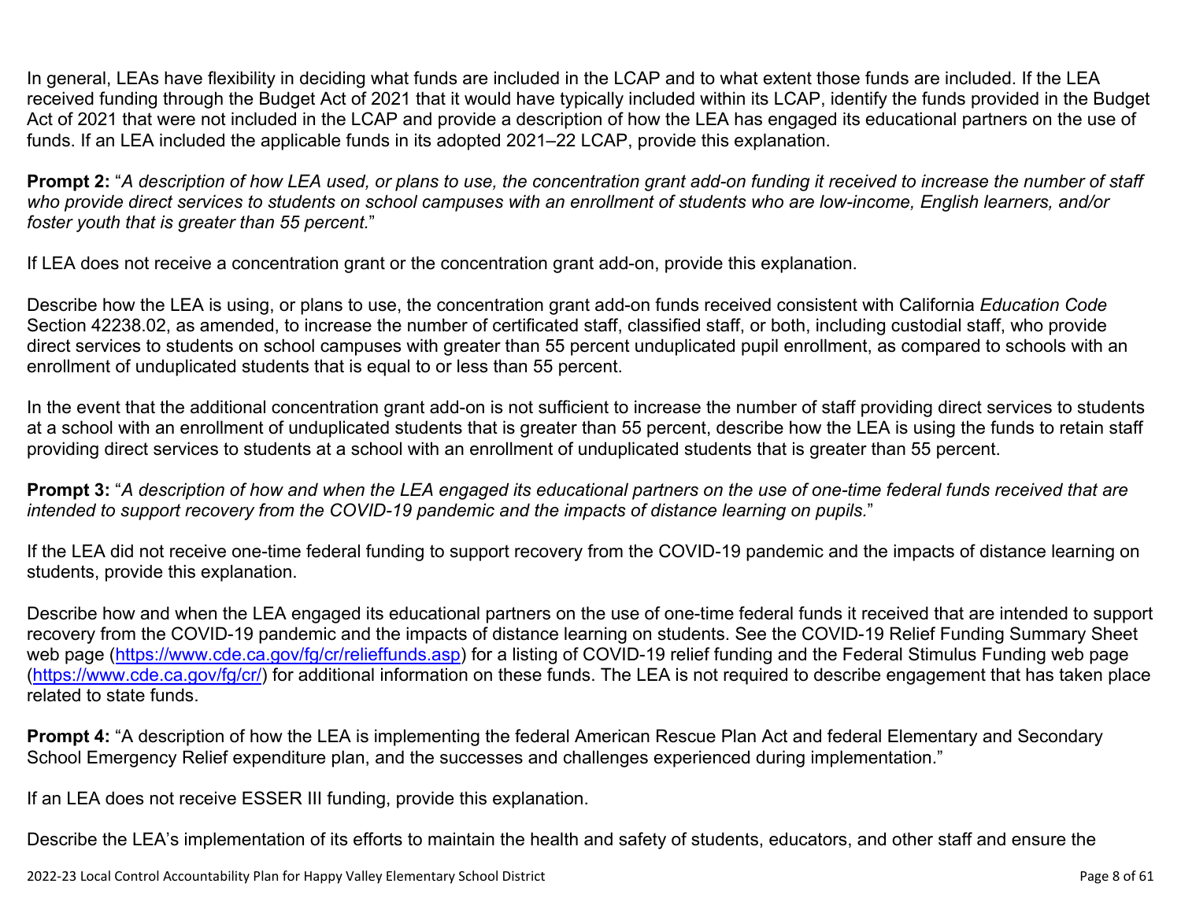In general, LEAs have flexibility in deciding what funds are included in the LCAP and to what extent those funds are included. If the LEA received funding through the Budget Act of 2021 that it would have typically included within its LCAP, identify the funds provided in the Budget Act of 2021 that were not included in the LCAP and provide a description of how the LEA has engaged its educational partners on the use of funds. If an LEA included the applicable funds in its adopted 2021–22 LCAP, provide this explanation.

**Prompt 2:** "*A description of how LEA used, or plans to use, the concentration grant add-on funding it received to increase the number of staff who provide direct services to students on school campuses with an enrollment of students who are low-income, English learners, and/or foster youth that is greater than 55 percent.*"

If LEA does not receive a concentration grant or the concentration grant add-on, provide this explanation.

Describe how the LEA is using, or plans to use, the concentration grant add-on funds received consistent with California *Education Code* Section 42238.02, as amended, to increase the number of certificated staff, classified staff, or both, including custodial staff, who provide direct services to students on school campuses with greater than 55 percent unduplicated pupil enrollment, as compared to schools with an enrollment of unduplicated students that is equal to or less than 55 percent.

In the event that the additional concentration grant add-on is not sufficient to increase the number of staff providing direct services to students at a school with an enrollment of unduplicated students that is greater than 55 percent, describe how the LEA is using the funds to retain staff providing direct services to students at a school with an enrollment of unduplicated students that is greater than 55 percent.

**Prompt 3:** "*A description of how and when the LEA engaged its educational partners on the use of one-time federal funds received that are intended to support recovery from the COVID-19 pandemic and the impacts of distance learning on pupils.*"

If the LEA did not receive one-time federal funding to support recovery from the COVID-19 pandemic and the impacts of distance learning on students, provide this explanation.

Describe how and when the LEA engaged its educational partners on the use of one-time federal funds it received that are intended to support recovery from the COVID-19 pandemic and the impacts of distance learning on students. See the COVID-19 Relief Funding Summary Sheet web page ([https://www.cde.ca.gov/fg/cr/relieffunds.asp](https://www.cde.ca.gov/fg/cr/relieffunds.asp)) for a listing of COVID-19 relief funding and the Federal Stimulus Funding web page ([https://www.cde.ca.gov/fg/cr/](https://www.cde.ca.gov/fg/cr/)) for additional information on these funds. The LEA is not required to describe engagement that has taken place related to state funds.

**Prompt 4:** "A description of how the LEA is implementing the federal American Rescue Plan Act and federal Elementary and Secondary School Emergency Relief expenditure plan, and the successes and challenges experienced during implementation."

If an LEA does not receive ESSER III funding, provide this explanation.

Describe the LEA's implementation of its efforts to maintain the health and safety of students, educators, and other staff and ensure the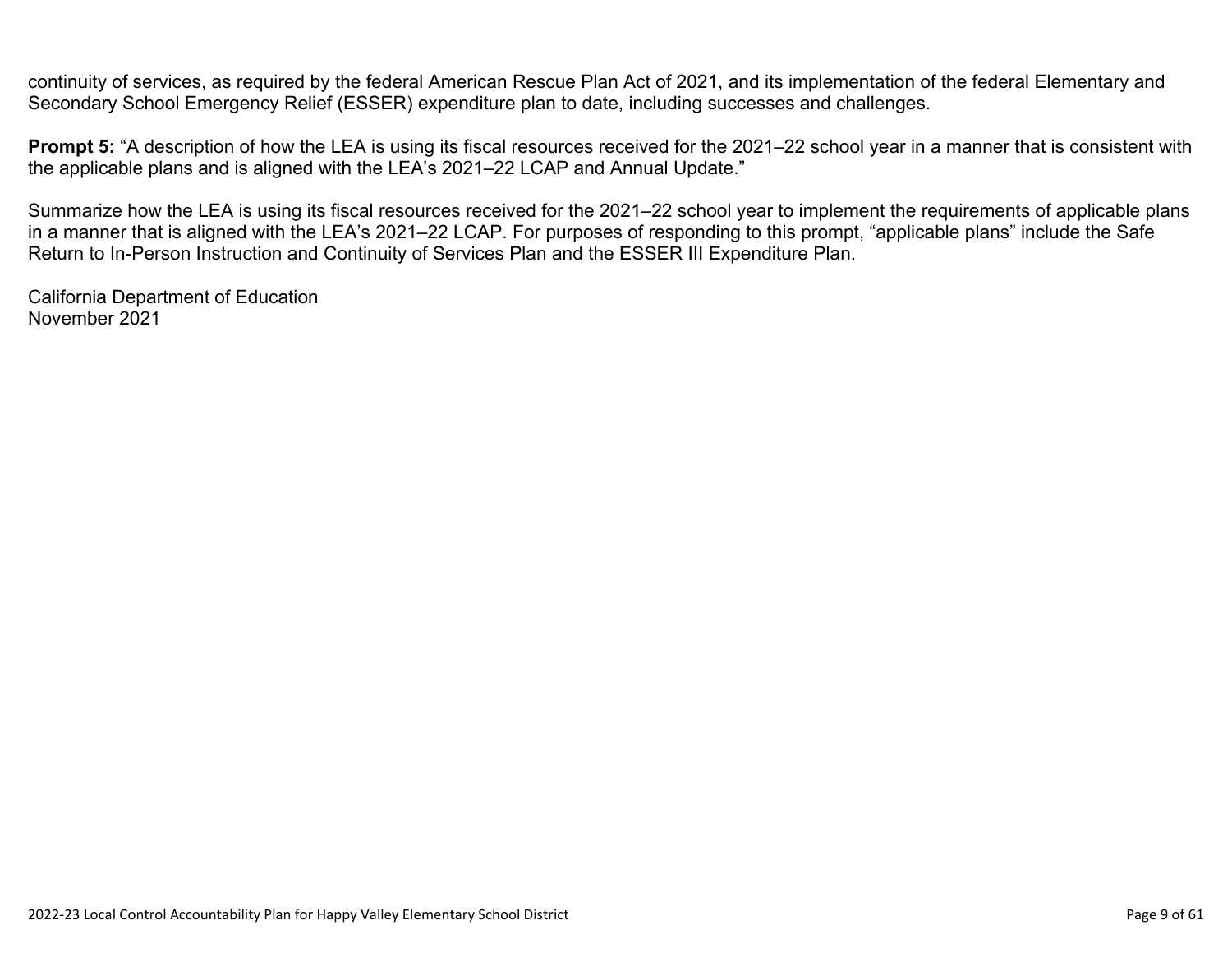continuity of services, as required by the federal American Rescue Plan Act of 2021, and its implementation of the federal Elementary and Secondary School Emergency Relief (ESSER) expenditure plan to date, including successes and challenges.

**Prompt 5:** "A description of how the LEA is using its fiscal resources received for the 2021–22 school year in a manner that is consistent with the applicable plans and is aligned with the LEA's 2021–22 LCAP and Annual Update."

Summarize how the LEA is using its fiscal resources received for the 2021–22 school year to implement the requirements of applicable plans in a manner that is aligned with the LEA's 2021–22 LCAP. For purposes of responding to this prompt, "applicable plans" include the Safe Return to In-Person Instruction and Continuity of Services Plan and the ESSER III Expenditure Plan.

California Department of Education
November 2021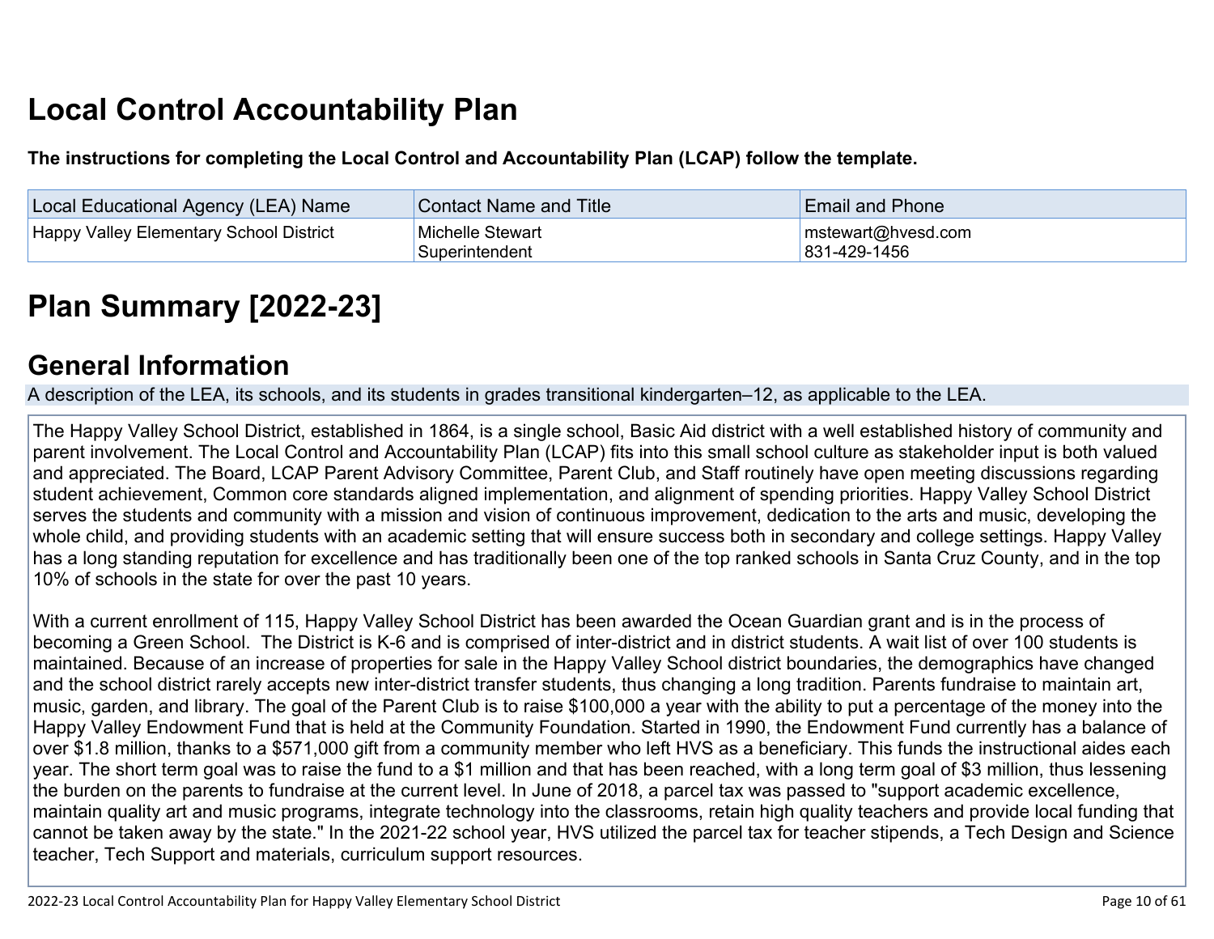# Local Control Accountability Plan

**The instructions for completing the Local Control and Accountability Plan (LCAP) follow the template.**

| Local Educational Agency (LEA) Name | Contact Name and Title | Email and Phone |
| --- | --- | --- |
| Happy Valley Elementary School District | Michelle Stewart<br>Superintendent | mstewart@hvesd.com<br>831-429-1456 |

# Plan Summary [2022-23]

## General Information

A description of the LEA, its schools, and its students in grades transitional kindergarten–12, as applicable to the LEA.

The Happy Valley School District, established in 1864, is a single school, Basic Aid district with a well established history of community and parent involvement. The Local Control and Accountability Plan (LCAP) fits into this small school culture as stakeholder input is both valued and appreciated. The Board, LCAP Parent Advisory Committee, Parent Club, and Staff routinely have open meeting discussions regarding student achievement, Common core standards aligned implementation, and alignment of spending priorities. Happy Valley School District serves the students and community with a mission and vision of continuous improvement, dedication to the arts and music, developing the whole child, and providing students with an academic setting that will ensure success both in secondary and college settings. Happy Valley has a long standing reputation for excellence and has traditionally been one of the top ranked schools in Santa Cruz County, and in the top 10% of schools in the state for over the past 10 years.

With a current enrollment of 115, Happy Valley School District has been awarded the Ocean Guardian grant and is in the process of becoming a Green School. The District is K-6 and is comprised of inter-district and in district students. A wait list of over 100 students is maintained. Because of an increase of properties for sale in the Happy Valley School district boundaries, the demographics have changed and the school district rarely accepts new inter-district transfer students, thus changing a long tradition. Parents fundraise to maintain art, music, garden, and library. The goal of the Parent Club is to raise $100,000 a year with the ability to put a percentage of the money into the Happy Valley Endowment Fund that is held at the Community Foundation. Started in 1990, the Endowment Fund currently has a balance of over $1.8 million, thanks to a $571,000 gift from a community member who left HVS as a beneficiary. This funds the instructional aides each year. The short term goal was to raise the fund to a $1 million and that has been reached, with a long term goal of $3 million, thus lessening the burden on the parents to fundraise at the current level. In June of 2018, a parcel tax was passed to "support academic excellence, maintain quality art and music programs, integrate technology into the classrooms, retain high quality teachers and provide local funding that cannot be taken away by the state." In the 2021-22 school year, HVS utilized the parcel tax for teacher stipends, a Tech Design and Science teacher, Tech Support and materials, curriculum support resources.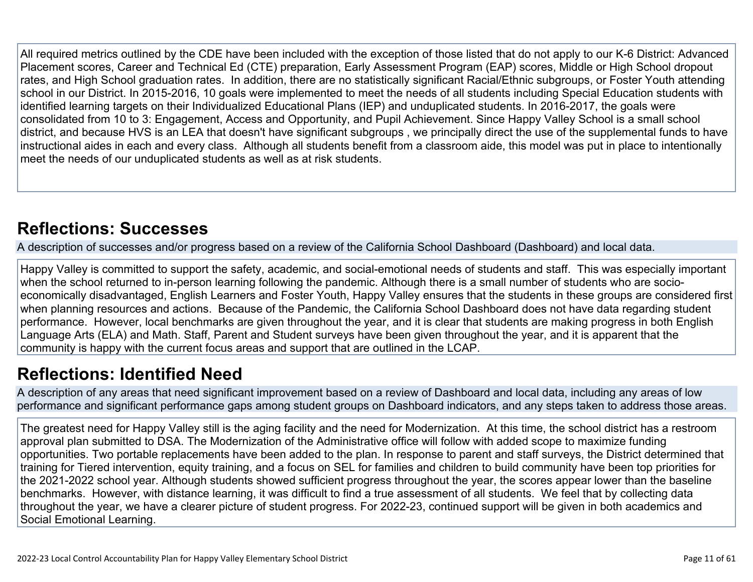All required metrics outlined by the CDE have been included with the exception of those listed that do not apply to our K-6 District: Advanced Placement scores, Career and Technical Ed (CTE) preparation, Early Assessment Program (EAP) scores, Middle or High School dropout rates, and High School graduation rates. In addition, there are no statistically significant Racial/Ethnic subgroups, or Foster Youth attending school in our District. In 2015-2016, 10 goals were implemented to meet the needs of all students including Special Education students with identified learning targets on their Individualized Educational Plans (IEP) and unduplicated students. In 2016-2017, the goals were consolidated from 10 to 3: Engagement, Access and Opportunity, and Pupil Achievement. Since Happy Valley School is a small school district, and because HVS is an LEA that doesn't have significant subgroups , we principally direct the use of the supplemental funds to have instructional aides in each and every class. Although all students benefit from a classroom aide, this model was put in place to intentionally meet the needs of our unduplicated students as well as at risk students.

## Reflections: Successes

A description of successes and/or progress based on a review of the California School Dashboard (Dashboard) and local data.

Happy Valley is committed to support the safety, academic, and social-emotional needs of students and staff. This was especially important when the school returned to in-person learning following the pandemic. Although there is a small number of students who are socio-economically disadvantaged, English Learners and Foster Youth, Happy Valley ensures that the students in these groups are considered first when planning resources and actions. Because of the Pandemic, the California School Dashboard does not have data regarding student performance. However, local benchmarks are given throughout the year, and it is clear that students are making progress in both English Language Arts (ELA) and Math. Staff, Parent and Student surveys have been given throughout the year, and it is apparent that the community is happy with the current focus areas and support that are outlined in the LCAP.

## Reflections: Identified Need

A description of any areas that need significant improvement based on a review of Dashboard and local data, including any areas of low performance and significant performance gaps among student groups on Dashboard indicators, and any steps taken to address those areas.

The greatest need for Happy Valley still is the aging facility and the need for Modernization. At this time, the school district has a restroom approval plan submitted to DSA. The Modernization of the Administrative office will follow with added scope to maximize funding opportunities. Two portable replacements have been added to the plan. In response to parent and staff surveys, the District determined that training for Tiered intervention, equity training, and a focus on SEL for families and children to build community have been top priorities for the 2021-2022 school year. Although students showed sufficient progress throughout the year, the scores appear lower than the baseline benchmarks. However, with distance learning, it was difficult to find a true assessment of all students. We feel that by collecting data throughout the year, we have a clearer picture of student progress. For 2022-23, continued support will be given in both academics and Social Emotional Learning.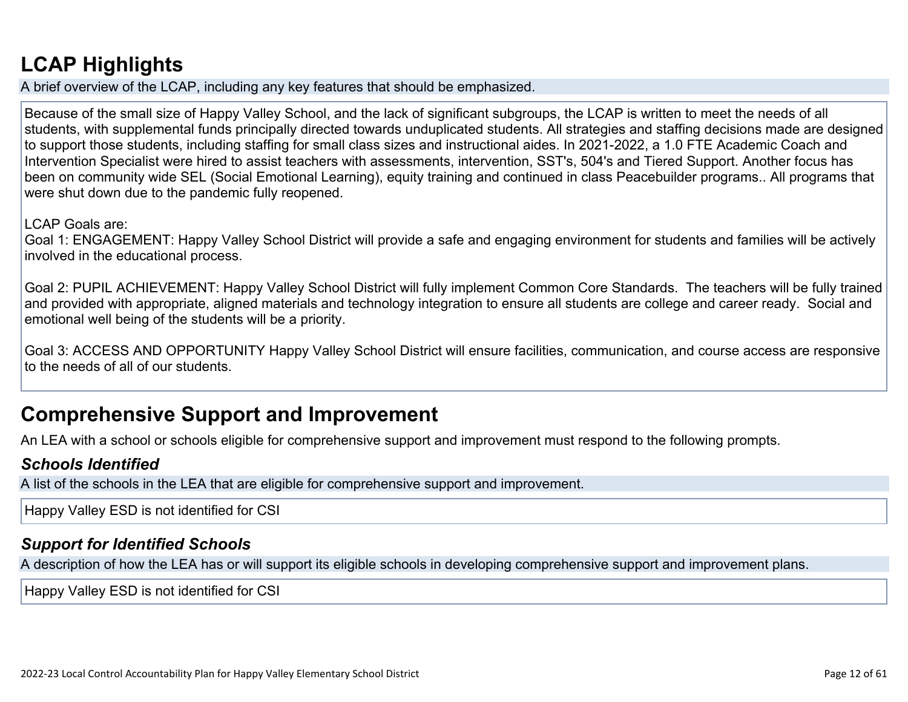# LCAP Highlights

A brief overview of the LCAP, including any key features that should be emphasized.

Because of the small size of Happy Valley School, and the lack of significant subgroups, the LCAP is written to meet the needs of all students, with supplemental funds principally directed towards unduplicated students. All strategies and staffing decisions made are designed to support those students, including staffing for small class sizes and instructional aides. In 2021-2022, a 1.0 FTE Academic Coach and Intervention Specialist were hired to assist teachers with assessments, intervention, SST's, 504's and Tiered Support. Another focus has been on community wide SEL (Social Emotional Learning), equity training and continued in class Peacebuilder programs.. All programs that were shut down due to the pandemic fully reopened.

LCAP Goals are:
Goal 1: ENGAGEMENT: Happy Valley School District will provide a safe and engaging environment for students and families will be actively involved in the educational process.

Goal 2: PUPIL ACHIEVEMENT: Happy Valley School District will fully implement Common Core Standards. The teachers will be fully trained and provided with appropriate, aligned materials and technology integration to ensure all students are college and career ready. Social and emotional well being of the students will be a priority.

Goal 3: ACCESS AND OPPORTUNITY Happy Valley School District will ensure facilities, communication, and course access are responsive to the needs of all of our students.

# Comprehensive Support and Improvement

An LEA with a school or schools eligible for comprehensive support and improvement must respond to the following prompts.

### *Schools Identified*

A list of the schools in the LEA that are eligible for comprehensive support and improvement.

Happy Valley ESD is not identified for CSI

### *Support for Identified Schools*

A description of how the LEA has or will support its eligible schools in developing comprehensive support and improvement plans.

Happy Valley ESD is not identified for CSI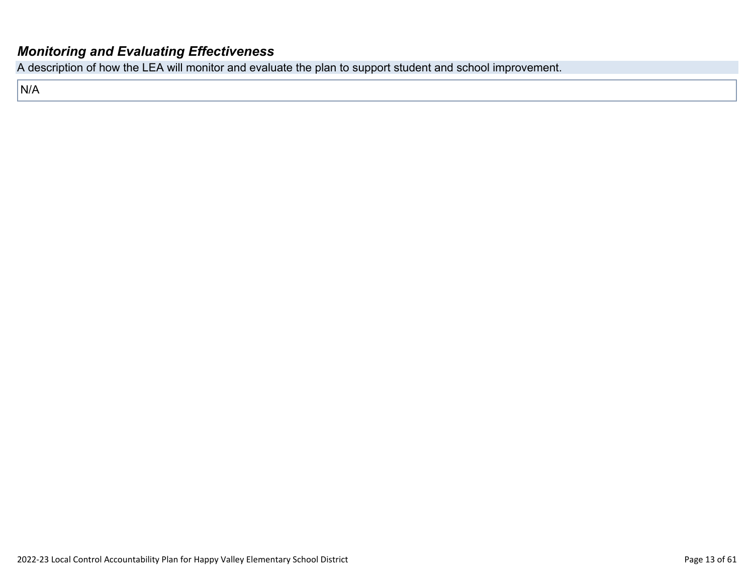### *Monitoring and Evaluating Effectiveness*

A description of how the LEA will monitor and evaluate the plan to support student and school improvement.

N/A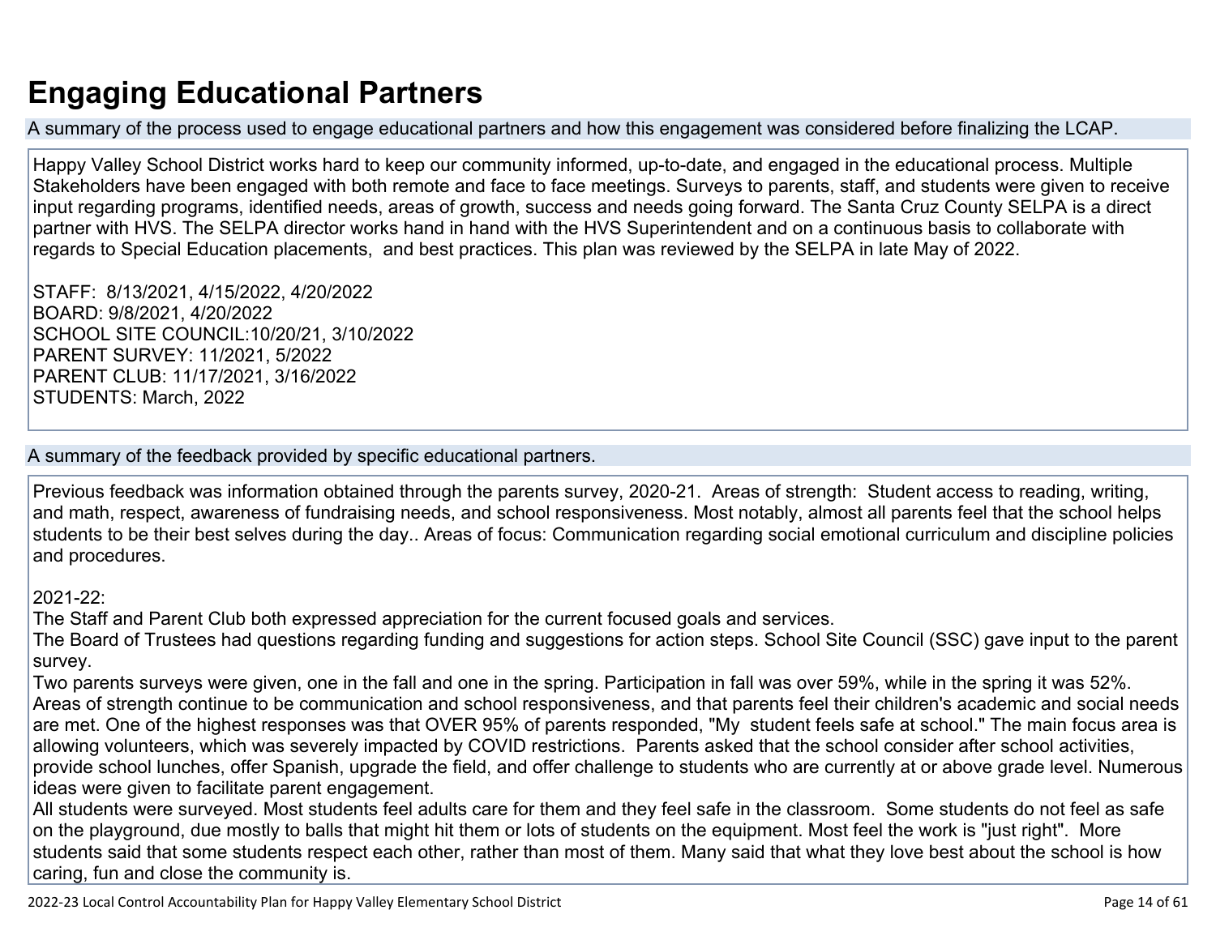# Engaging Educational Partners

A summary of the process used to engage educational partners and how this engagement was considered before finalizing the LCAP.

Happy Valley School District works hard to keep our community informed, up-to-date, and engaged in the educational process. Multiple Stakeholders have been engaged with both remote and face to face meetings. Surveys to parents, staff, and students were given to receive input regarding programs, identified needs, areas of growth, success and needs going forward. The Santa Cruz County SELPA is a direct partner with HVS. The SELPA director works hand in hand with the HVS Superintendent and on a continuous basis to collaborate with regards to Special Education placements, and best practices. This plan was reviewed by the SELPA in late May of 2022.

STAFF: 8/13/2021, 4/15/2022, 4/20/2022
BOARD: 9/8/2021, 4/20/2022
SCHOOL SITE COUNCIL:10/20/21, 3/10/2022
PARENT SURVEY: 11/2021, 5/2022
PARENT CLUB: 11/17/2021, 3/16/2022
STUDENTS: March, 2022

A summary of the feedback provided by specific educational partners.

Previous feedback was information obtained through the parents survey, 2020-21. Areas of strength: Student access to reading, writing, and math, respect, awareness of fundraising needs, and school responsiveness. Most notably, almost all parents feel that the school helps students to be their best selves during the day.. Areas of focus: Communication regarding social emotional curriculum and discipline policies and procedures.

2021-22:
The Staff and Parent Club both expressed appreciation for the current focused goals and services.
The Board of Trustees had questions regarding funding and suggestions for action steps. School Site Council (SSC) gave input to the parent survey.
Two parents surveys were given, one in the fall and one in the spring. Participation in fall was over 59%, while in the spring it was 52%. Areas of strength continue to be communication and school responsiveness, and that parents feel their children's academic and social needs are met. One of the highest responses was that OVER 95% of parents responded, "My student feels safe at school." The main focus area is allowing volunteers, which was severely impacted by COVID restrictions. Parents asked that the school consider after school activities, provide school lunches, offer Spanish, upgrade the field, and offer challenge to students who are currently at or above grade level. Numerous ideas were given to facilitate parent engagement.
All students were surveyed. Most students feel adults care for them and they feel safe in the classroom. Some students do not feel as safe on the playground, due mostly to balls that might hit them or lots of students on the equipment. Most feel the work is "just right". More students said that some students respect each other, rather than most of them. Many said that what they love best about the school is how caring, fun and close the community is.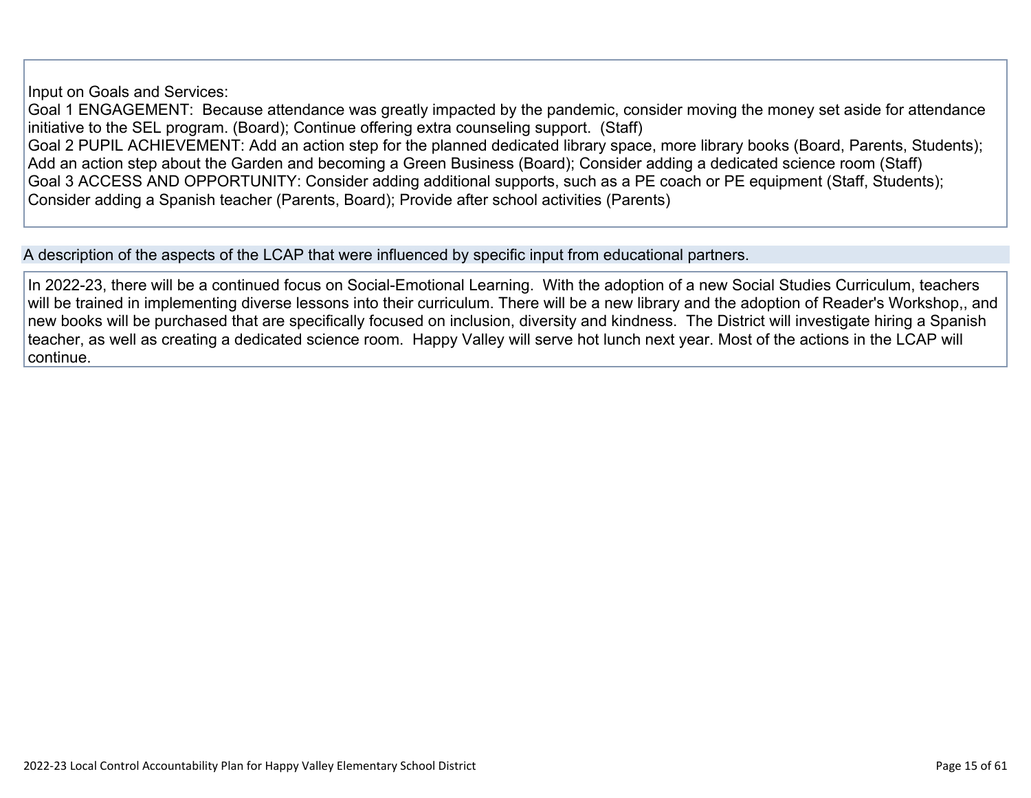Input on Goals and Services:
Goal 1 ENGAGEMENT: Because attendance was greatly impacted by the pandemic, consider moving the money set aside for attendance initiative to the SEL program. (Board); Continue offering extra counseling support. (Staff)
Goal 2 PUPIL ACHIEVEMENT: Add an action step for the planned dedicated library space, more library books (Board, Parents, Students); Add an action step about the Garden and becoming a Green Business (Board); Consider adding a dedicated science room (Staff)
Goal 3 ACCESS AND OPPORTUNITY: Consider adding additional supports, such as a PE coach or PE equipment (Staff, Students); Consider adding a Spanish teacher (Parents, Board); Provide after school activities (Parents)

## A description of the aspects of the LCAP that were influenced by specific input from educational partners.

In 2022-23, there will be a continued focus on Social-Emotional Learning. With the adoption of a new Social Studies Curriculum, teachers will be trained in implementing diverse lessons into their curriculum. There will be a new library and the adoption of Reader's Workshop,, and new books will be purchased that are specifically focused on inclusion, diversity and kindness. The District will investigate hiring a Spanish teacher, as well as creating a dedicated science room. Happy Valley will serve hot lunch next year. Most of the actions in the LCAP will continue.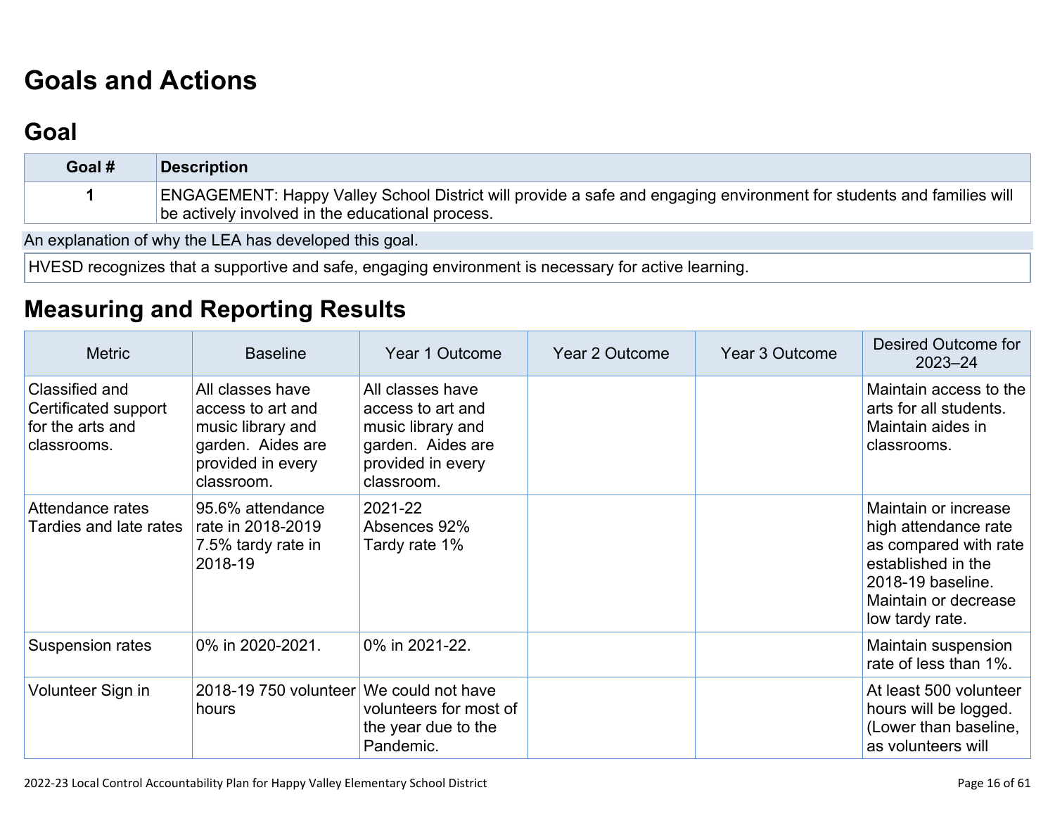# Goals and Actions

## Goal

| Goal # | Description |
| --- | --- |
| 1 | ENGAGEMENT: Happy Valley School District will provide a safe and engaging environment for students and families will be actively involved in the educational process. |

An explanation of why the LEA has developed this goal.

HVESD recognizes that a supportive and safe, engaging environment is necessary for active learning.

## Measuring and Reporting Results

| Metric | Baseline | Year 1 Outcome | Year 2 Outcome | Year 3 Outcome | Desired Outcome for 2023–24 |
| --- | --- | --- | --- | --- | --- |
| Classified and Certificated support for the arts and classrooms. | All classes have access to art and music library and garden. Aides are provided in every classroom. | All classes have access to art and music library and garden. Aides are provided in every classroom. | | | Maintain access to the arts for all students. Maintain aides in classrooms. |
| Attendance rates Tardies and late rates | 95.6% attendance rate in 2018-2019 7.5% tardy rate in 2018-19 | 2021-22 Absences 92% Tardy rate 1% | | | Maintain or increase high attendance rate as compared with rate established in the 2018-19 baseline. Maintain or decrease low tardy rate. |
| Suspension rates | 0% in 2020-2021. | 0% in 2021-22. | | | Maintain suspension rate of less than 1%. |
| Volunteer Sign in | 2018-19 750 volunteer hours | We could not have volunteers for most of the year due to the Pandemic. | | | At least 500 volunteer hours will be logged. (Lower than baseline, as volunteers will |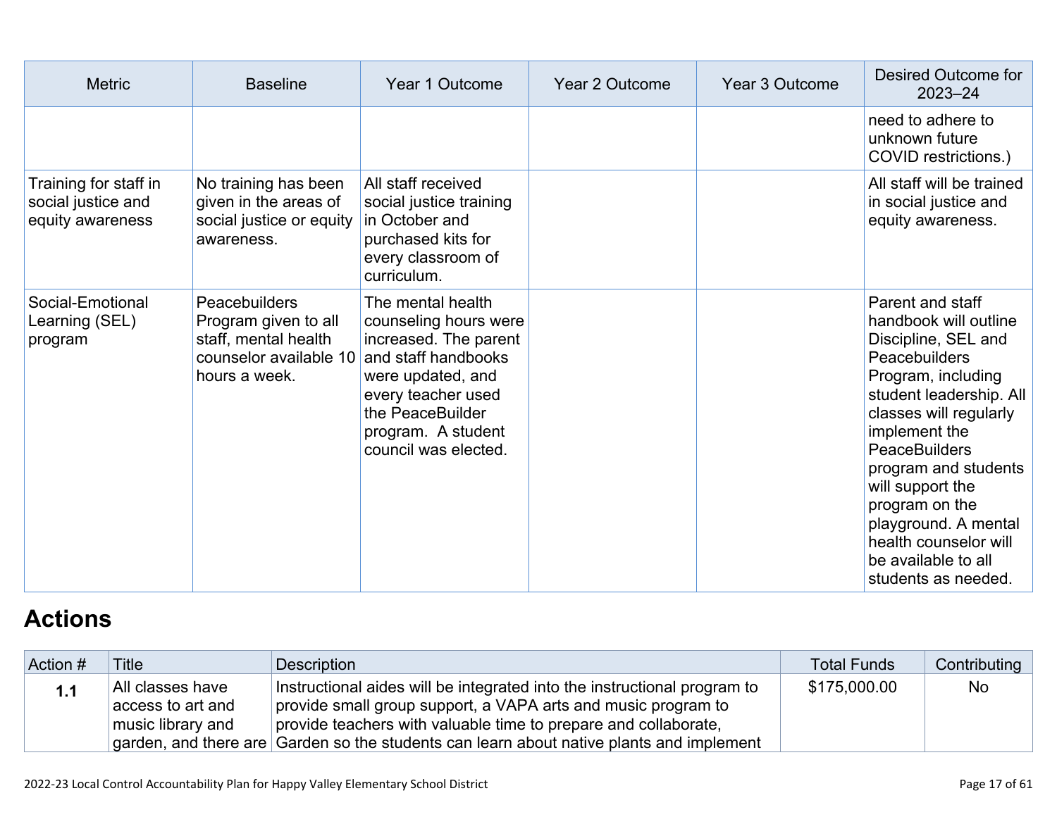| Metric | Baseline | Year 1 Outcome | Year 2 Outcome | Year 3 Outcome | Desired Outcome for 2023–24 |
|---|---|---|---|---|---|
| | | | | | need to adhere to unknown future COVID restrictions.) |
| Training for staff in social justice and equity awareness | No training has been given in the areas of social justice or equity awareness. | All staff received social justice training in October and purchased kits for every classroom of curriculum. | | | All staff will be trained in social justice and equity awareness. |
| Social-Emotional Learning (SEL) program | Peacebuilders Program given to all staff, mental health counselor available 10 hours a week. | The mental health counseling hours were increased. The parent and staff handbooks were updated, and every teacher used the PeaceBuilder program. A student council was elected. | | | Parent and staff handbook will outline Discipline, SEL and Peacebuilders Program, including student leadership. All classes will regularly implement the PeaceBuilders program and students will support the program on the playground. A mental health counselor will be available to all students as needed. |

# Actions

| Action # | Title | Description | Total Funds | Contributing |
|---|---|---|---|---|
| **1.1** | All classes have access to art and music library and garden, and there are | Instructional aides will be integrated into the instructional program to provide small group support, a VAPA arts and music program to provide teachers with valuable time to prepare and collaborate, Garden so the students can learn about native plants and implement | $175,000.00 | No |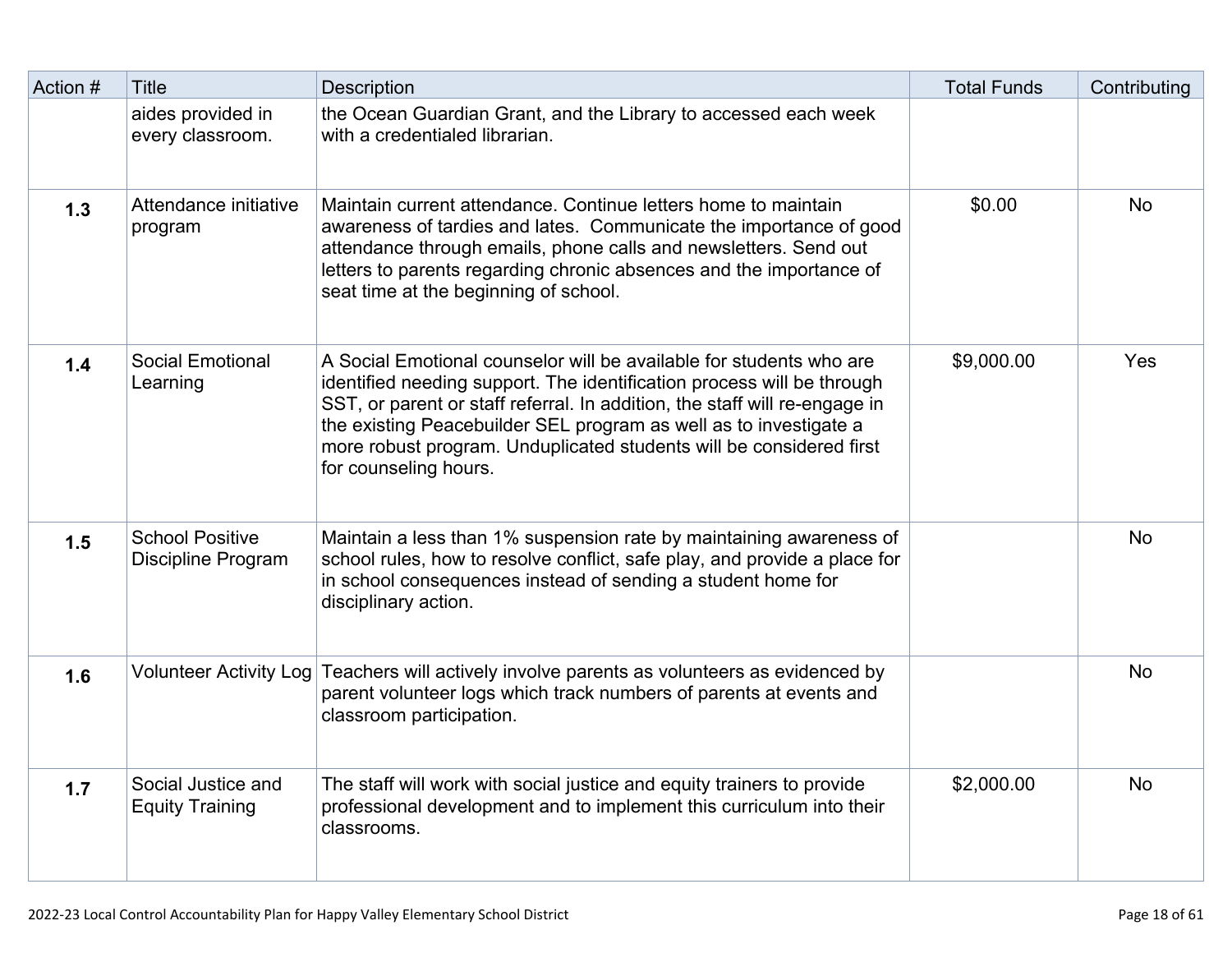| Action # | Title | Description | Total Funds | Contributing |
|---|---|---|---|---|
| | aides provided in every classroom. | the Ocean Guardian Grant, and the Library to accessed each week with a credentialed librarian. | | |
| **1.3** | Attendance initiative program | Maintain current attendance. Continue letters home to maintain awareness of tardies and lates. Communicate the importance of good attendance through emails, phone calls and newsletters. Send out letters to parents regarding chronic absences and the importance of seat time at the beginning of school. | $0.00 | No |
| **1.4** | Social Emotional Learning | A Social Emotional counselor will be available for students who are identified needing support. The identification process will be through SST, or parent or staff referral. In addition, the staff will re-engage in the existing Peacebuilder SEL program as well as to investigate a more robust program. Unduplicated students will be considered first for counseling hours. | $9,000.00 | Yes |
| **1.5** | School Positive Discipline Program | Maintain a less than 1% suspension rate by maintaining awareness of school rules, how to resolve conflict, safe play, and provide a place for in school consequences instead of sending a student home for disciplinary action. | | No |
| **1.6** | Volunteer Activity Log | Teachers will actively involve parents as volunteers as evidenced by parent volunteer logs which track numbers of parents at events and classroom participation. | | No |
| **1.7** | Social Justice and Equity Training | The staff will work with social justice and equity trainers to provide professional development and to implement this curriculum into their classrooms. | $2,000.00 | No |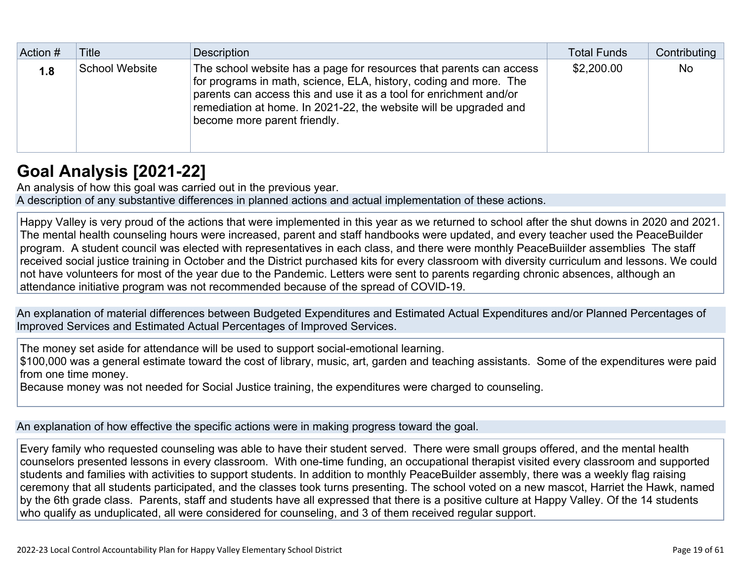| Action # | Title | Description | Total Funds | Contributing |
|---|---|---|---|---|
| **1.8** | School Website | The school website has a page for resources that parents can access for programs in math, science, ELA, history, coding and more. The parents can access this and use it as a tool for enrichment and/or remediation at home. In 2021-22, the website will be upgraded and become more parent friendly. | $2,200.00 | No |

# Goal Analysis [2021-22]

An analysis of how this goal was carried out in the previous year.

A description of any substantive differences in planned actions and actual implementation of these actions.

Happy Valley is very proud of the actions that were implemented in this year as we returned to school after the shut downs in 2020 and 2021. The mental health counseling hours were increased, parent and staff handbooks were updated, and every teacher used the PeaceBuilder program. A student council was elected with representatives in each class, and there were monthly PeaceBuiilder assemblies The staff received social justice training in October and the District purchased kits for every classroom with diversity curriculum and lessons. We could not have volunteers for most of the year due to the Pandemic. Letters were sent to parents regarding chronic absences, although an attendance initiative program was not recommended because of the spread of COVID-19.

An explanation of material differences between Budgeted Expenditures and Estimated Actual Expenditures and/or Planned Percentages of Improved Services and Estimated Actual Percentages of Improved Services.

The money set aside for attendance will be used to support social-emotional learning.
$100,000 was a general estimate toward the cost of library, music, art, garden and teaching assistants. Some of the expenditures were paid from one time money.
Because money was not needed for Social Justice training, the expenditures were charged to counseling.

An explanation of how effective the specific actions were in making progress toward the goal.

Every family who requested counseling was able to have their student served. There were small groups offered, and the mental health counselors presented lessons in every classroom. With one-time funding, an occupational therapist visited every classroom and supported students and families with activities to support students. In addition to monthly PeaceBuilder assembly, there was a weekly flag raising ceremony that all students participated, and the classes took turns presenting. The school voted on a new mascot, Harriet the Hawk, named by the 6th grade class. Parents, staff and students have all expressed that there is a positive culture at Happy Valley. Of the 14 students who qualify as unduplicated, all were considered for counseling, and 3 of them received regular support.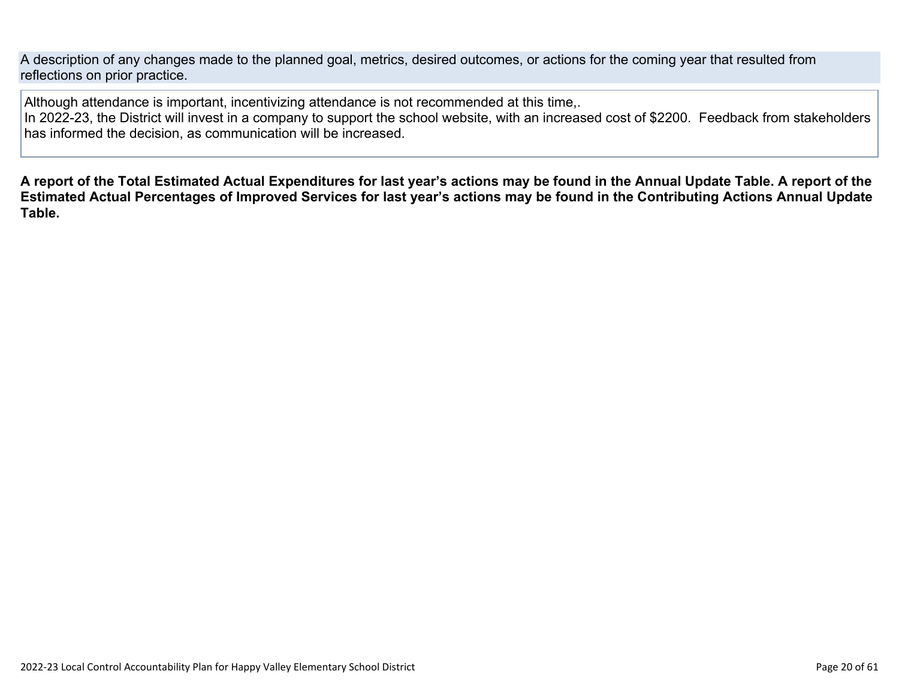A description of any changes made to the planned goal, metrics, desired outcomes, or actions for the coming year that resulted from reflections on prior practice.

Although attendance is important, incentivizing attendance is not recommended at this time,.
In 2022-23, the District will invest in a company to support the school website, with an increased cost of $2200. Feedback from stakeholders has informed the decision, as communication will be increased.

**A report of the Total Estimated Actual Expenditures for last year's actions may be found in the Annual Update Table. A report of the Estimated Actual Percentages of Improved Services for last year's actions may be found in the Contributing Actions Annual Update Table.**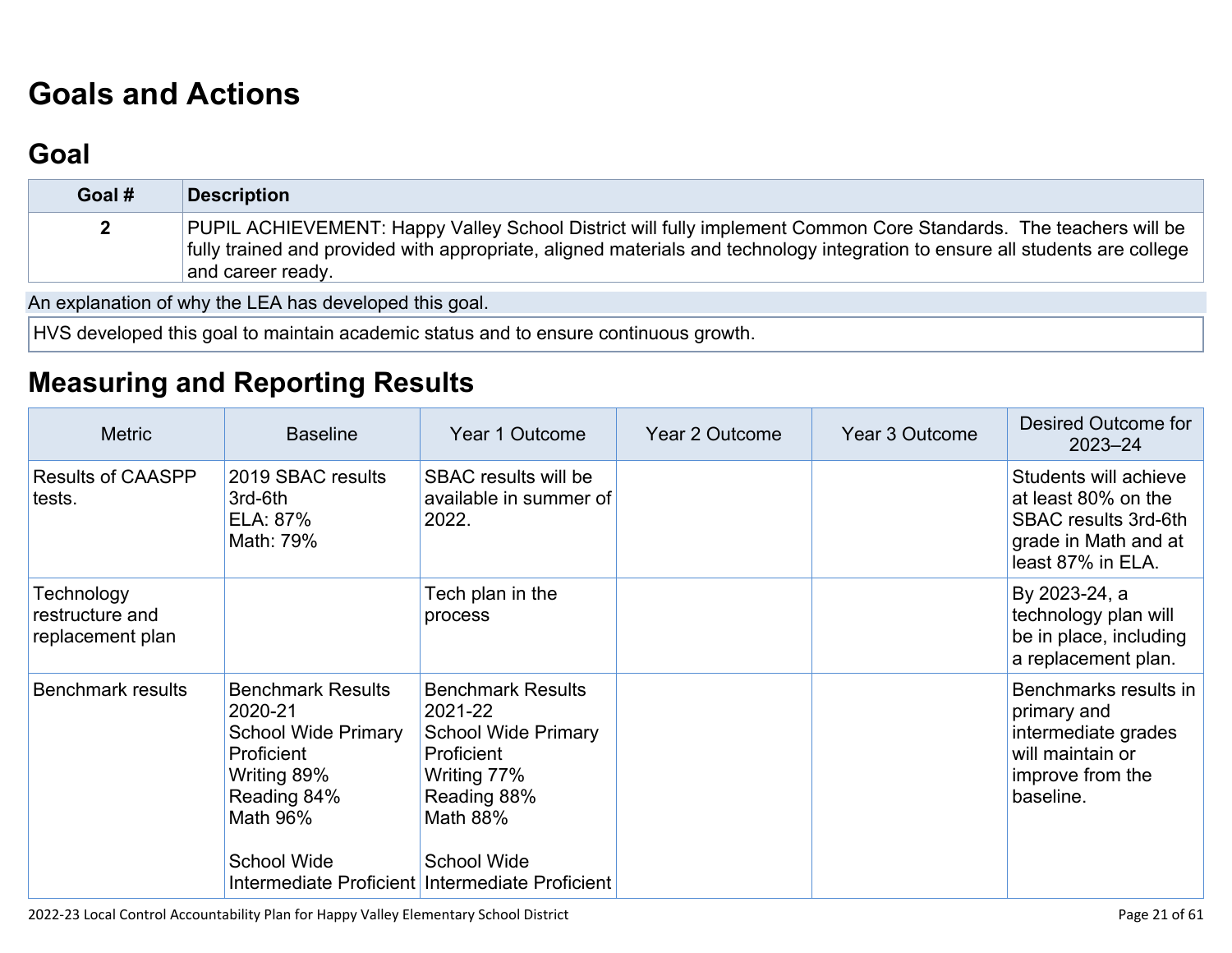# Goals and Actions

## Goal

| Goal # | Description |
|---|---|
| 2 | PUPIL ACHIEVEMENT: Happy Valley School District will fully implement Common Core Standards. The teachers will be fully trained and provided with appropriate, aligned materials and technology integration to ensure all students are college and career ready. |

An explanation of why the LEA has developed this goal.

HVS developed this goal to maintain academic status and to ensure continuous growth.

## Measuring and Reporting Results

| Metric | Baseline | Year 1 Outcome | Year 2 Outcome | Year 3 Outcome | Desired Outcome for 2023–24 |
|---|---|---|---|---|---|
| Results of CAASPP tests. | 2019 SBAC results 3rd-6th<br>ELA: 87%<br>Math: 79% | SBAC results will be available in summer of 2022. | | | Students will achieve at least 80% on the SBAC results 3rd-6th grade in Math and at least 87% in ELA. |
| Technology restructure and replacement plan | | Tech plan in the process | | | By 2023-24, a technology plan will be in place, including a replacement plan. |
| Benchmark results | Benchmark Results 2020-21<br>School Wide Primary Proficient<br>Writing 89%<br>Reading 84%<br>Math 96%<br><br>School Wide Intermediate Proficient | Benchmark Results 2021-22<br>School Wide Primary Proficient<br>Writing 77%<br>Reading 88%<br>Math 88%<br><br>School Wide Intermediate Proficient | | | Benchmarks results in primary and intermediate grades will maintain or improve from the baseline. |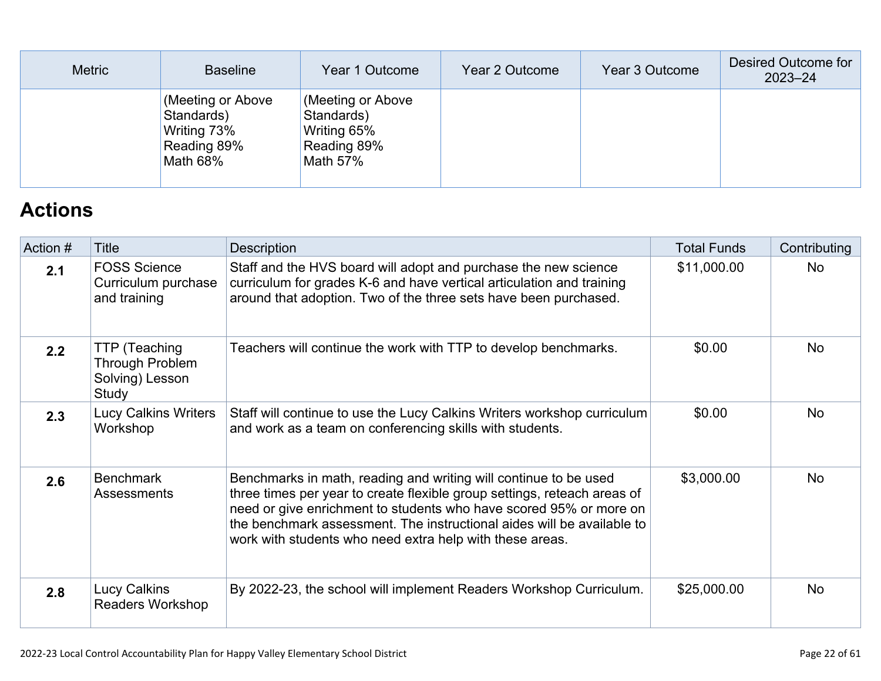| Metric | Baseline | Year 1 Outcome | Year 2 Outcome | Year 3 Outcome | Desired Outcome for 2023–24 |
|---|---|---|---|---|---|
| | (Meeting or Above Standards)<br>Writing 73%<br>Reading 89%<br>Math 68% | (Meeting or Above Standards)<br>Writing 65%<br>Reading 89%<br>Math 57% | | | |

## Actions

| Action # | Title | Description | Total Funds | Contributing |
|---|---|---|---|---|
| **2.1** | FOSS Science Curriculum purchase and training | Staff and the HVS board will adopt and purchase the new science curriculum for grades K-6 and have vertical articulation and training around that adoption. Two of the three sets have been purchased. | $11,000.00 | No |
| **2.2** | TTP (Teaching Through Problem Solving) Lesson Study | Teachers will continue the work with TTP to develop benchmarks. | $0.00 | No |
| **2.3** | Lucy Calkins Writers Workshop | Staff will continue to use the Lucy Calkins Writers workshop curriculum and work as a team on conferencing skills with students. | $0.00 | No |
| **2.6** | Benchmark Assessments | Benchmarks in math, reading and writing will continue to be used three times per year to create flexible group settings, reteach areas of need or give enrichment to students who have scored 95% or more on the benchmark assessment. The instructional aides will be available to work with students who need extra help with these areas. | $3,000.00 | No |
| **2.8** | Lucy Calkins Readers Workshop | By 2022-23, the school will implement Readers Workshop Curriculum. | $25,000.00 | No |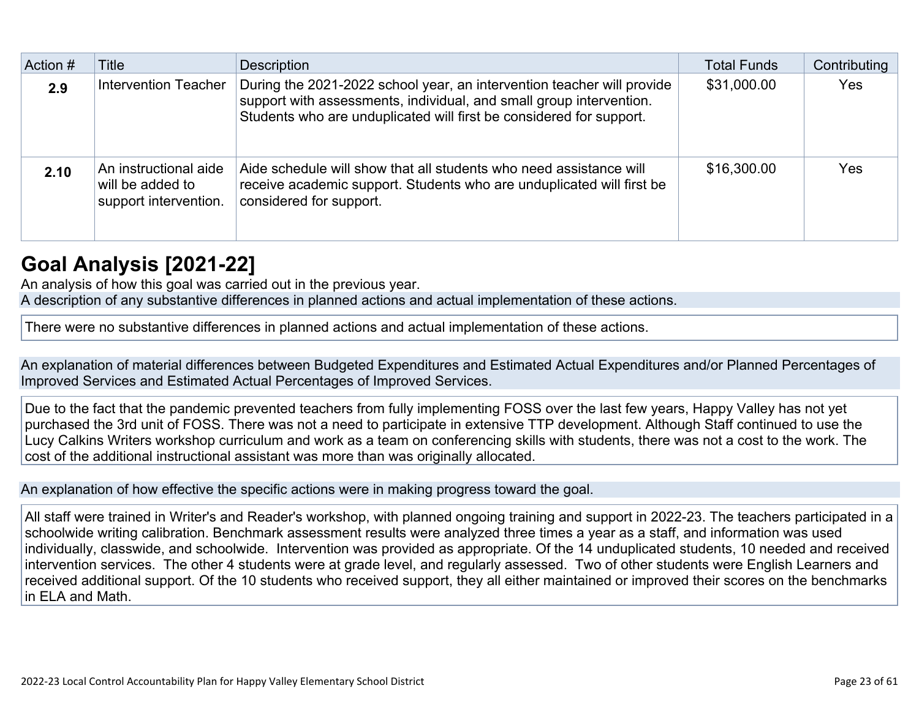| Action # | Title | Description | Total Funds | Contributing |
|---|---|---|---|---|
| **2.9** | Intervention Teacher | During the 2021-2022 school year, an intervention teacher will provide support with assessments, individual, and small group intervention. Students who are unduplicated will first be considered for support. | $31,000.00 | Yes |
| **2.10** | An instructional aide will be added to support intervention. | Aide schedule will show that all students who need assistance will receive academic support. Students who are unduplicated will first be considered for support. | $16,300.00 | Yes |

## Goal Analysis [2021-22]

An analysis of how this goal was carried out in the previous year.

A description of any substantive differences in planned actions and actual implementation of these actions.

There were no substantive differences in planned actions and actual implementation of these actions.

An explanation of material differences between Budgeted Expenditures and Estimated Actual Expenditures and/or Planned Percentages of Improved Services and Estimated Actual Percentages of Improved Services.

Due to the fact that the pandemic prevented teachers from fully implementing FOSS over the last few years, Happy Valley has not yet purchased the 3rd unit of FOSS. There was not a need to participate in extensive TTP development. Although Staff continued to use the Lucy Calkins Writers workshop curriculum and work as a team on conferencing skills with students, there was not a cost to the work. The cost of the additional instructional assistant was more than was originally allocated.

An explanation of how effective the specific actions were in making progress toward the goal.

All staff were trained in Writer's and Reader's workshop, with planned ongoing training and support in 2022-23. The teachers participated in a schoolwide writing calibration. Benchmark assessment results were analyzed three times a year as a staff, and information was used individually, classwide, and schoolwide. Intervention was provided as appropriate. Of the 14 unduplicated students, 10 needed and received intervention services. The other 4 students were at grade level, and regularly assessed. Two of other students were English Learners and received additional support. Of the 10 students who received support, they all either maintained or improved their scores on the benchmarks in ELA and Math.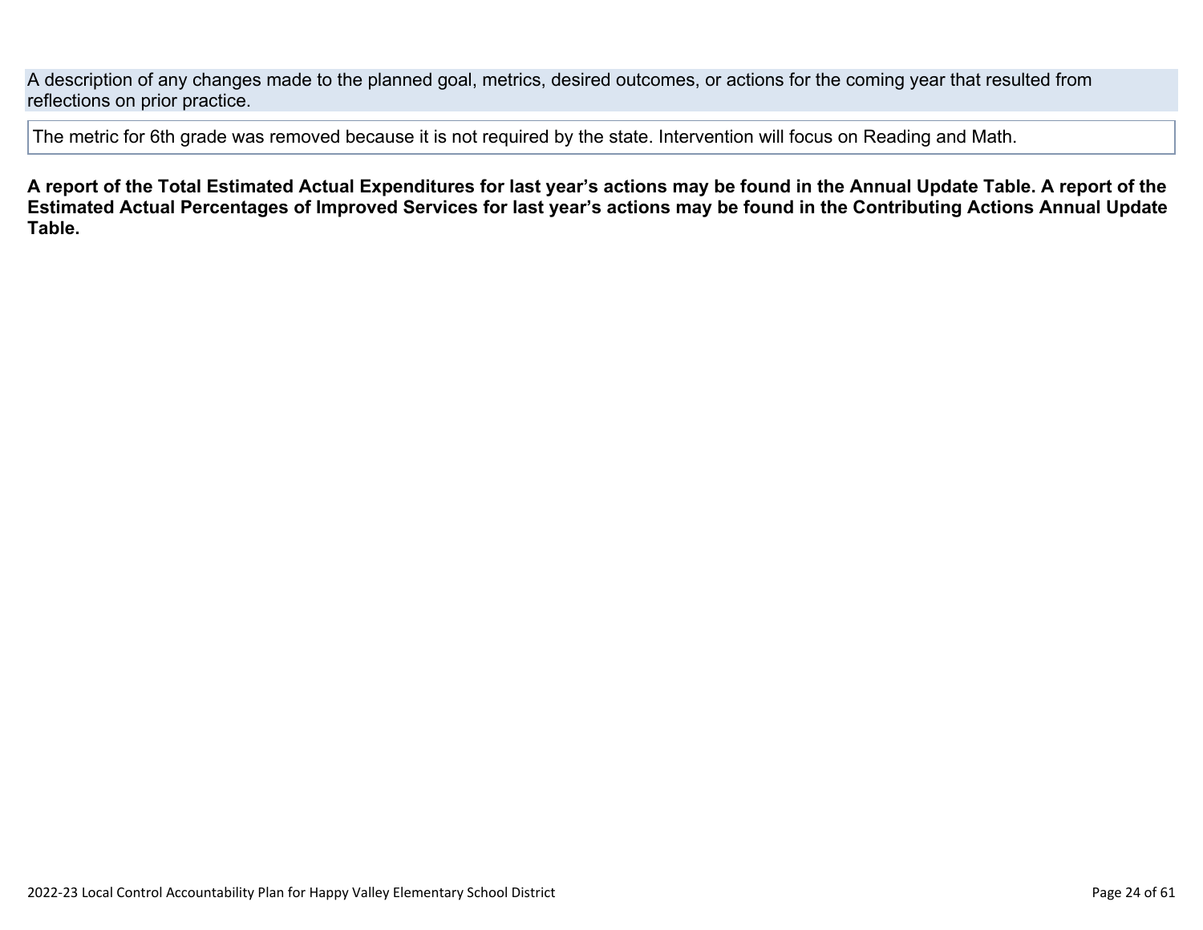A description of any changes made to the planned goal, metrics, desired outcomes, or actions for the coming year that resulted from reflections on prior practice.

The metric for 6th grade was removed because it is not required by the state. Intervention will focus on Reading and Math.

**A report of the Total Estimated Actual Expenditures for last year's actions may be found in the Annual Update Table. A report of the Estimated Actual Percentages of Improved Services for last year's actions may be found in the Contributing Actions Annual Update Table.**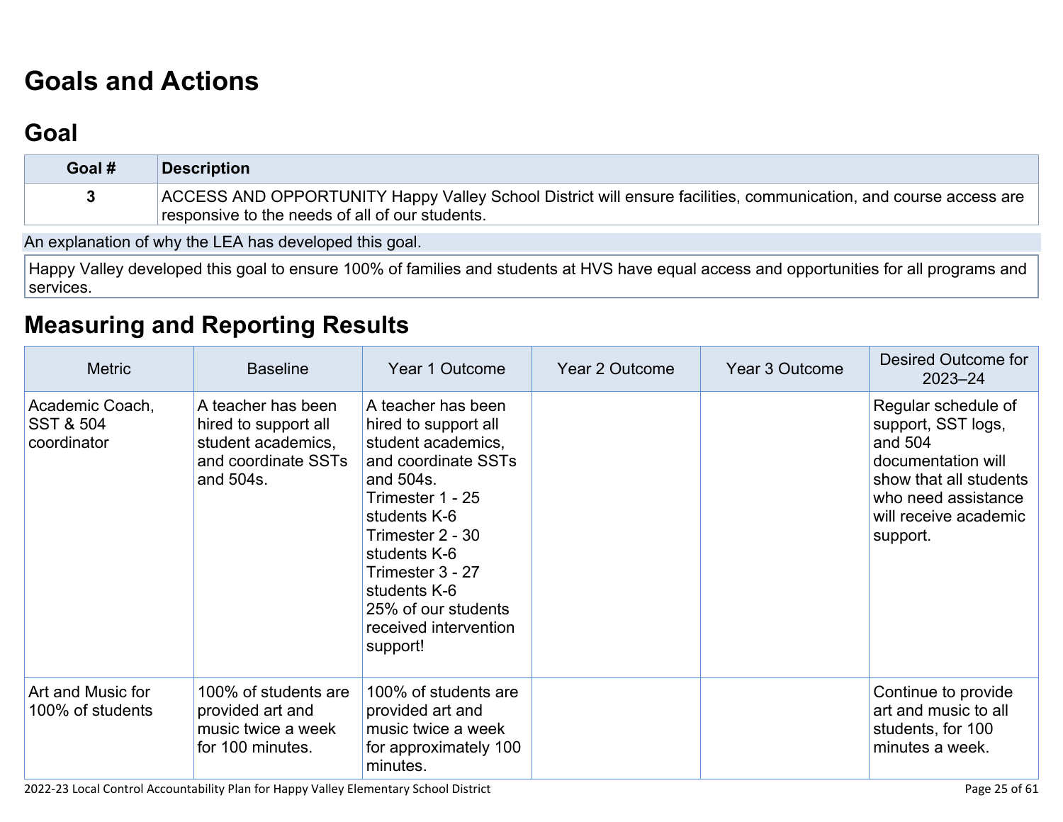# Goals and Actions

## Goal

| Goal # | Description |
|---|---|
| 3 | ACCESS AND OPPORTUNITY Happy Valley School District will ensure facilities, communication, and course access are responsive to the needs of all of our students. |

An explanation of why the LEA has developed this goal.

Happy Valley developed this goal to ensure 100% of families and students at HVS have equal access and opportunities for all programs and services.

## Measuring and Reporting Results

| Metric | Baseline | Year 1 Outcome | Year 2 Outcome | Year 3 Outcome | Desired Outcome for 2023–24 |
|---|---|---|---|---|---|
| Academic Coach, SST & 504 coordinator | A teacher has been hired to support all student academics, and coordinate SSTs and 504s. | A teacher has been hired to support all student academics, and coordinate SSTs and 504s.<br>Trimester 1 - 25 students K-6<br>Trimester 2 - 30 students K-6<br>Trimester 3 - 27 students K-6<br>25% of our students received intervention support! | | | Regular schedule of support, SST logs, and 504 documentation will show that all students who need assistance will receive academic support. |
| Art and Music for 100% of students | 100% of students are provided art and music twice a week for 100 minutes. | 100% of students are provided art and music twice a week for approximately 100 minutes. | | | Continue to provide art and music to all students, for 100 minutes a week. |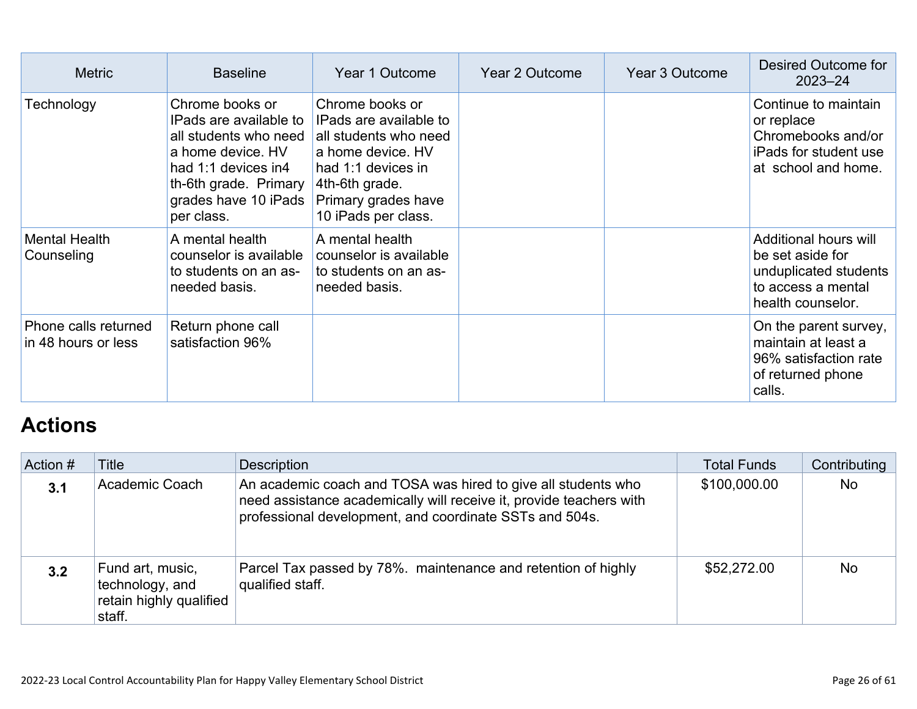| Metric | Baseline | Year 1 Outcome | Year 2 Outcome | Year 3 Outcome | Desired Outcome for 2023–24 |
| --- | --- | --- | --- | --- | --- |
| Technology | Chrome books or IPads are available to all students who need a home device. HV had 1:1 devices in4 th-6th grade. Primary grades have 10 iPads per class. | Chrome books or IPads are available to all students who need a home device. HV had 1:1 devices in 4th-6th grade. Primary grades have 10 iPads per class. | | | Continue to maintain or replace Chromebooks and/or iPads for student use at school and home. |
| Mental Health Counseling | A mental health counselor is available to students on an as-needed basis. | A mental health counselor is available to students on an as-needed basis. | | | Additional hours will be set aside for unduplicated students to access a mental health counselor. |
| Phone calls returned in 48 hours or less | Return phone call satisfaction 96% | | | | On the parent survey, maintain at least a 96% satisfaction rate of returned phone calls. |

# Actions

| Action # | Title | Description | Total Funds | Contributing |
| --- | --- | --- | --- | --- |
| **3.1** | Academic Coach | An academic coach and TOSA was hired to give all students who need assistance academically will receive it, provide teachers with professional development, and coordinate SSTs and 504s. | $100,000.00 | No |
| **3.2** | Fund art, music, technology, and retain highly qualified staff. | Parcel Tax passed by 78%. maintenance and retention of highly qualified staff. | $52,272.00 | No |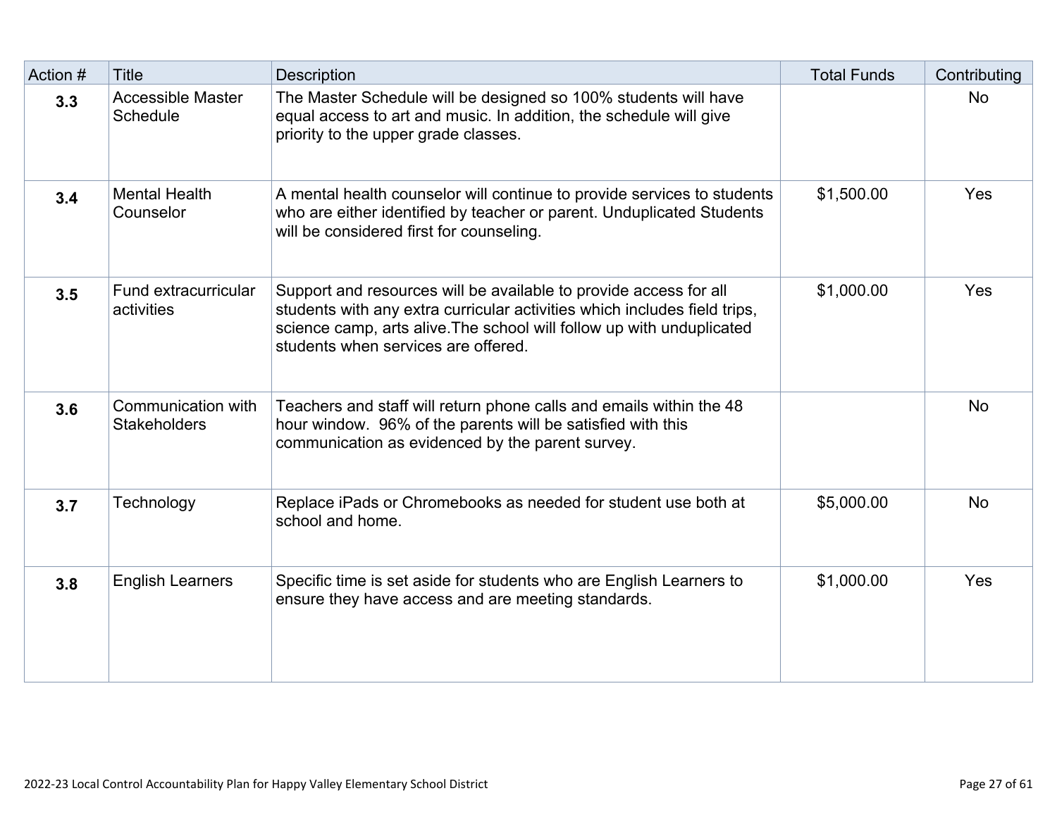| Action # | Title | Description | Total Funds | Contributing |
|---|---|---|---|---|
| **3.3** | Accessible Master Schedule | The Master Schedule will be designed so 100% students will have equal access to art and music. In addition, the schedule will give priority to the upper grade classes. | | No |
| **3.4** | Mental Health Counselor | A mental health counselor will continue to provide services to students who are either identified by teacher or parent. Unduplicated Students will be considered first for counseling. | $1,500.00 | Yes |
| **3.5** | Fund extracurricular activities | Support and resources will be available to provide access for all students with any extra curricular activities which includes field trips, science camp, arts alive.The school will follow up with unduplicated students when services are offered. | $1,000.00 | Yes |
| **3.6** | Communication with Stakeholders | Teachers and staff will return phone calls and emails within the 48 hour window. 96% of the parents will be satisfied with this communication as evidenced by the parent survey. | | No |
| **3.7** | Technology | Replace iPads or Chromebooks as needed for student use both at school and home. | $5,000.00 | No |
| **3.8** | English Learners | Specific time is set aside for students who are English Learners to ensure they have access and are meeting standards. | $1,000.00 | Yes |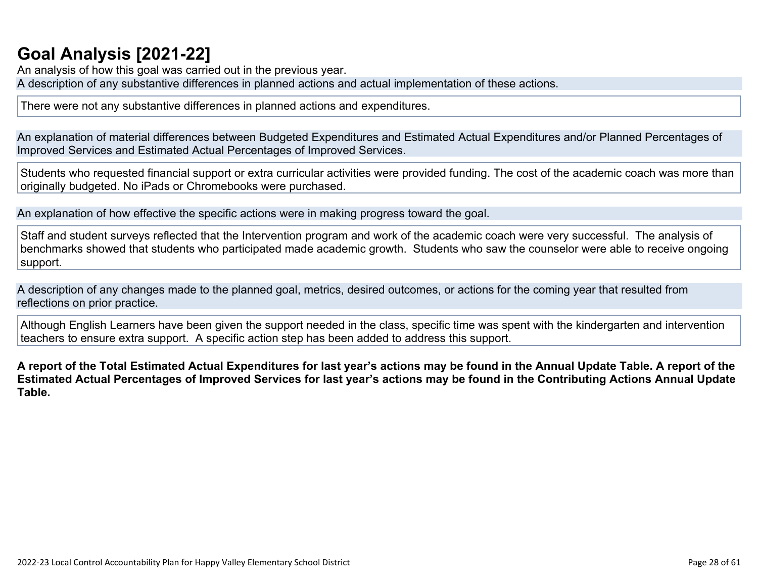# Goal Analysis [2021-22]

An analysis of how this goal was carried out in the previous year.

A description of any substantive differences in planned actions and actual implementation of these actions.

There were not any substantive differences in planned actions and expenditures.

An explanation of material differences between Budgeted Expenditures and Estimated Actual Expenditures and/or Planned Percentages of Improved Services and Estimated Actual Percentages of Improved Services.

Students who requested financial support or extra curricular activities were provided funding. The cost of the academic coach was more than originally budgeted. No iPads or Chromebooks were purchased.

An explanation of how effective the specific actions were in making progress toward the goal.

Staff and student surveys reflected that the Intervention program and work of the academic coach were very successful. The analysis of benchmarks showed that students who participated made academic growth. Students who saw the counselor were able to receive ongoing support.

A description of any changes made to the planned goal, metrics, desired outcomes, or actions for the coming year that resulted from reflections on prior practice.

Although English Learners have been given the support needed in the class, specific time was spent with the kindergarten and intervention teachers to ensure extra support. A specific action step has been added to address this support.

**A report of the Total Estimated Actual Expenditures for last year's actions may be found in the Annual Update Table. A report of the Estimated Actual Percentages of Improved Services for last year's actions may be found in the Contributing Actions Annual Update Table.**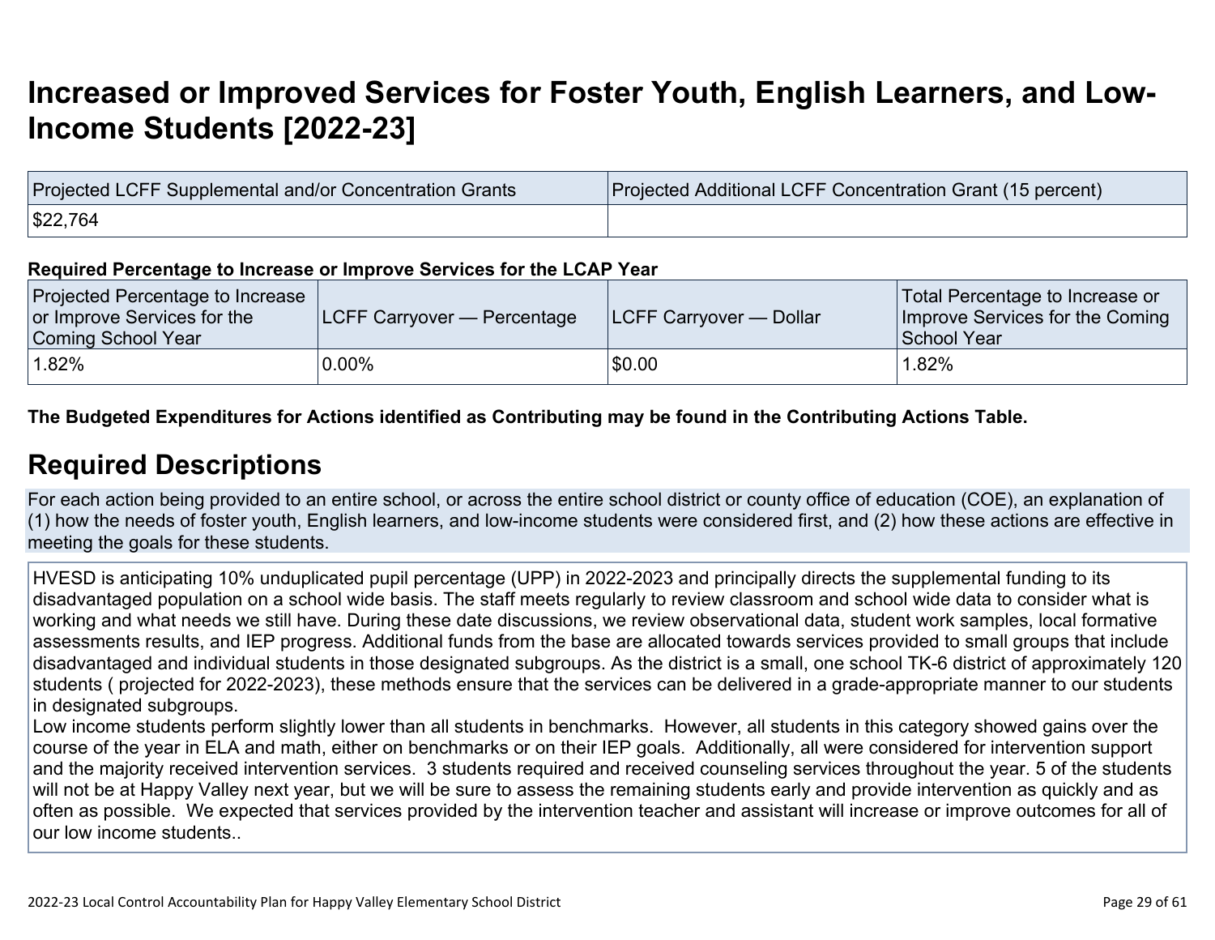# Increased or Improved Services for Foster Youth, English Learners, and Low-Income Students [2022-23]

| Projected LCFF Supplemental and/or Concentration Grants | Projected Additional LCFF Concentration Grant (15 percent) |
|---|---|
| $22,764 | |

**Required Percentage to Increase or Improve Services for the LCAP Year**

| Projected Percentage to Increase or Improve Services for the Coming School Year | LCFF Carryover — Percentage | LCFF Carryover — Dollar | Total Percentage to Increase or Improve Services for the Coming School Year |
|---|---|---|---|
| 1.82% | 0.00% | $0.00 | 1.82% |

**The Budgeted Expenditures for Actions identified as Contributing may be found in the Contributing Actions Table.**

## Required Descriptions

For each action being provided to an entire school, or across the entire school district or county office of education (COE), an explanation of (1) how the needs of foster youth, English learners, and low-income students were considered first, and (2) how these actions are effective in meeting the goals for these students.

HVESD is anticipating 10% unduplicated pupil percentage (UPP) in 2022-2023 and principally directs the supplemental funding to its disadvantaged population on a school wide basis. The staff meets regularly to review classroom and school wide data to consider what is working and what needs we still have. During these date discussions, we review observational data, student work samples, local formative assessments results, and IEP progress. Additional funds from the base are allocated towards services provided to small groups that include disadvantaged and individual students in those designated subgroups. As the district is a small, one school TK-6 district of approximately 120 students ( projected for 2022-2023), these methods ensure that the services can be delivered in a grade-appropriate manner to our students in designated subgroups.
Low income students perform slightly lower than all students in benchmarks. However, all students in this category showed gains over the course of the year in ELA and math, either on benchmarks or on their IEP goals. Additionally, all were considered for intervention support and the majority received intervention services. 3 students required and received counseling services throughout the year. 5 of the students will not be at Happy Valley next year, but we will be sure to assess the remaining students early and provide intervention as quickly and as often as possible. We expected that services provided by the intervention teacher and assistant will increase or improve outcomes for all of our low income students..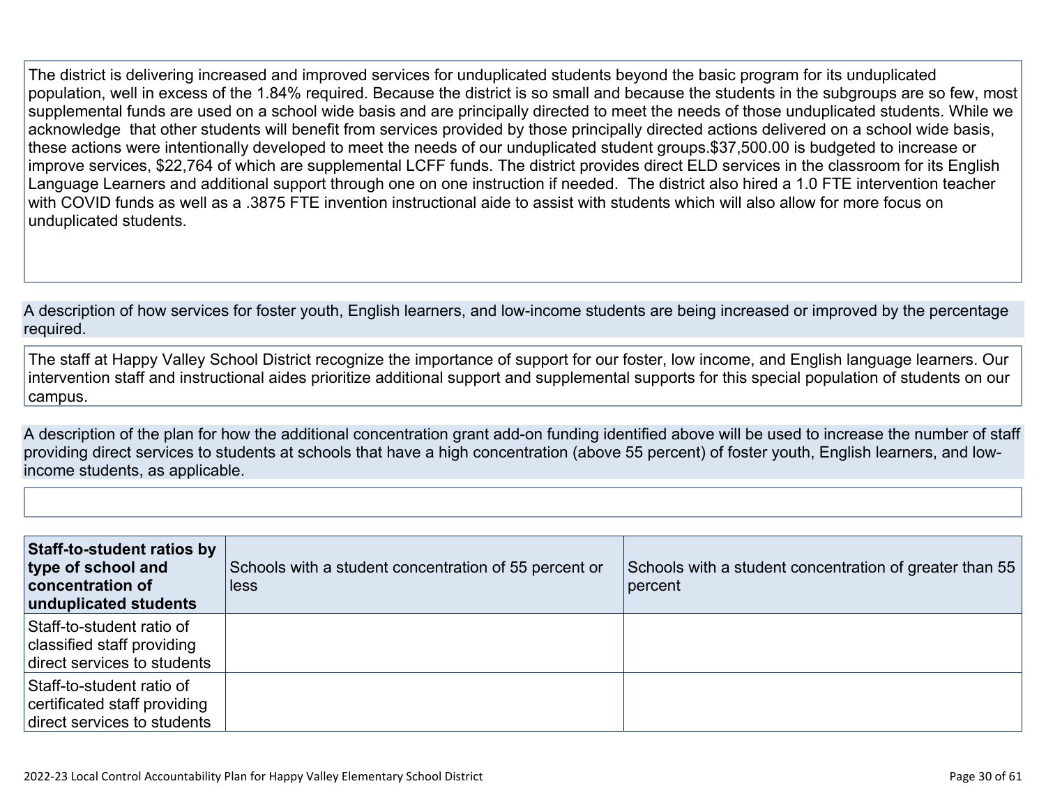The district is delivering increased and improved services for unduplicated students beyond the basic program for its unduplicated population, well in excess of the 1.84% required. Because the district is so small and because the students in the subgroups are so few, most supplemental funds are used on a school wide basis and are principally directed to meet the needs of those unduplicated students. While we acknowledge that other students will benefit from services provided by those principally directed actions delivered on a school wide basis, these actions were intentionally developed to meet the needs of our unduplicated student groups.$37,500.00 is budgeted to increase or improve services, $22,764 of which are supplemental LCFF funds. The district provides direct ELD services in the classroom for its English Language Learners and additional support through one on one instruction if needed. The district also hired a 1.0 FTE intervention teacher with COVID funds as well as a .3875 FTE invention instructional aide to assist with students which will also allow for more focus on unduplicated students.

A description of how services for foster youth, English learners, and low-income students are being increased or improved by the percentage required.

The staff at Happy Valley School District recognize the importance of support for our foster, low income, and English language learners. Our intervention staff and instructional aides prioritize additional support and supplemental supports for this special population of students on our campus.

A description of the plan for how the additional concentration grant add-on funding identified above will be used to increase the number of staff providing direct services to students at schools that have a high concentration (above 55 percent) of foster youth, English learners, and low-income students, as applicable.

| **Staff-to-student ratios by type of school and concentration of unduplicated students** | Schools with a student concentration of 55 percent or less | Schools with a student concentration of greater than 55 percent |
|---|---|---|
| Staff-to-student ratio of classified staff providing direct services to students | | |
| Staff-to-student ratio of certificated staff providing direct services to students | | |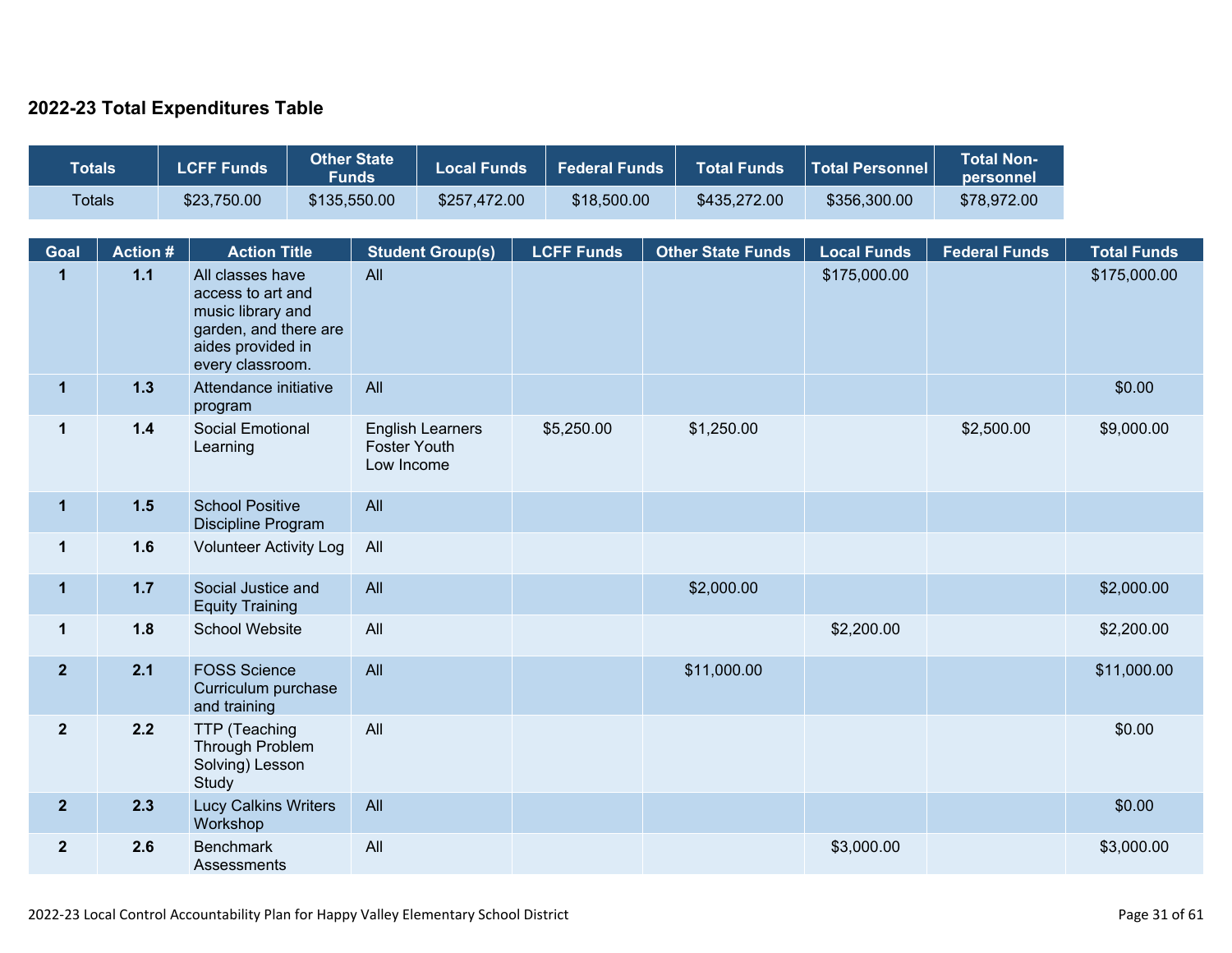## 2022-23 Total Expenditures Table

| Totals | LCFF Funds | Other State Funds | Local Funds | Federal Funds | Total Funds | Total Personnel | Total Non-personnel |
|---|---|---|---|---|---|---|---|
| Totals | $23,750.00 | $135,550.00 | $257,472.00 | $18,500.00 | $435,272.00 | $356,300.00 | $78,972.00 |

| Goal | Action # | Action Title | Student Group(s) | LCFF Funds | Other State Funds | Local Funds | Federal Funds | Total Funds |
|---|---|---|---|---|---|---|---|---|
| 1 | 1.1 | All classes have access to art and music library and garden, and there are aides provided in every classroom. | All | | | $175,000.00 | | $175,000.00 |
| 1 | 1.3 | Attendance initiative program | All | | | | | $0.00 |
| 1 | 1.4 | Social Emotional Learning | English Learners Foster Youth Low Income | $5,250.00 | $1,250.00 | | $2,500.00 | $9,000.00 |
| 1 | 1.5 | School Positive Discipline Program | All | | | | | |
| 1 | 1.6 | Volunteer Activity Log | All | | | | | |
| 1 | 1.7 | Social Justice and Equity Training | All | | $2,000.00 | | | $2,000.00 |
| 1 | 1.8 | School Website | All | | | $2,200.00 | | $2,200.00 |
| 2 | 2.1 | FOSS Science Curriculum purchase and training | All | | $11,000.00 | | | $11,000.00 |
| 2 | 2.2 | TTP (Teaching Through Problem Solving) Lesson Study | All | | | | | $0.00 |
| 2 | 2.3 | Lucy Calkins Writers Workshop | All | | | | | $0.00 |
| 2 | 2.6 | Benchmark Assessments | All | | | $3,000.00 | | $3,000.00 |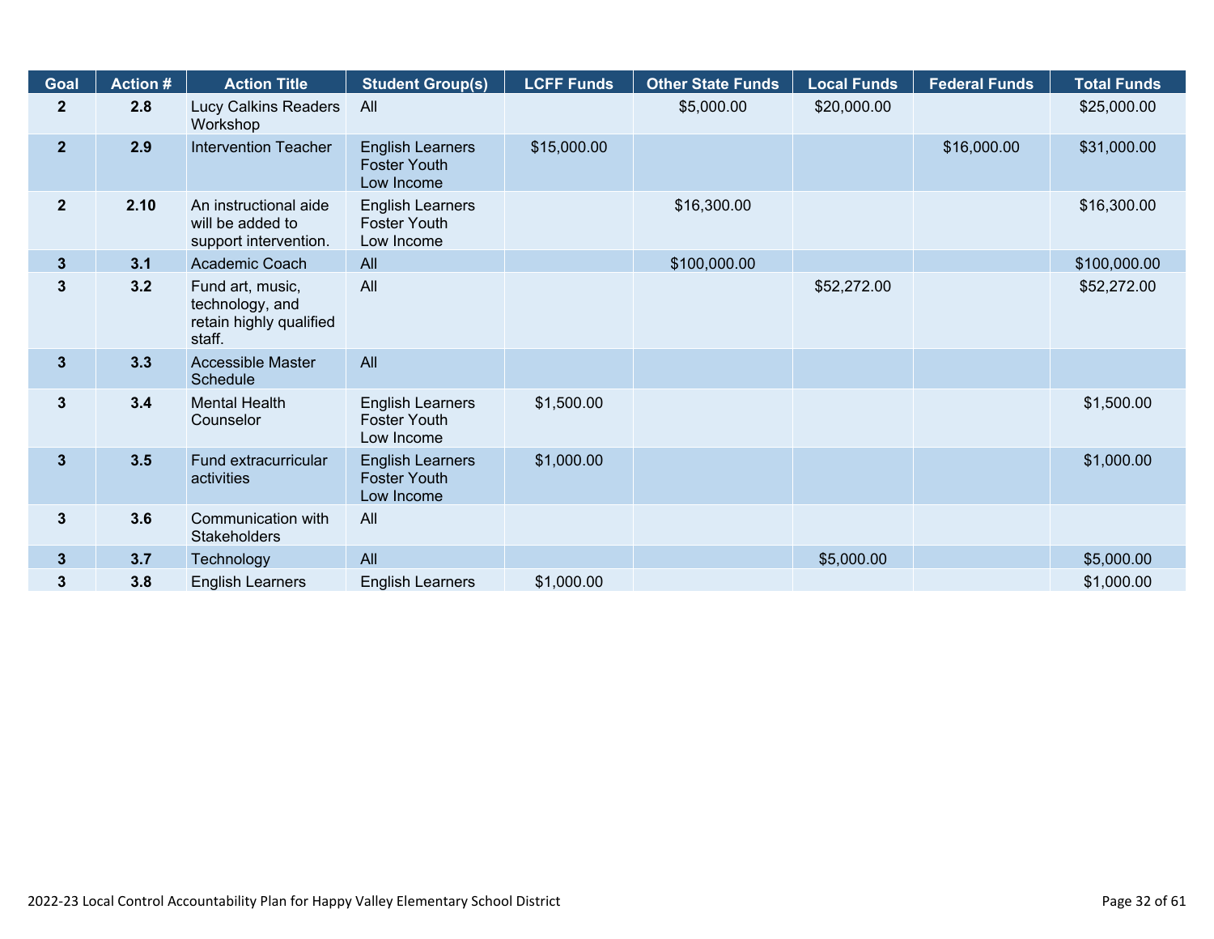| Goal | Action # | Action Title | Student Group(s) | LCFF Funds | Other State Funds | Local Funds | Federal Funds | Total Funds |
|---|---|---|---|---|---|---|---|---|
| 2 | 2.8 | Lucy Calkins Readers Workshop | All | | $5,000.00 | $20,000.00 | | $25,000.00 |
| 2 | 2.9 | Intervention Teacher | English Learners Foster Youth Low Income | $15,000.00 | | | $16,000.00 | $31,000.00 |
| 2 | 2.10 | An instructional aide will be added to support intervention. | English Learners Foster Youth Low Income | | $16,300.00 | | | $16,300.00 |
| 3 | 3.1 | Academic Coach | All | | $100,000.00 | | | $100,000.00 |
| 3 | 3.2 | Fund art, music, technology, and retain highly qualified staff. | All | | | $52,272.00 | | $52,272.00 |
| 3 | 3.3 | Accessible Master Schedule | All | | | | | |
| 3 | 3.4 | Mental Health Counselor | English Learners Foster Youth Low Income | $1,500.00 | | | | $1,500.00 |
| 3 | 3.5 | Fund extracurricular activities | English Learners Foster Youth Low Income | $1,000.00 | | | | $1,000.00 |
| 3 | 3.6 | Communication with Stakeholders | All | | | | | |
| 3 | 3.7 | Technology | All | | | $5,000.00 | | $5,000.00 |
| 3 | 3.8 | English Learners | English Learners | $1,000.00 | | | | $1,000.00 |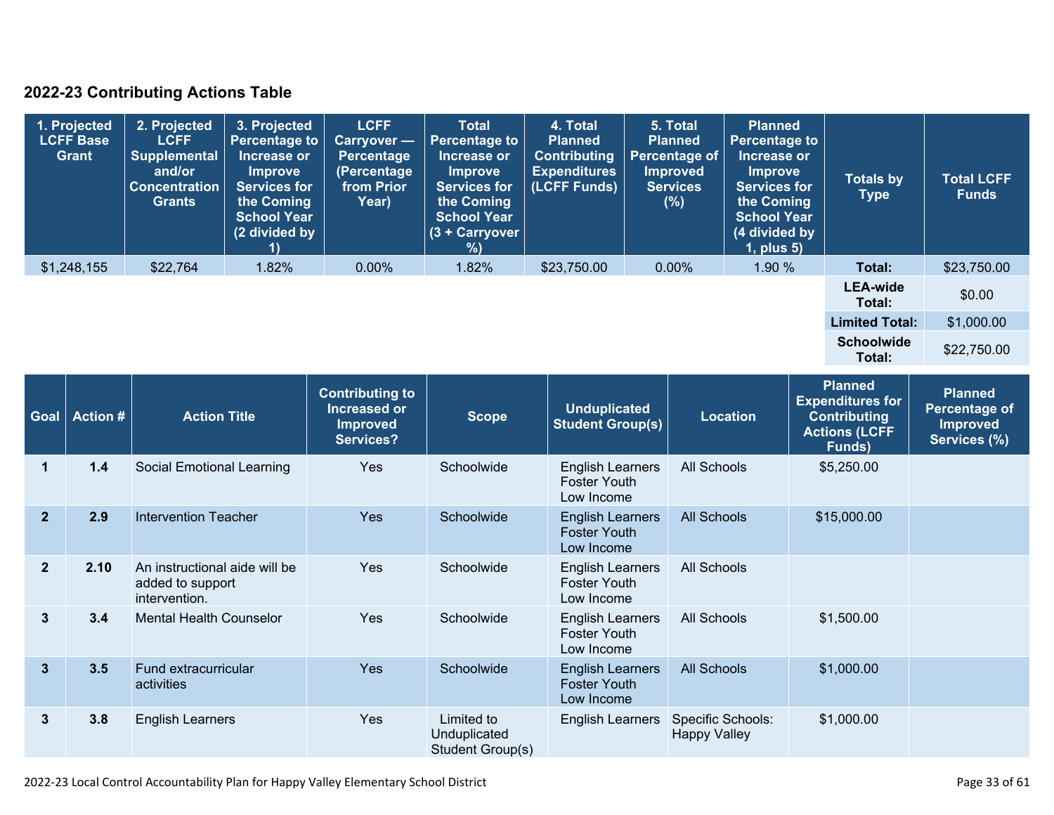## 2022-23 Contributing Actions Table

| 1. Projected LCFF Base Grant | 2. Projected LCFF Supplemental and/or Concentration Grants | 3. Projected Percentage to Increase or Improve Services for the Coming School Year (2 divided by 1) | LCFF Carryover — Percentage (Percentage from Prior Year) | Total Percentage to Increase or Improve Services for the Coming School Year (3 + Carryover %) | 4. Total Planned Contributing Expenditures (LCFF Funds) | 5. Total Planned Percentage of Improved Services (%) | Planned Percentage to Increase or Improve Services for the Coming School Year (4 divided by 1, plus 5) | Totals by Type | Total LCFF Funds |
|---|---|---|---|---|---|---|---|---|---|
| $1,248,155 | $22,764 | 1.82% | 0.00% | 1.82% | $23,750.00 | 0.00% | 1.90 % | **Total:** | $23,750.00 |
| | | | | | | | | **LEA-wide Total:** | $0.00 |
| | | | | | | | | **Limited Total:** | $1,000.00 |
| | | | | | | | | **Schoolwide Total:** | $22,750.00 |

| Goal | Action # | Action Title | Contributing to Increased or Improved Services? | Scope | Unduplicated Student Group(s) | Location | Planned Expenditures for Contributing Actions (LCFF Funds) | Planned Percentage of Improved Services (%) |
|---|---|---|---|---|---|---|---|---|
| 1 | 1.4 | Social Emotional Learning | Yes | Schoolwide | English Learners Foster Youth Low Income | All Schools | $5,250.00 | |
| 2 | 2.9 | Intervention Teacher | Yes | Schoolwide | English Learners Foster Youth Low Income | All Schools | $15,000.00 | |
| 2 | 2.10 | An instructional aide will be added to support intervention. | Yes | Schoolwide | English Learners Foster Youth Low Income | All Schools | | |
| 3 | 3.4 | Mental Health Counselor | Yes | Schoolwide | English Learners Foster Youth Low Income | All Schools | $1,500.00 | |
| 3 | 3.5 | Fund extracurricular activities | Yes | Schoolwide | English Learners Foster Youth Low Income | All Schools | $1,000.00 | |
| 3 | 3.8 | English Learners | Yes | Limited to Unduplicated Student Group(s) | English Learners | Specific Schools: Happy Valley | $1,000.00 | |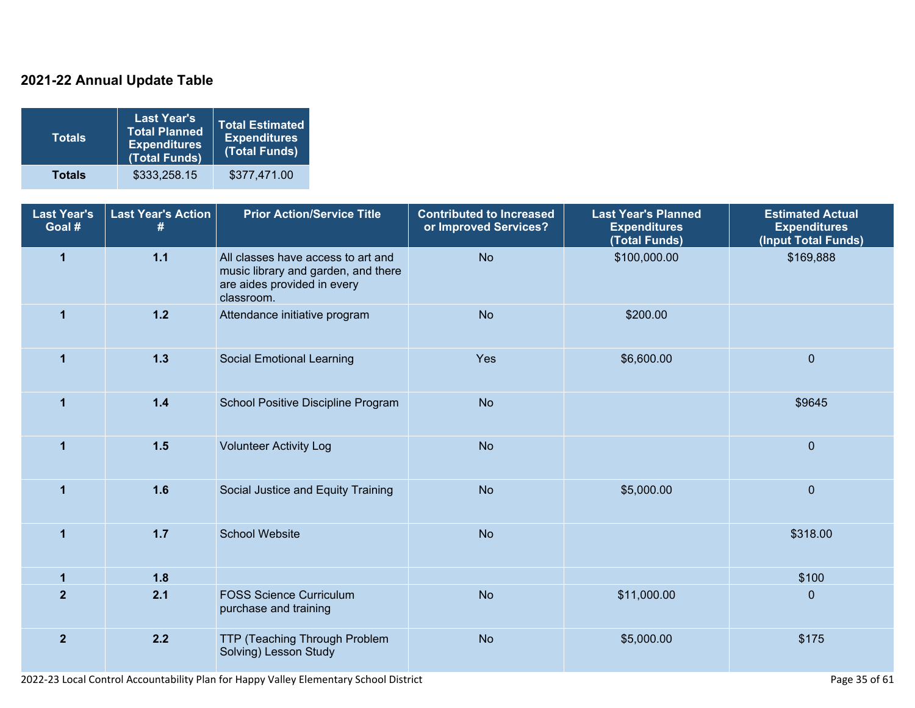## 2021-22 Annual Update Table

| Totals | Last Year's Total Planned Expenditures (Total Funds) | Total Estimated Expenditures (Total Funds) |
|---|---|---|
| **Totals** | $333,258.15 | $377,471.00 |

| Last Year's Goal # | Last Year's Action # | Prior Action/Service Title | Contributed to Increased or Improved Services? | Last Year's Planned Expenditures (Total Funds) | Estimated Actual Expenditures (Input Total Funds) |
|---|---|---|---|---|---|
| 1 | 1.1 | All classes have access to art and music library and garden, and there are aides provided in every classroom. | No | $100,000.00 | $169,888 |
| 1 | 1.2 | Attendance initiative program | No | $200.00 | |
| 1 | 1.3 | Social Emotional Learning | Yes | $6,600.00 | 0 |
| 1 | 1.4 | School Positive Discipline Program | No | | $9645 |
| 1 | 1.5 | Volunteer Activity Log | No | | 0 |
| 1 | 1.6 | Social Justice and Equity Training | No | $5,000.00 | 0 |
| 1 | 1.7 | School Website | No | | $318.00 |
| 1 | 1.8 | | | | $100 |
| 2 | 2.1 | FOSS Science Curriculum purchase and training | No | $11,000.00 | 0 |
| 2 | 2.2 | TTP (Teaching Through Problem Solving) Lesson Study | No | $5,000.00 | $175 |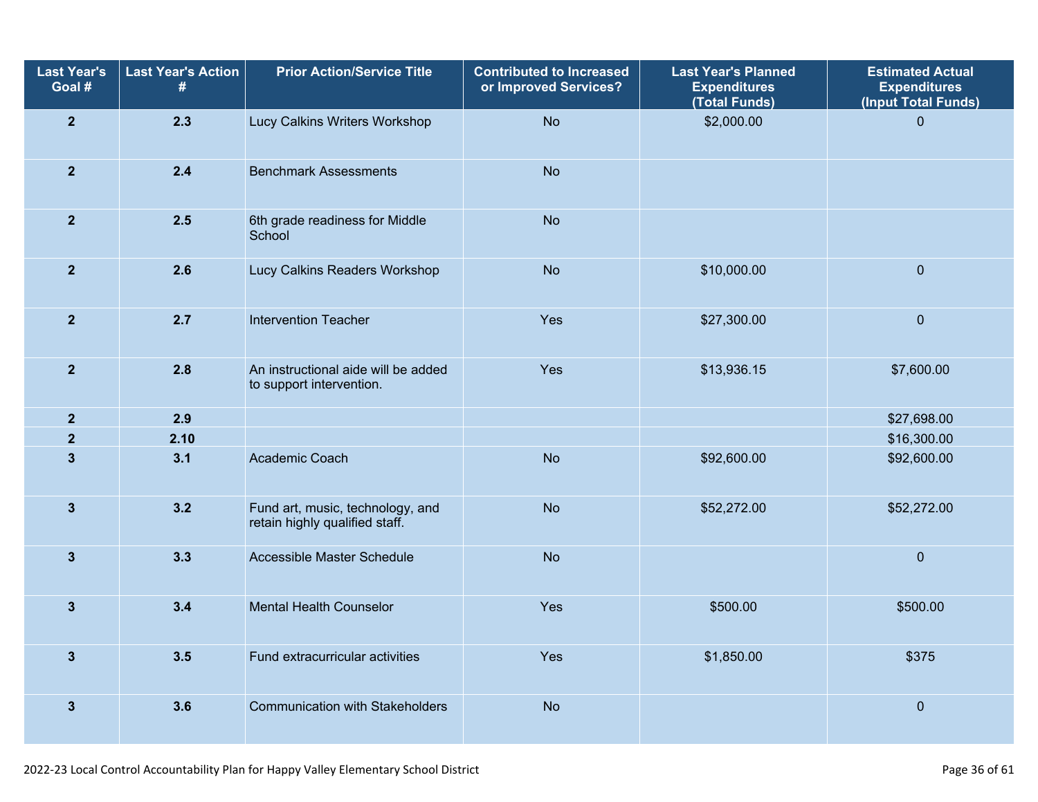| Last Year's Goal # | Last Year's Action # | Prior Action/Service Title | Contributed to Increased or Improved Services? | Last Year's Planned Expenditures (Total Funds) | Estimated Actual Expenditures (Input Total Funds) |
|---|---|---|---|---|---|
| 2 | 2.3 | Lucy Calkins Writers Workshop | No | $2,000.00 | 0 |
| 2 | 2.4 | Benchmark Assessments | No | | |
| 2 | 2.5 | 6th grade readiness for Middle School | No | | |
| 2 | 2.6 | Lucy Calkins Readers Workshop | No | $10,000.00 | 0 |
| 2 | 2.7 | Intervention Teacher | Yes | $27,300.00 | 0 |
| 2 | 2.8 | An instructional aide will be added to support intervention. | Yes | $13,936.15 | $7,600.00 |
| 2 | 2.9 | | | | $27,698.00 |
| 2 | 2.10 | | | | $16,300.00 |
| 3 | 3.1 | Academic Coach | No | $92,600.00 | $92,600.00 |
| 3 | 3.2 | Fund art, music, technology, and retain highly qualified staff. | No | $52,272.00 | $52,272.00 |
| 3 | 3.3 | Accessible Master Schedule | No | | 0 |
| 3 | 3.4 | Mental Health Counselor | Yes | $500.00 | $500.00 |
| 3 | 3.5 | Fund extracurricular activities | Yes | $1,850.00 | $375 |
| 3 | 3.6 | Communication with Stakeholders | No | | 0 |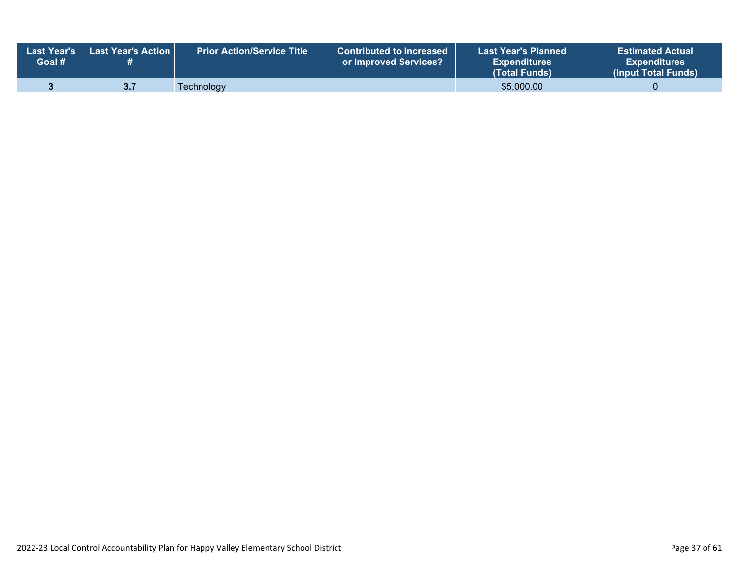| Last Year's Goal # | Last Year's Action # | Prior Action/Service Title | Contributed to Increased or Improved Services? | Last Year's Planned Expenditures (Total Funds) | Estimated Actual Expenditures (Input Total Funds) |
|---|---|---|---|---|---|
| 3 | 3.7 | Technology | | $5,000.00 | 0 |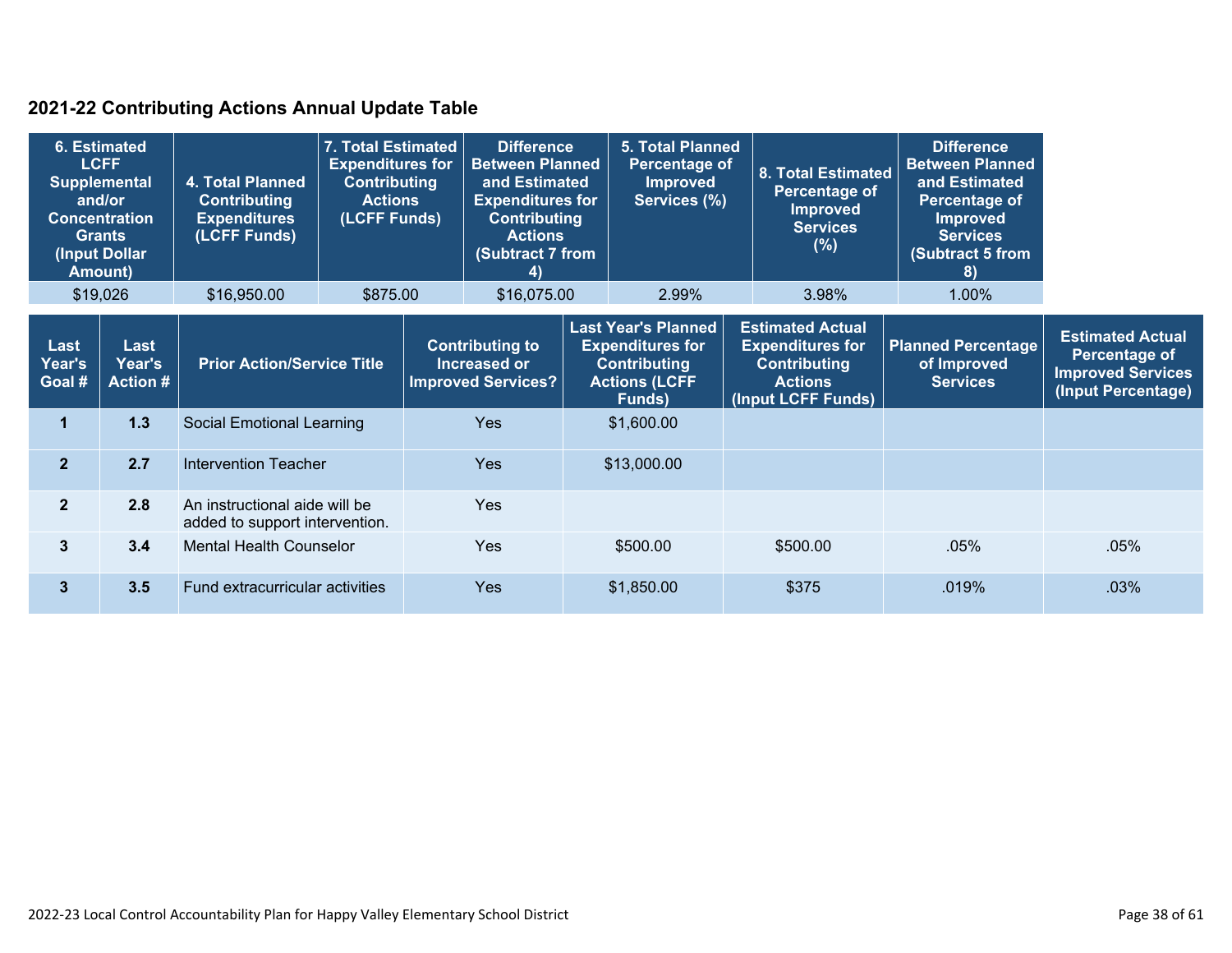## 2021-22 Contributing Actions Annual Update Table

| 6. Estimated LCFF Supplemental and/or Concentration Grants (Input Dollar Amount) | 4. Total Planned Contributing Expenditures (LCFF Funds) | 7. Total Estimated Expenditures for Contributing Actions (LCFF Funds) | Difference Between Planned and Estimated Expenditures for Contributing Actions (Subtract 7 from 4) | 5. Total Planned Percentage of Improved Services (%) | 8. Total Estimated Percentage of Improved Services (%) | Difference Between Planned and Estimated Percentage of Improved Services (Subtract 5 from 8) |
|---|---|---|---|---|---|---|
| $19,026 | $16,950.00 | $875.00 | $16,075.00 | 2.99% | 3.98% | 1.00% |

| Last Year's Goal # | Last Year's Action # | Prior Action/Service Title | Contributing to Increased or Improved Services? | Last Year's Planned Expenditures for Contributing Actions (LCFF Funds) | Estimated Actual Expenditures for Contributing Actions (Input LCFF Funds) | Planned Percentage of Improved Services | Estimated Actual Percentage of Improved Services (Input Percentage) |
|---|---|---|---|---|---|---|---|
| 1 | 1.3 | Social Emotional Learning | Yes | $1,600.00 | | | |
| 2 | 2.7 | Intervention Teacher | Yes | $13,000.00 | | | |
| 2 | 2.8 | An instructional aide will be added to support intervention. | Yes | | | | |
| 3 | 3.4 | Mental Health Counselor | Yes | $500.00 | $500.00 | .05% | .05% |
| 3 | 3.5 | Fund extracurricular activities | Yes | $1,850.00 | $375 | .019% | .03% |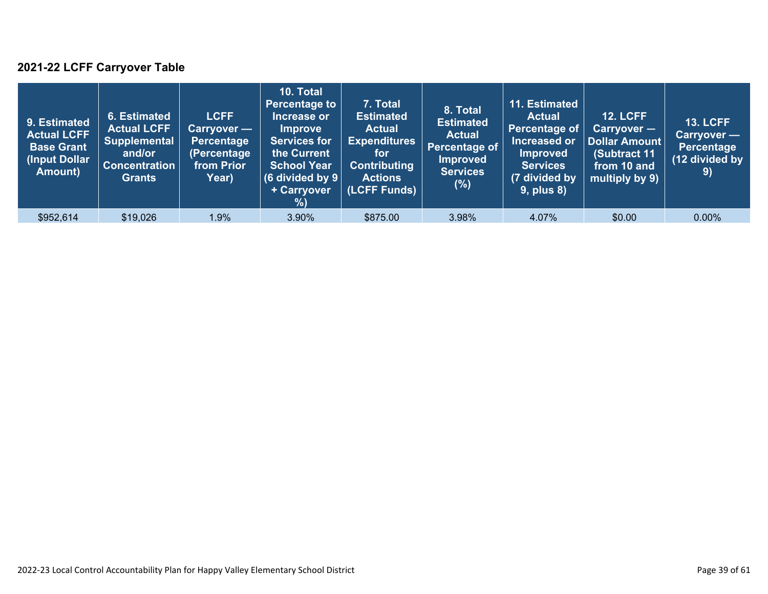## 2021-22 LCFF Carryover Table

| 9. Estimated Actual LCFF Base Grant (Input Dollar Amount) | 6. Estimated Actual LCFF Supplemental and/or Concentration Grants | LCFF Carryover — Percentage (Percentage from Prior Year) | 10. Total Percentage to Increase or Improve Services for the Current School Year (6 divided by 9 + Carryover %) | 7. Total Estimated Actual Expenditures for Contributing Actions (LCFF Funds) | 8. Total Estimated Actual Percentage of Improved Services (%) | 11. Estimated Actual Percentage of Increased or Improved Services (7 divided by 9, plus 8) | 12. LCFF Carryover — Dollar Amount (Subtract 11 from 10 and multiply by 9) | 13. LCFF Carryover — Percentage (12 divided by 9) |
|---|---|---|---|---|---|---|---|---|
| $952,614 | $19,026 | 1.9% | 3.90% | $875.00 | 3.98% | 4.07% | $0.00 | 0.00% |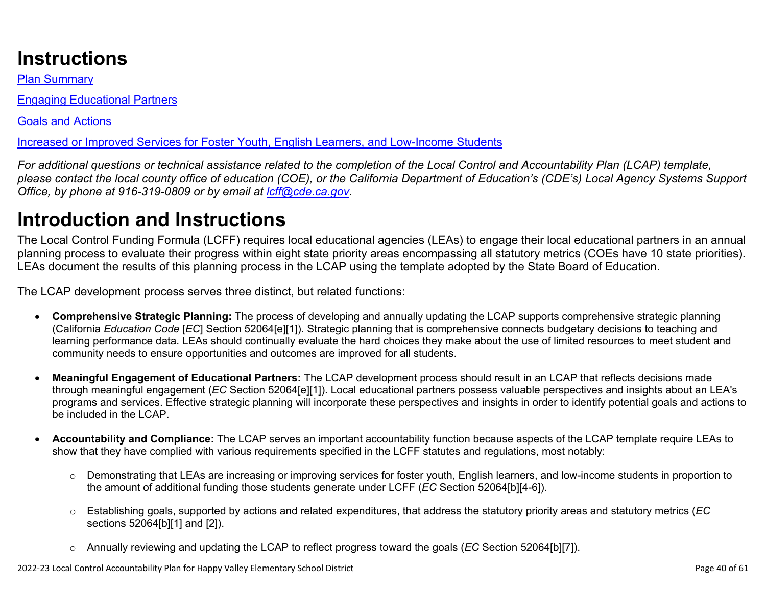# Instructions

[Plan Summary](#)

[Engaging Educational Partners](#)

[Goals and Actions](#)

[Increased or Improved Services for Foster Youth, English Learners, and Low-Income Students](#)

*For additional questions or technical assistance related to the completion of the Local Control and Accountability Plan (LCAP) template, please contact the local county office of education (COE), or the California Department of Education's (CDE's) Local Agency Systems Support Office, by phone at 916-319-0809 or by email at [lcff@cde.ca.gov](mailto:lcff@cde.ca.gov).*

# Introduction and Instructions

The Local Control Funding Formula (LCFF) requires local educational agencies (LEAs) to engage their local educational partners in an annual planning process to evaluate their progress within eight state priority areas encompassing all statutory metrics (COEs have 10 state priorities). LEAs document the results of this planning process in the LCAP using the template adopted by the State Board of Education.

The LCAP development process serves three distinct, but related functions:

- **Comprehensive Strategic Planning:** The process of developing and annually updating the LCAP supports comprehensive strategic planning (California *Education Code* [*EC*] Section 52064[e][1]). Strategic planning that is comprehensive connects budgetary decisions to teaching and learning performance data. LEAs should continually evaluate the hard choices they make about the use of limited resources to meet student and community needs to ensure opportunities and outcomes are improved for all students.

- **Meaningful Engagement of Educational Partners:** The LCAP development process should result in an LCAP that reflects decisions made through meaningful engagement (*EC* Section 52064[e][1]). Local educational partners possess valuable perspectives and insights about an LEA's programs and services. Effective strategic planning will incorporate these perspectives and insights in order to identify potential goals and actions to be included in the LCAP.

- **Accountability and Compliance:** The LCAP serves an important accountability function because aspects of the LCAP template require LEAs to show that they have complied with various requirements specified in the LCFF statutes and regulations, most notably:

  - Demonstrating that LEAs are increasing or improving services for foster youth, English learners, and low-income students in proportion to the amount of additional funding those students generate under LCFF (*EC* Section 52064[b][4-6]).

  - Establishing goals, supported by actions and related expenditures, that address the statutory priority areas and statutory metrics (*EC* sections 52064[b][1] and [2]).

  - Annually reviewing and updating the LCAP to reflect progress toward the goals (*EC* Section 52064[b][7]).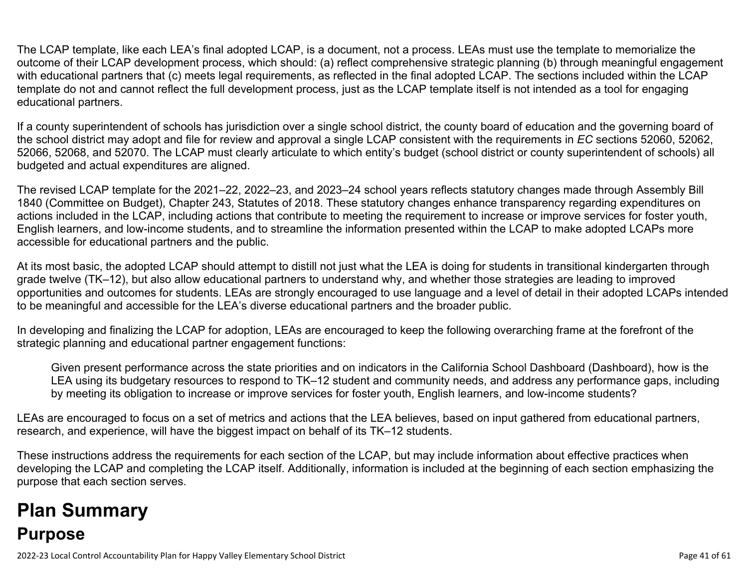The LCAP template, like each LEA's final adopted LCAP, is a document, not a process. LEAs must use the template to memorialize the outcome of their LCAP development process, which should: (a) reflect comprehensive strategic planning (b) through meaningful engagement with educational partners that (c) meets legal requirements, as reflected in the final adopted LCAP. The sections included within the LCAP template do not and cannot reflect the full development process, just as the LCAP template itself is not intended as a tool for engaging educational partners.

If a county superintendent of schools has jurisdiction over a single school district, the county board of education and the governing board of the school district may adopt and file for review and approval a single LCAP consistent with the requirements in *EC* sections 52060, 52062, 52066, 52068, and 52070. The LCAP must clearly articulate to which entity's budget (school district or county superintendent of schools) all budgeted and actual expenditures are aligned.

The revised LCAP template for the 2021–22, 2022–23, and 2023–24 school years reflects statutory changes made through Assembly Bill 1840 (Committee on Budget), Chapter 243, Statutes of 2018. These statutory changes enhance transparency regarding expenditures on actions included in the LCAP, including actions that contribute to meeting the requirement to increase or improve services for foster youth, English learners, and low-income students, and to streamline the information presented within the LCAP to make adopted LCAPs more accessible for educational partners and the public.

At its most basic, the adopted LCAP should attempt to distill not just what the LEA is doing for students in transitional kindergarten through grade twelve (TK–12), but also allow educational partners to understand why, and whether those strategies are leading to improved opportunities and outcomes for students. LEAs are strongly encouraged to use language and a level of detail in their adopted LCAPs intended to be meaningful and accessible for the LEA's diverse educational partners and the broader public.

In developing and finalizing the LCAP for adoption, LEAs are encouraged to keep the following overarching frame at the forefront of the strategic planning and educational partner engagement functions:

> Given present performance across the state priorities and on indicators in the California School Dashboard (Dashboard), how is the LEA using its budgetary resources to respond to TK–12 student and community needs, and address any performance gaps, including by meeting its obligation to increase or improve services for foster youth, English learners, and low-income students?

LEAs are encouraged to focus on a set of metrics and actions that the LEA believes, based on input gathered from educational partners, research, and experience, will have the biggest impact on behalf of its TK–12 students.

These instructions address the requirements for each section of the LCAP, but may include information about effective practices when developing the LCAP and completing the LCAP itself. Additionally, information is included at the beginning of each section emphasizing the purpose that each section serves.

# Plan Summary

## Purpose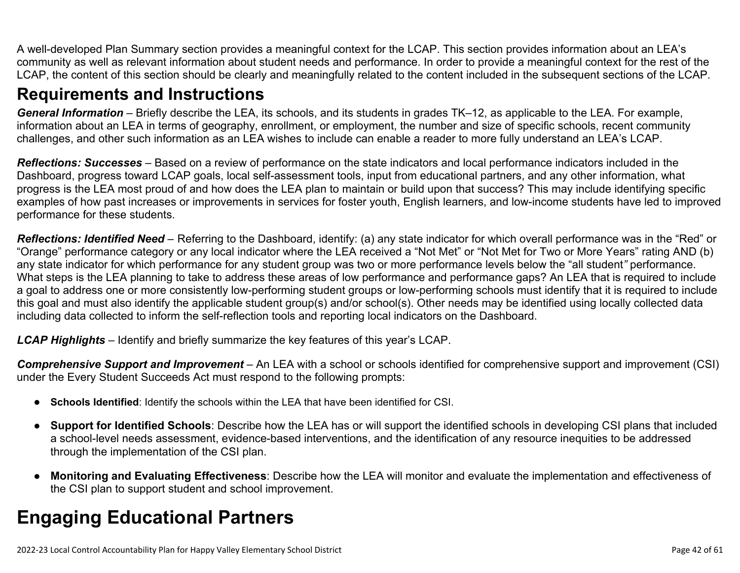A well-developed Plan Summary section provides a meaningful context for the LCAP. This section provides information about an LEA's community as well as relevant information about student needs and performance. In order to provide a meaningful context for the rest of the LCAP, the content of this section should be clearly and meaningfully related to the content included in the subsequent sections of the LCAP.

## Requirements and Instructions

***General Information*** – Briefly describe the LEA, its schools, and its students in grades TK–12, as applicable to the LEA. For example, information about an LEA in terms of geography, enrollment, or employment, the number and size of specific schools, recent community challenges, and other such information as an LEA wishes to include can enable a reader to more fully understand an LEA's LCAP.

***Reflections: Successes*** – Based on a review of performance on the state indicators and local performance indicators included in the Dashboard, progress toward LCAP goals, local self-assessment tools, input from educational partners, and any other information, what progress is the LEA most proud of and how does the LEA plan to maintain or build upon that success? This may include identifying specific examples of how past increases or improvements in services for foster youth, English learners, and low-income students have led to improved performance for these students.

***Reflections: Identified Need*** – Referring to the Dashboard, identify: (a) any state indicator for which overall performance was in the "Red" or "Orange" performance category or any local indicator where the LEA received a "Not Met" or "Not Met for Two or More Years" rating AND (b) any state indicator for which performance for any student group was two or more performance levels below the "all student" performance. What steps is the LEA planning to take to address these areas of low performance and performance gaps? An LEA that is required to include a goal to address one or more consistently low-performing student groups or low-performing schools must identify that it is required to include this goal and must also identify the applicable student group(s) and/or school(s). Other needs may be identified using locally collected data including data collected to inform the self-reflection tools and reporting local indicators on the Dashboard.

***LCAP Highlights*** – Identify and briefly summarize the key features of this year's LCAP.

***Comprehensive Support and Improvement*** – An LEA with a school or schools identified for comprehensive support and improvement (CSI) under the Every Student Succeeds Act must respond to the following prompts:

- **Schools Identified**: Identify the schools within the LEA that have been identified for CSI.
- **Support for Identified Schools**: Describe how the LEA has or will support the identified schools in developing CSI plans that included a school-level needs assessment, evidence-based interventions, and the identification of any resource inequities to be addressed through the implementation of the CSI plan.
- **Monitoring and Evaluating Effectiveness**: Describe how the LEA will monitor and evaluate the implementation and effectiveness of the CSI plan to support student and school improvement.

# Engaging Educational Partners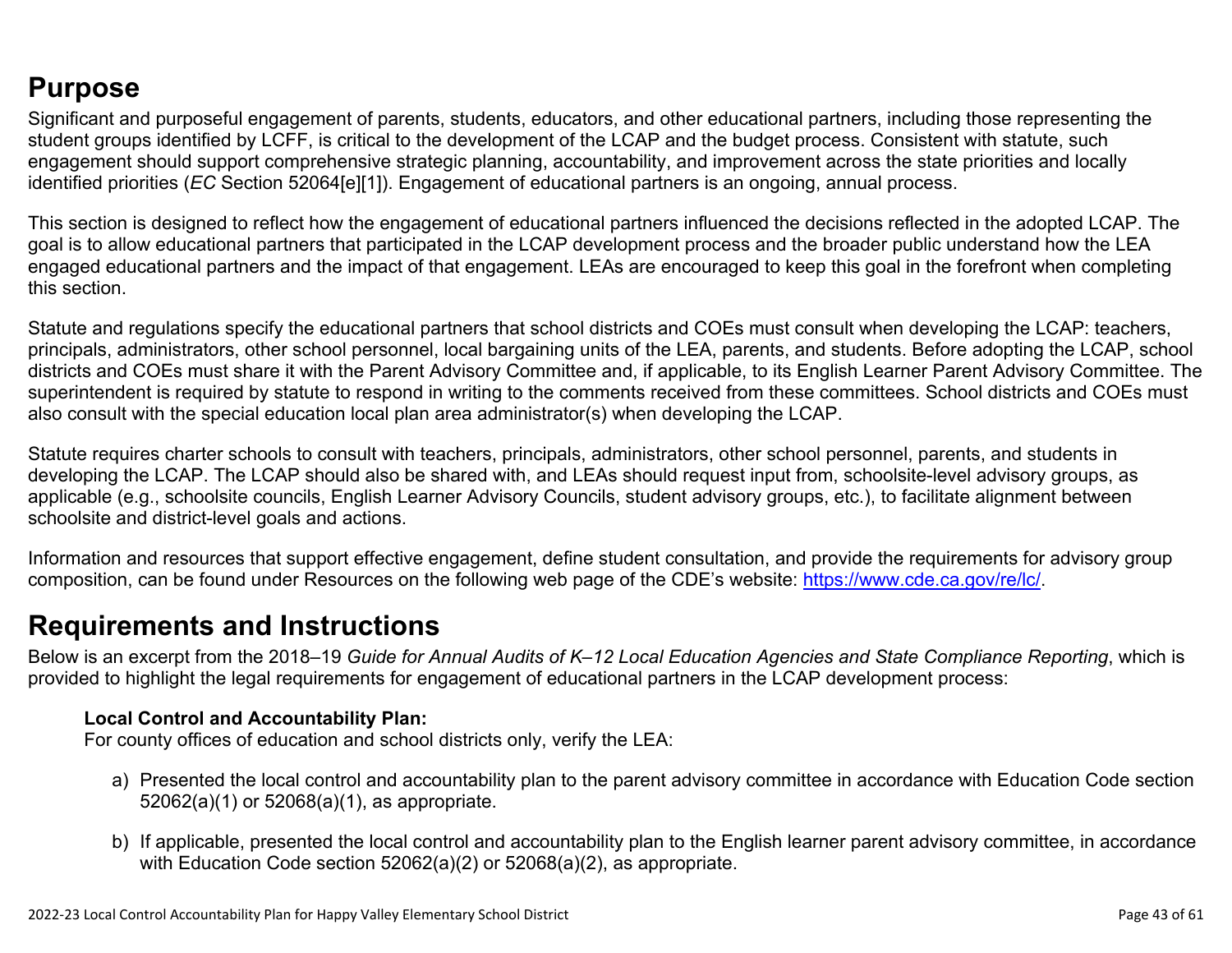## Purpose

Significant and purposeful engagement of parents, students, educators, and other educational partners, including those representing the student groups identified by LCFF, is critical to the development of the LCAP and the budget process. Consistent with statute, such engagement should support comprehensive strategic planning, accountability, and improvement across the state priorities and locally identified priorities (*EC* Section 52064[e][1]). Engagement of educational partners is an ongoing, annual process.

This section is designed to reflect how the engagement of educational partners influenced the decisions reflected in the adopted LCAP. The goal is to allow educational partners that participated in the LCAP development process and the broader public understand how the LEA engaged educational partners and the impact of that engagement. LEAs are encouraged to keep this goal in the forefront when completing this section.

Statute and regulations specify the educational partners that school districts and COEs must consult when developing the LCAP: teachers, principals, administrators, other school personnel, local bargaining units of the LEA, parents, and students. Before adopting the LCAP, school districts and COEs must share it with the Parent Advisory Committee and, if applicable, to its English Learner Parent Advisory Committee. The superintendent is required by statute to respond in writing to the comments received from these committees. School districts and COEs must also consult with the special education local plan area administrator(s) when developing the LCAP.

Statute requires charter schools to consult with teachers, principals, administrators, other school personnel, parents, and students in developing the LCAP. The LCAP should also be shared with, and LEAs should request input from, schoolsite-level advisory groups, as applicable (e.g., schoolsite councils, English Learner Advisory Councils, student advisory groups, etc.), to facilitate alignment between schoolsite and district-level goals and actions.

Information and resources that support effective engagement, define student consultation, and provide the requirements for advisory group composition, can be found under Resources on the following web page of the CDE's website: https://www.cde.ca.gov/re/lc/.

## Requirements and Instructions

Below is an excerpt from the 2018–19 *Guide for Annual Audits of K–12 Local Education Agencies and State Compliance Reporting*, which is provided to highlight the legal requirements for engagement of educational partners in the LCAP development process:

> **Local Control and Accountability Plan:**
> For county offices of education and school districts only, verify the LEA:
>
> a) Presented the local control and accountability plan to the parent advisory committee in accordance with Education Code section 52062(a)(1) or 52068(a)(1), as appropriate.
>
> b) If applicable, presented the local control and accountability plan to the English learner parent advisory committee, in accordance with Education Code section 52062(a)(2) or 52068(a)(2), as appropriate.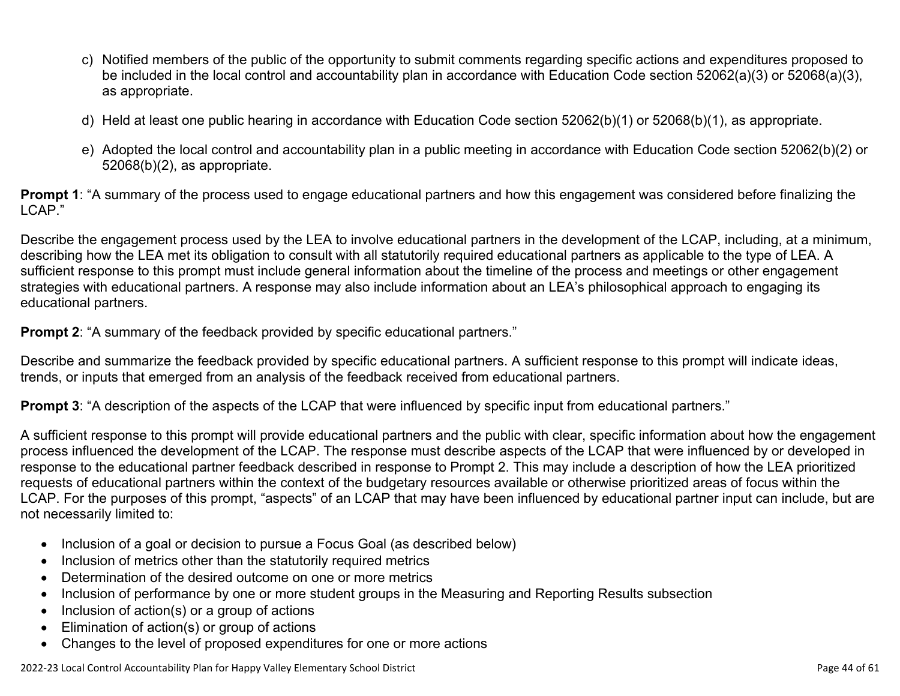c) Notified members of the public of the opportunity to submit comments regarding specific actions and expenditures proposed to be included in the local control and accountability plan in accordance with Education Code section 52062(a)(3) or 52068(a)(3), as appropriate.

d) Held at least one public hearing in accordance with Education Code section 52062(b)(1) or 52068(b)(1), as appropriate.

e) Adopted the local control and accountability plan in a public meeting in accordance with Education Code section 52062(b)(2) or 52068(b)(2), as appropriate.

**Prompt 1**: "A summary of the process used to engage educational partners and how this engagement was considered before finalizing the LCAP."

Describe the engagement process used by the LEA to involve educational partners in the development of the LCAP, including, at a minimum, describing how the LEA met its obligation to consult with all statutorily required educational partners as applicable to the type of LEA. A sufficient response to this prompt must include general information about the timeline of the process and meetings or other engagement strategies with educational partners. A response may also include information about an LEA's philosophical approach to engaging its educational partners.

**Prompt 2**: "A summary of the feedback provided by specific educational partners."

Describe and summarize the feedback provided by specific educational partners. A sufficient response to this prompt will indicate ideas, trends, or inputs that emerged from an analysis of the feedback received from educational partners.

**Prompt 3**: "A description of the aspects of the LCAP that were influenced by specific input from educational partners."

A sufficient response to this prompt will provide educational partners and the public with clear, specific information about how the engagement process influenced the development of the LCAP. The response must describe aspects of the LCAP that were influenced by or developed in response to the educational partner feedback described in response to Prompt 2. This may include a description of how the LEA prioritized requests of educational partners within the context of the budgetary resources available or otherwise prioritized areas of focus within the LCAP. For the purposes of this prompt, "aspects" of an LCAP that may have been influenced by educational partner input can include, but are not necessarily limited to:

- Inclusion of a goal or decision to pursue a Focus Goal (as described below)
- Inclusion of metrics other than the statutorily required metrics
- Determination of the desired outcome on one or more metrics
- Inclusion of performance by one or more student groups in the Measuring and Reporting Results subsection
- Inclusion of action(s) or a group of actions
- Elimination of action(s) or group of actions
- Changes to the level of proposed expenditures for one or more actions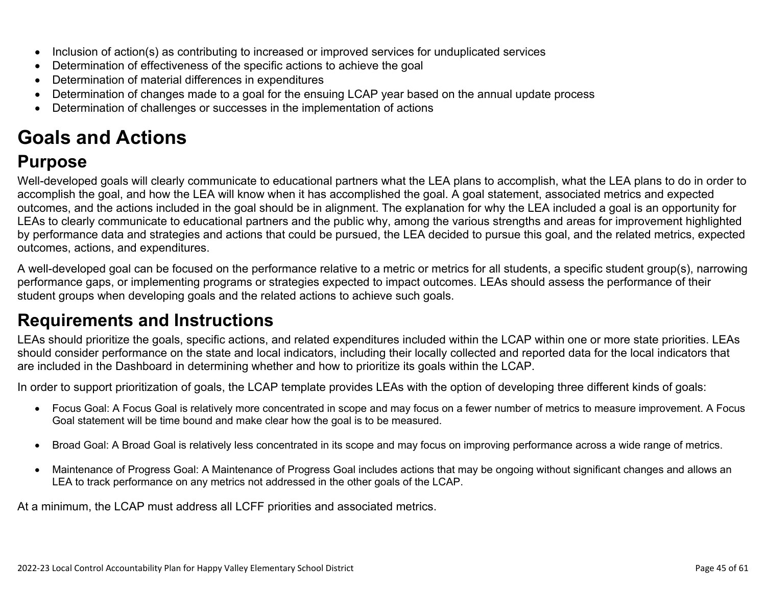- Inclusion of action(s) as contributing to increased or improved services for unduplicated services
- Determination of effectiveness of the specific actions to achieve the goal
- Determination of material differences in expenditures
- Determination of changes made to a goal for the ensuing LCAP year based on the annual update process
- Determination of challenges or successes in the implementation of actions

# Goals and Actions

## Purpose

Well-developed goals will clearly communicate to educational partners what the LEA plans to accomplish, what the LEA plans to do in order to accomplish the goal, and how the LEA will know when it has accomplished the goal. A goal statement, associated metrics and expected outcomes, and the actions included in the goal should be in alignment. The explanation for why the LEA included a goal is an opportunity for LEAs to clearly communicate to educational partners and the public why, among the various strengths and areas for improvement highlighted by performance data and strategies and actions that could be pursued, the LEA decided to pursue this goal, and the related metrics, expected outcomes, actions, and expenditures.

A well-developed goal can be focused on the performance relative to a metric or metrics for all students, a specific student group(s), narrowing performance gaps, or implementing programs or strategies expected to impact outcomes. LEAs should assess the performance of their student groups when developing goals and the related actions to achieve such goals.

## Requirements and Instructions

LEAs should prioritize the goals, specific actions, and related expenditures included within the LCAP within one or more state priorities. LEAs should consider performance on the state and local indicators, including their locally collected and reported data for the local indicators that are included in the Dashboard in determining whether and how to prioritize its goals within the LCAP.

In order to support prioritization of goals, the LCAP template provides LEAs with the option of developing three different kinds of goals:

- Focus Goal: A Focus Goal is relatively more concentrated in scope and may focus on a fewer number of metrics to measure improvement. A Focus Goal statement will be time bound and make clear how the goal is to be measured.

- Broad Goal: A Broad Goal is relatively less concentrated in its scope and may focus on improving performance across a wide range of metrics.

- Maintenance of Progress Goal: A Maintenance of Progress Goal includes actions that may be ongoing without significant changes and allows an LEA to track performance on any metrics not addressed in the other goals of the LCAP.

At a minimum, the LCAP must address all LCFF priorities and associated metrics.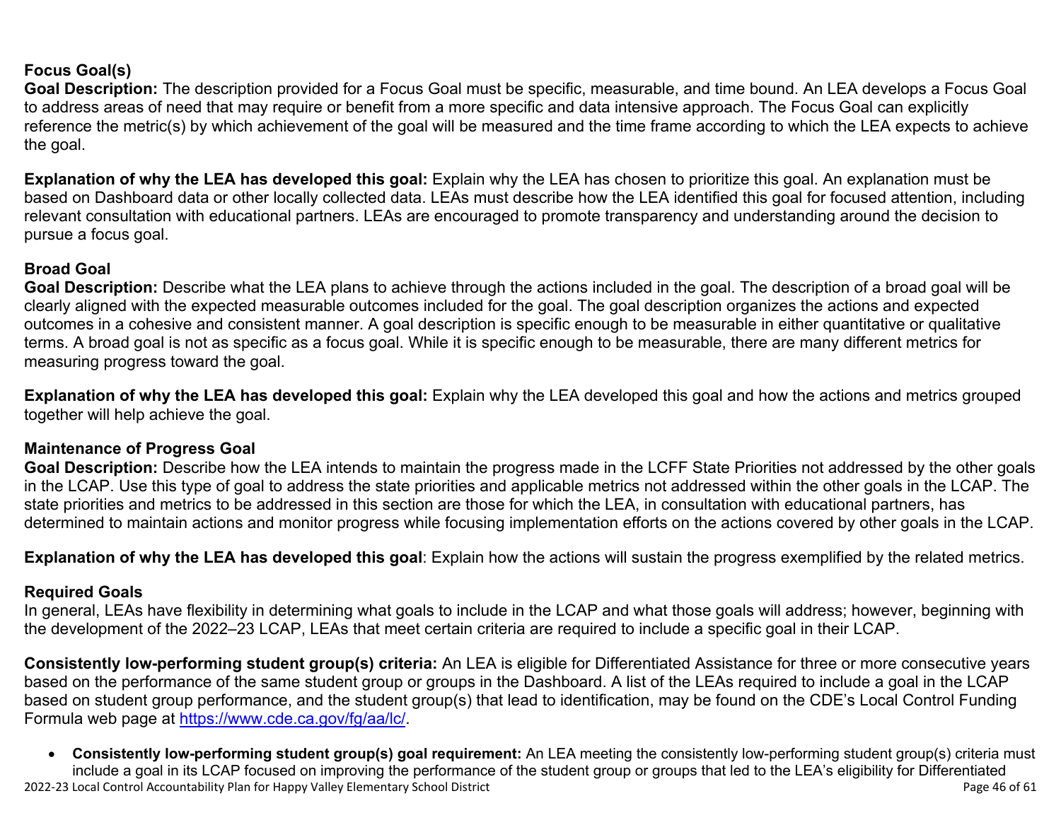**Focus Goal(s)**

**Goal Description:** The description provided for a Focus Goal must be specific, measurable, and time bound. An LEA develops a Focus Goal to address areas of need that may require or benefit from a more specific and data intensive approach. The Focus Goal can explicitly reference the metric(s) by which achievement of the goal will be measured and the time frame according to which the LEA expects to achieve the goal.

**Explanation of why the LEA has developed this goal:** Explain why the LEA has chosen to prioritize this goal. An explanation must be based on Dashboard data or other locally collected data. LEAs must describe how the LEA identified this goal for focused attention, including relevant consultation with educational partners. LEAs are encouraged to promote transparency and understanding around the decision to pursue a focus goal.

**Broad Goal**

**Goal Description:** Describe what the LEA plans to achieve through the actions included in the goal. The description of a broad goal will be clearly aligned with the expected measurable outcomes included for the goal. The goal description organizes the actions and expected outcomes in a cohesive and consistent manner. A goal description is specific enough to be measurable in either quantitative or qualitative terms. A broad goal is not as specific as a focus goal. While it is specific enough to be measurable, there are many different metrics for measuring progress toward the goal.

**Explanation of why the LEA has developed this goal:** Explain why the LEA developed this goal and how the actions and metrics grouped together will help achieve the goal.

**Maintenance of Progress Goal**

**Goal Description:** Describe how the LEA intends to maintain the progress made in the LCFF State Priorities not addressed by the other goals in the LCAP. Use this type of goal to address the state priorities and applicable metrics not addressed within the other goals in the LCAP. The state priorities and metrics to be addressed in this section are those for which the LEA, in consultation with educational partners, has determined to maintain actions and monitor progress while focusing implementation efforts on the actions covered by other goals in the LCAP.

**Explanation of why the LEA has developed this goal**: Explain how the actions will sustain the progress exemplified by the related metrics.

**Required Goals**

In general, LEAs have flexibility in determining what goals to include in the LCAP and what those goals will address; however, beginning with the development of the 2022–23 LCAP, LEAs that meet certain criteria are required to include a specific goal in their LCAP.

**Consistently low-performing student group(s) criteria:** An LEA is eligible for Differentiated Assistance for three or more consecutive years based on the performance of the same student group or groups in the Dashboard. A list of the LEAs required to include a goal in the LCAP based on student group performance, and the student group(s) that lead to identification, may be found on the CDE's Local Control Funding Formula web page at https://www.cde.ca.gov/fg/aa/lc/.

- **Consistently low-performing student group(s) goal requirement:** An LEA meeting the consistently low-performing student group(s) criteria must include a goal in its LCAP focused on improving the performance of the student group or groups that led to the LEA's eligibility for Differentiated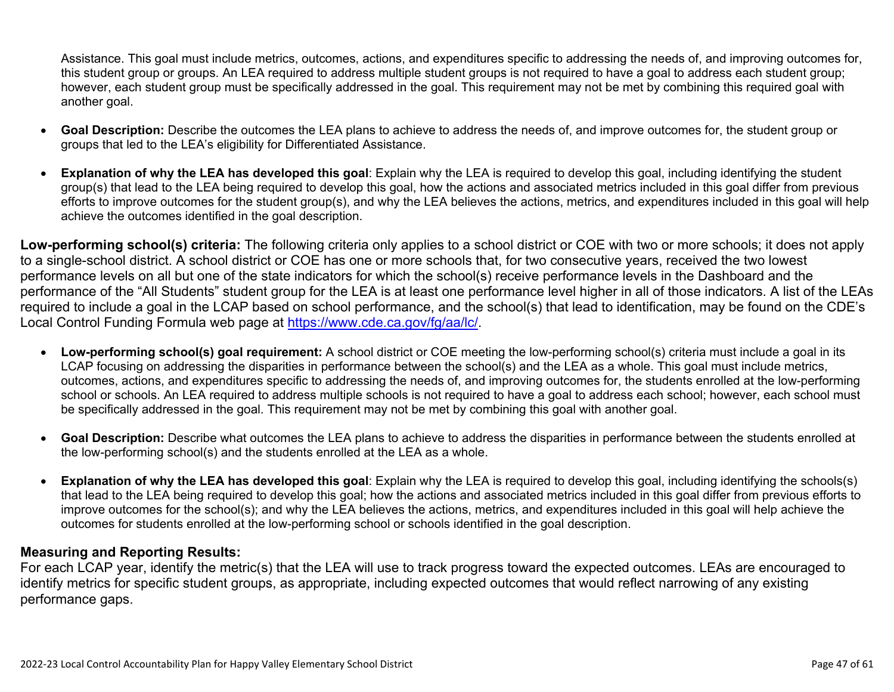Assistance. This goal must include metrics, outcomes, actions, and expenditures specific to addressing the needs of, and improving outcomes for, this student group or groups. An LEA required to address multiple student groups is not required to have a goal to address each student group; however, each student group must be specifically addressed in the goal. This requirement may not be met by combining this required goal with another goal.

- **Goal Description:** Describe the outcomes the LEA plans to achieve to address the needs of, and improve outcomes for, the student group or groups that led to the LEA's eligibility for Differentiated Assistance.
- **Explanation of why the LEA has developed this goal**: Explain why the LEA is required to develop this goal, including identifying the student group(s) that lead to the LEA being required to develop this goal, how the actions and associated metrics included in this goal differ from previous efforts to improve outcomes for the student group(s), and why the LEA believes the actions, metrics, and expenditures included in this goal will help achieve the outcomes identified in the goal description.

**Low-performing school(s) criteria:** The following criteria only applies to a school district or COE with two or more schools; it does not apply to a single-school district. A school district or COE has one or more schools that, for two consecutive years, received the two lowest performance levels on all but one of the state indicators for which the school(s) receive performance levels in the Dashboard and the performance of the "All Students" student group for the LEA is at least one performance level higher in all of those indicators. A list of the LEAs required to include a goal in the LCAP based on school performance, and the school(s) that lead to identification, may be found on the CDE's Local Control Funding Formula web page at [https://www.cde.ca.gov/fg/aa/lc/](https://www.cde.ca.gov/fg/aa/lc/).

- **Low-performing school(s) goal requirement:** A school district or COE meeting the low-performing school(s) criteria must include a goal in its LCAP focusing on addressing the disparities in performance between the school(s) and the LEA as a whole. This goal must include metrics, outcomes, actions, and expenditures specific to addressing the needs of, and improving outcomes for, the students enrolled at the low-performing school or schools. An LEA required to address multiple schools is not required to have a goal to address each school; however, each school must be specifically addressed in the goal. This requirement may not be met by combining this goal with another goal.
- **Goal Description:** Describe what outcomes the LEA plans to achieve to address the disparities in performance between the students enrolled at the low-performing school(s) and the students enrolled at the LEA as a whole.
- **Explanation of why the LEA has developed this goal**: Explain why the LEA is required to develop this goal, including identifying the schools(s) that lead to the LEA being required to develop this goal; how the actions and associated metrics included in this goal differ from previous efforts to improve outcomes for the school(s); and why the LEA believes the actions, metrics, and expenditures included in this goal will help achieve the outcomes for students enrolled at the low-performing school or schools identified in the goal description.

**Measuring and Reporting Results:**

For each LCAP year, identify the metric(s) that the LEA will use to track progress toward the expected outcomes. LEAs are encouraged to identify metrics for specific student groups, as appropriate, including expected outcomes that would reflect narrowing of any existing performance gaps.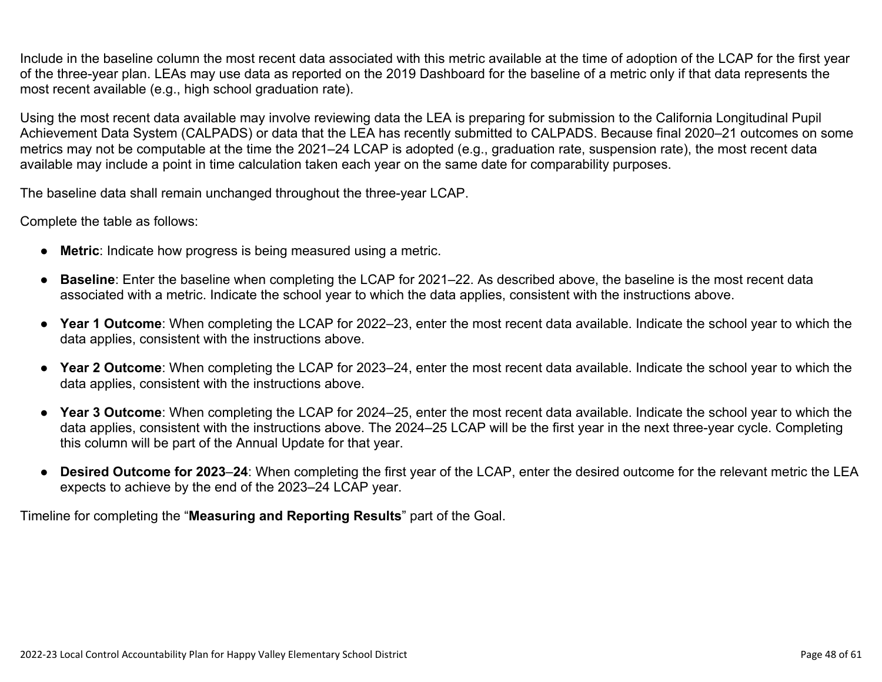Include in the baseline column the most recent data associated with this metric available at the time of adoption of the LCAP for the first year of the three-year plan. LEAs may use data as reported on the 2019 Dashboard for the baseline of a metric only if that data represents the most recent available (e.g., high school graduation rate).

Using the most recent data available may involve reviewing data the LEA is preparing for submission to the California Longitudinal Pupil Achievement Data System (CALPADS) or data that the LEA has recently submitted to CALPADS. Because final 2020–21 outcomes on some metrics may not be computable at the time the 2021–24 LCAP is adopted (e.g., graduation rate, suspension rate), the most recent data available may include a point in time calculation taken each year on the same date for comparability purposes.

The baseline data shall remain unchanged throughout the three-year LCAP.

Complete the table as follows:

- **Metric**: Indicate how progress is being measured using a metric.
- **Baseline**: Enter the baseline when completing the LCAP for 2021–22. As described above, the baseline is the most recent data associated with a metric. Indicate the school year to which the data applies, consistent with the instructions above.
- **Year 1 Outcome**: When completing the LCAP for 2022–23, enter the most recent data available. Indicate the school year to which the data applies, consistent with the instructions above.
- **Year 2 Outcome**: When completing the LCAP for 2023–24, enter the most recent data available. Indicate the school year to which the data applies, consistent with the instructions above.
- **Year 3 Outcome**: When completing the LCAP for 2024–25, enter the most recent data available. Indicate the school year to which the data applies, consistent with the instructions above. The 2024–25 LCAP will be the first year in the next three-year cycle. Completing this column will be part of the Annual Update for that year.
- **Desired Outcome for 2023–24**: When completing the first year of the LCAP, enter the desired outcome for the relevant metric the LEA expects to achieve by the end of the 2023–24 LCAP year.

Timeline for completing the "**Measuring and Reporting Results**" part of the Goal.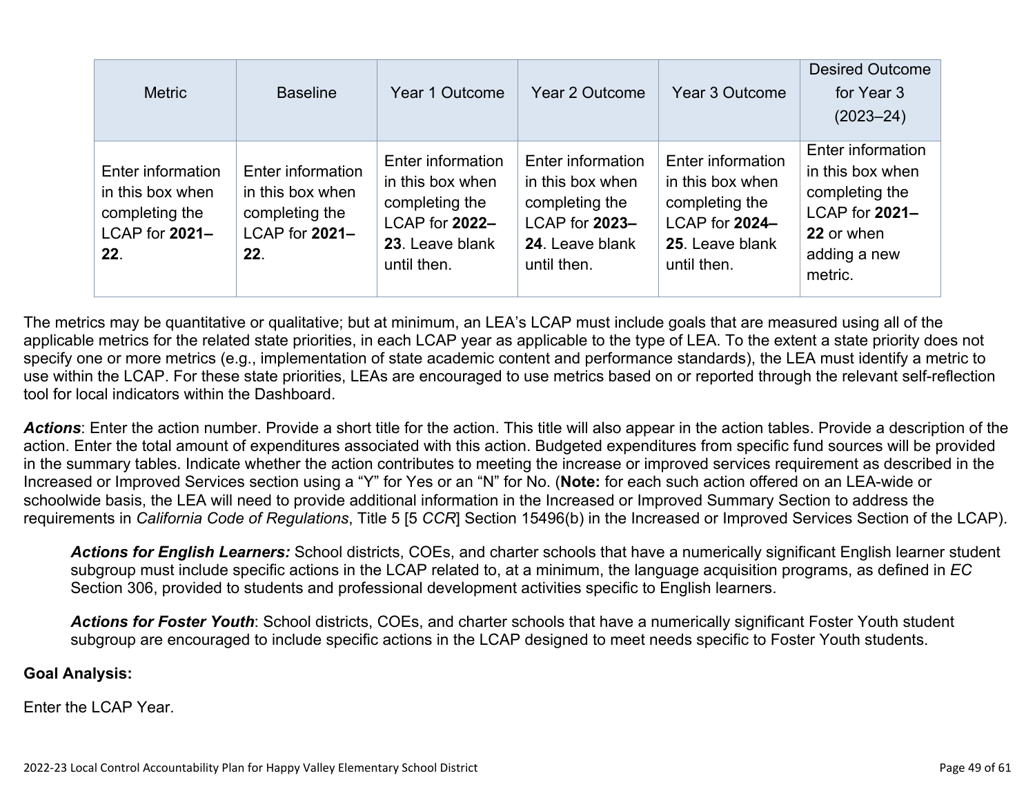| Metric | Baseline | Year 1 Outcome | Year 2 Outcome | Year 3 Outcome | Desired Outcome for Year 3 (2023–24) |
| --- | --- | --- | --- | --- | --- |
| Enter information in this box when completing the LCAP for **2021–22**. | Enter information in this box when completing the LCAP for **2021–22**. | Enter information in this box when completing the LCAP for **2022–23**. Leave blank until then. | Enter information in this box when completing the LCAP for **2023–24**. Leave blank until then. | Enter information in this box when completing the LCAP for **2024–25**. Leave blank until then. | Enter information in this box when completing the LCAP for **2021–22** or when adding a new metric. |

The metrics may be quantitative or qualitative; but at minimum, an LEA's LCAP must include goals that are measured using all of the applicable metrics for the related state priorities, in each LCAP year as applicable to the type of LEA. To the extent a state priority does not specify one or more metrics (e.g., implementation of state academic content and performance standards), the LEA must identify a metric to use within the LCAP. For these state priorities, LEAs are encouraged to use metrics based on or reported through the relevant self-reflection tool for local indicators within the Dashboard.

***Actions***: Enter the action number. Provide a short title for the action. This title will also appear in the action tables. Provide a description of the action. Enter the total amount of expenditures associated with this action. Budgeted expenditures from specific fund sources will be provided in the summary tables. Indicate whether the action contributes to meeting the increase or improved services requirement as described in the Increased or Improved Services section using a "Y" for Yes or an "N" for No. (**Note:** for each such action offered on an LEA-wide or schoolwide basis, the LEA will need to provide additional information in the Increased or Improved Summary Section to address the requirements in *California Code of Regulations*, Title 5 [5 *CCR*] Section 15496(b) in the Increased or Improved Services Section of the LCAP).

> ***Actions for English Learners:*** School districts, COEs, and charter schools that have a numerically significant English learner student subgroup must include specific actions in the LCAP related to, at a minimum, the language acquisition programs, as defined in *EC* Section 306, provided to students and professional development activities specific to English learners.
>
> ***Actions for Foster Youth***: School districts, COEs, and charter schools that have a numerically significant Foster Youth student subgroup are encouraged to include specific actions in the LCAP designed to meet needs specific to Foster Youth students.

**Goal Analysis:**

Enter the LCAP Year.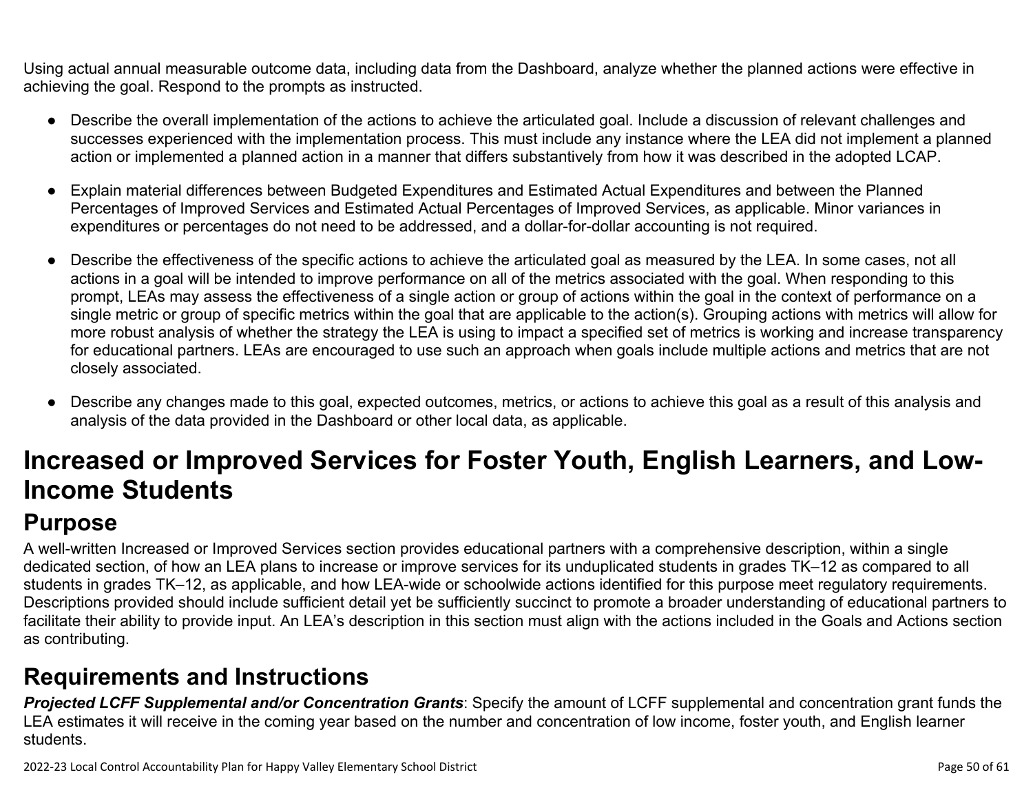Using actual annual measurable outcome data, including data from the Dashboard, analyze whether the planned actions were effective in achieving the goal. Respond to the prompts as instructed.

- Describe the overall implementation of the actions to achieve the articulated goal. Include a discussion of relevant challenges and successes experienced with the implementation process. This must include any instance where the LEA did not implement a planned action or implemented a planned action in a manner that differs substantively from how it was described in the adopted LCAP.
- Explain material differences between Budgeted Expenditures and Estimated Actual Expenditures and between the Planned Percentages of Improved Services and Estimated Actual Percentages of Improved Services, as applicable. Minor variances in expenditures or percentages do not need to be addressed, and a dollar-for-dollar accounting is not required.
- Describe the effectiveness of the specific actions to achieve the articulated goal as measured by the LEA. In some cases, not all actions in a goal will be intended to improve performance on all of the metrics associated with the goal. When responding to this prompt, LEAs may assess the effectiveness of a single action or group of actions within the goal in the context of performance on a single metric or group of specific metrics within the goal that are applicable to the action(s). Grouping actions with metrics will allow for more robust analysis of whether the strategy the LEA is using to impact a specified set of metrics is working and increase transparency for educational partners. LEAs are encouraged to use such an approach when goals include multiple actions and metrics that are not closely associated.
- Describe any changes made to this goal, expected outcomes, metrics, or actions to achieve this goal as a result of this analysis and analysis of the data provided in the Dashboard or other local data, as applicable.

# Increased or Improved Services for Foster Youth, English Learners, and Low-Income Students

## Purpose

A well-written Increased or Improved Services section provides educational partners with a comprehensive description, within a single dedicated section, of how an LEA plans to increase or improve services for its unduplicated students in grades TK–12 as compared to all students in grades TK–12, as applicable, and how LEA-wide or schoolwide actions identified for this purpose meet regulatory requirements. Descriptions provided should include sufficient detail yet be sufficiently succinct to promote a broader understanding of educational partners to facilitate their ability to provide input. An LEA's description in this section must align with the actions included in the Goals and Actions section as contributing.

## Requirements and Instructions

***Projected LCFF Supplemental and/or Concentration Grants***: Specify the amount of LCFF supplemental and concentration grant funds the LEA estimates it will receive in the coming year based on the number and concentration of low income, foster youth, and English learner students.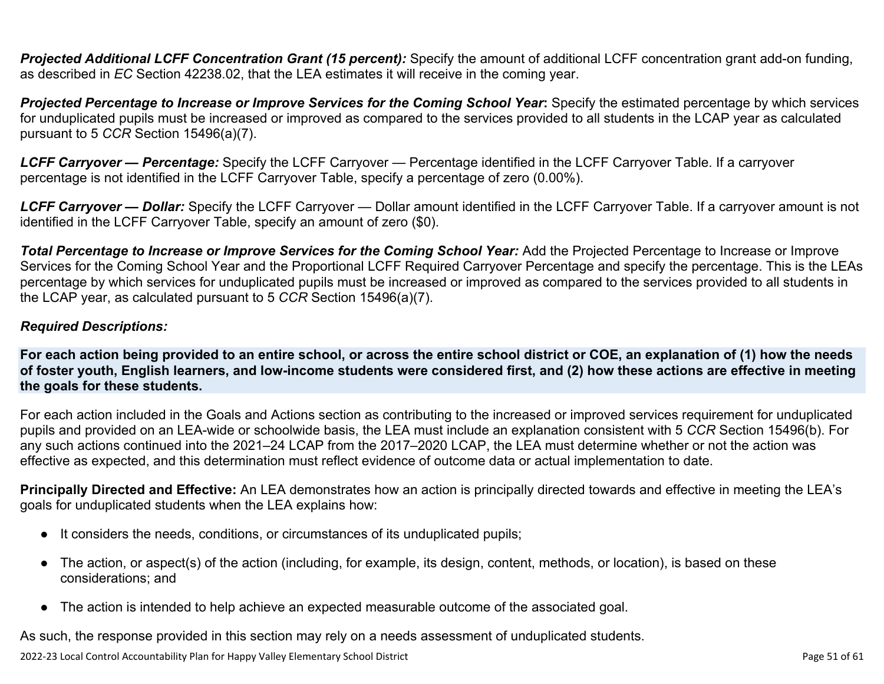***Projected Additional LCFF Concentration Grant (15 percent):*** Specify the amount of additional LCFF concentration grant add-on funding, as described in *EC* Section 42238.02, that the LEA estimates it will receive in the coming year.

***Projected Percentage to Increase or Improve Services for the Coming School Year*:** Specify the estimated percentage by which services for unduplicated pupils must be increased or improved as compared to the services provided to all students in the LCAP year as calculated pursuant to 5 *CCR* Section 15496(a)(7).

***LCFF Carryover — Percentage:*** Specify the LCFF Carryover — Percentage identified in the LCFF Carryover Table. If a carryover percentage is not identified in the LCFF Carryover Table, specify a percentage of zero (0.00%).

***LCFF Carryover — Dollar:*** Specify the LCFF Carryover — Dollar amount identified in the LCFF Carryover Table. If a carryover amount is not identified in the LCFF Carryover Table, specify an amount of zero ($0).

***Total Percentage to Increase or Improve Services for the Coming School Year:*** Add the Projected Percentage to Increase or Improve Services for the Coming School Year and the Proportional LCFF Required Carryover Percentage and specify the percentage. This is the LEAs percentage by which services for unduplicated pupils must be increased or improved as compared to the services provided to all students in the LCAP year, as calculated pursuant to 5 *CCR* Section 15496(a)(7).

***Required Descriptions:***

**For each action being provided to an entire school, or across the entire school district or COE, an explanation of (1) how the needs of foster youth, English learners, and low-income students were considered first, and (2) how these actions are effective in meeting the goals for these students.**

For each action included in the Goals and Actions section as contributing to the increased or improved services requirement for unduplicated pupils and provided on an LEA-wide or schoolwide basis, the LEA must include an explanation consistent with 5 *CCR* Section 15496(b). For any such actions continued into the 2021–24 LCAP from the 2017–2020 LCAP, the LEA must determine whether or not the action was effective as expected, and this determination must reflect evidence of outcome data or actual implementation to date.

**Principally Directed and Effective:** An LEA demonstrates how an action is principally directed towards and effective in meeting the LEA's goals for unduplicated students when the LEA explains how:

- It considers the needs, conditions, or circumstances of its unduplicated pupils;
- The action, or aspect(s) of the action (including, for example, its design, content, methods, or location), is based on these considerations; and
- The action is intended to help achieve an expected measurable outcome of the associated goal.

As such, the response provided in this section may rely on a needs assessment of unduplicated students.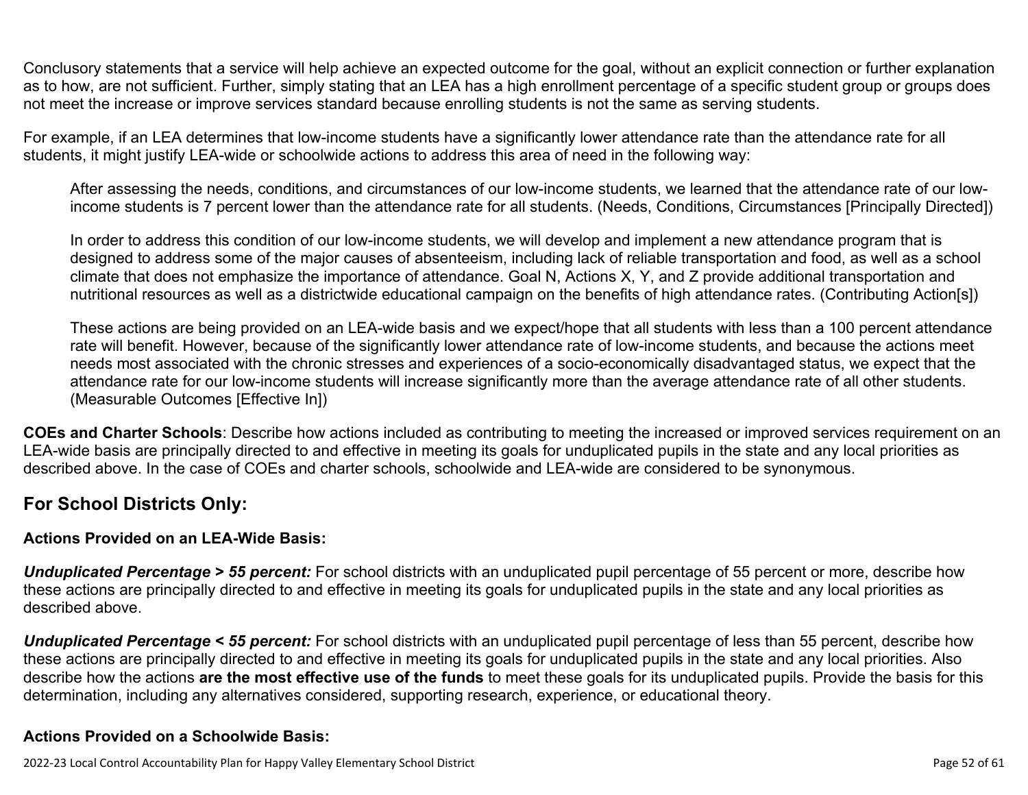Conclusory statements that a service will help achieve an expected outcome for the goal, without an explicit connection or further explanation as to how, are not sufficient. Further, simply stating that an LEA has a high enrollment percentage of a specific student group or groups does not meet the increase or improve services standard because enrolling students is not the same as serving students.

For example, if an LEA determines that low-income students have a significantly lower attendance rate than the attendance rate for all students, it might justify LEA-wide or schoolwide actions to address this area of need in the following way:

> After assessing the needs, conditions, and circumstances of our low-income students, we learned that the attendance rate of our low-income students is 7 percent lower than the attendance rate for all students. (Needs, Conditions, Circumstances [Principally Directed])
>
> In order to address this condition of our low-income students, we will develop and implement a new attendance program that is designed to address some of the major causes of absenteeism, including lack of reliable transportation and food, as well as a school climate that does not emphasize the importance of attendance. Goal N, Actions X, Y, and Z provide additional transportation and nutritional resources as well as a districtwide educational campaign on the benefits of high attendance rates. (Contributing Action[s])
>
> These actions are being provided on an LEA-wide basis and we expect/hope that all students with less than a 100 percent attendance rate will benefit. However, because of the significantly lower attendance rate of low-income students, and because the actions meet needs most associated with the chronic stresses and experiences of a socio-economically disadvantaged status, we expect that the attendance rate for our low-income students will increase significantly more than the average attendance rate of all other students. (Measurable Outcomes [Effective In])

**COEs and Charter Schools**: Describe how actions included as contributing to meeting the increased or improved services requirement on an LEA-wide basis are principally directed to and effective in meeting its goals for unduplicated pupils in the state and any local priorities as described above. In the case of COEs and charter schools, schoolwide and LEA-wide are considered to be synonymous.

## For School Districts Only:

### Actions Provided on an LEA-Wide Basis:

***Unduplicated Percentage > 55 percent:*** For school districts with an unduplicated pupil percentage of 55 percent or more, describe how these actions are principally directed to and effective in meeting its goals for unduplicated pupils in the state and any local priorities as described above.

***Unduplicated Percentage < 55 percent:*** For school districts with an unduplicated pupil percentage of less than 55 percent, describe how these actions are principally directed to and effective in meeting its goals for unduplicated pupils in the state and any local priorities. Also describe how the actions **are the most effective use of the funds** to meet these goals for its unduplicated pupils. Provide the basis for this determination, including any alternatives considered, supporting research, experience, or educational theory.

### Actions Provided on a Schoolwide Basis: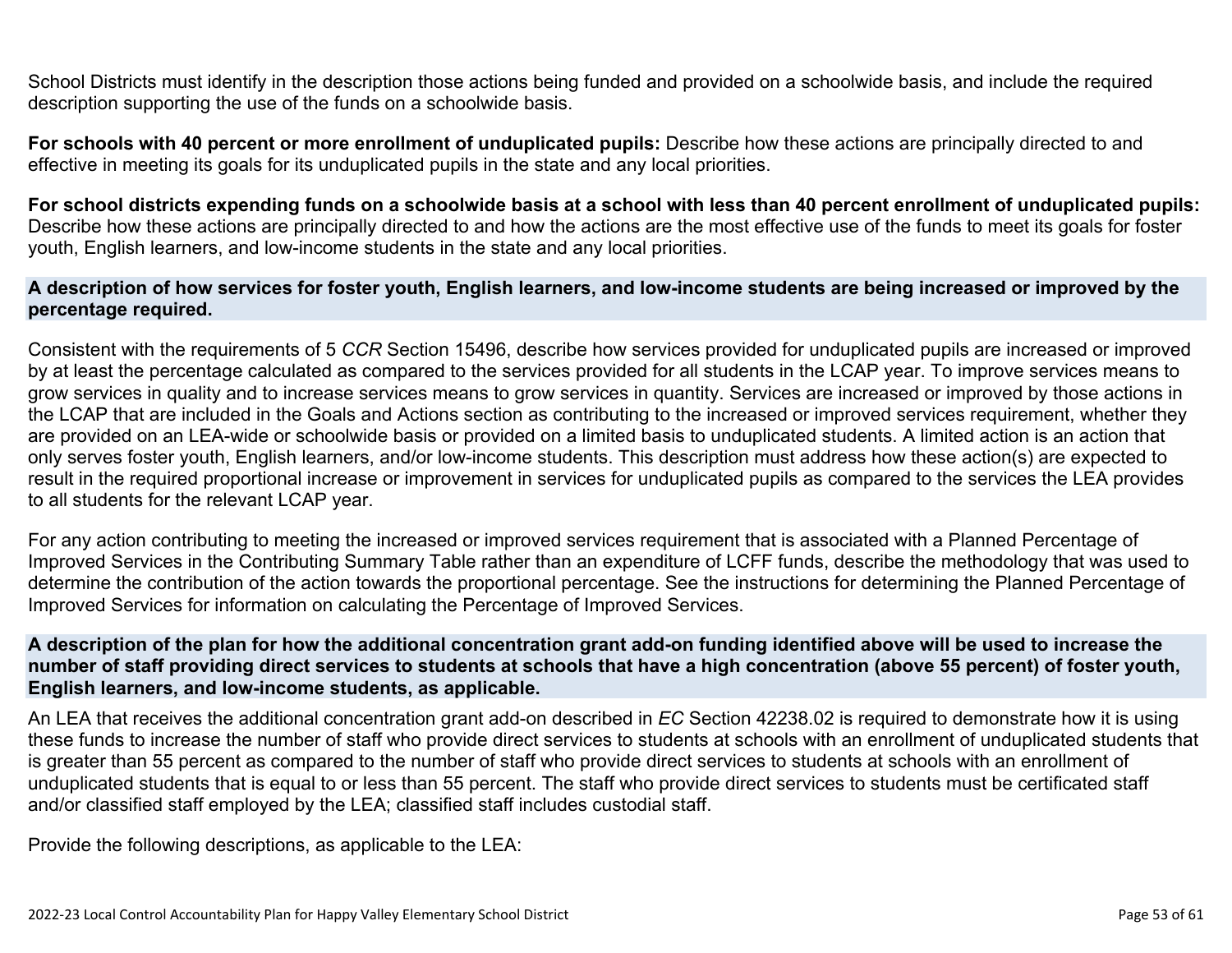School Districts must identify in the description those actions being funded and provided on a schoolwide basis, and include the required description supporting the use of the funds on a schoolwide basis.

**For schools with 40 percent or more enrollment of unduplicated pupils:** Describe how these actions are principally directed to and effective in meeting its goals for its unduplicated pupils in the state and any local priorities.

**For school districts expending funds on a schoolwide basis at a school with less than 40 percent enrollment of unduplicated pupils:** Describe how these actions are principally directed to and how the actions are the most effective use of the funds to meet its goals for foster youth, English learners, and low-income students in the state and any local priorities.

### A description of how services for foster youth, English learners, and low-income students are being increased or improved by the percentage required.

Consistent with the requirements of 5 *CCR* Section 15496, describe how services provided for unduplicated pupils are increased or improved by at least the percentage calculated as compared to the services provided for all students in the LCAP year. To improve services means to grow services in quality and to increase services means to grow services in quantity. Services are increased or improved by those actions in the LCAP that are included in the Goals and Actions section as contributing to the increased or improved services requirement, whether they are provided on an LEA-wide or schoolwide basis or provided on a limited basis to unduplicated students. A limited action is an action that only serves foster youth, English learners, and/or low-income students. This description must address how these action(s) are expected to result in the required proportional increase or improvement in services for unduplicated pupils as compared to the services the LEA provides to all students for the relevant LCAP year.

For any action contributing to meeting the increased or improved services requirement that is associated with a Planned Percentage of Improved Services in the Contributing Summary Table rather than an expenditure of LCFF funds, describe the methodology that was used to determine the contribution of the action towards the proportional percentage. See the instructions for determining the Planned Percentage of Improved Services for information on calculating the Percentage of Improved Services.

### A description of the plan for how the additional concentration grant add-on funding identified above will be used to increase the number of staff providing direct services to students at schools that have a high concentration (above 55 percent) of foster youth, English learners, and low-income students, as applicable.

An LEA that receives the additional concentration grant add-on described in *EC* Section 42238.02 is required to demonstrate how it is using these funds to increase the number of staff who provide direct services to students at schools with an enrollment of unduplicated students that is greater than 55 percent as compared to the number of staff who provide direct services to students at schools with an enrollment of unduplicated students that is equal to or less than 55 percent. The staff who provide direct services to students must be certificated staff and/or classified staff employed by the LEA; classified staff includes custodial staff.

Provide the following descriptions, as applicable to the LEA: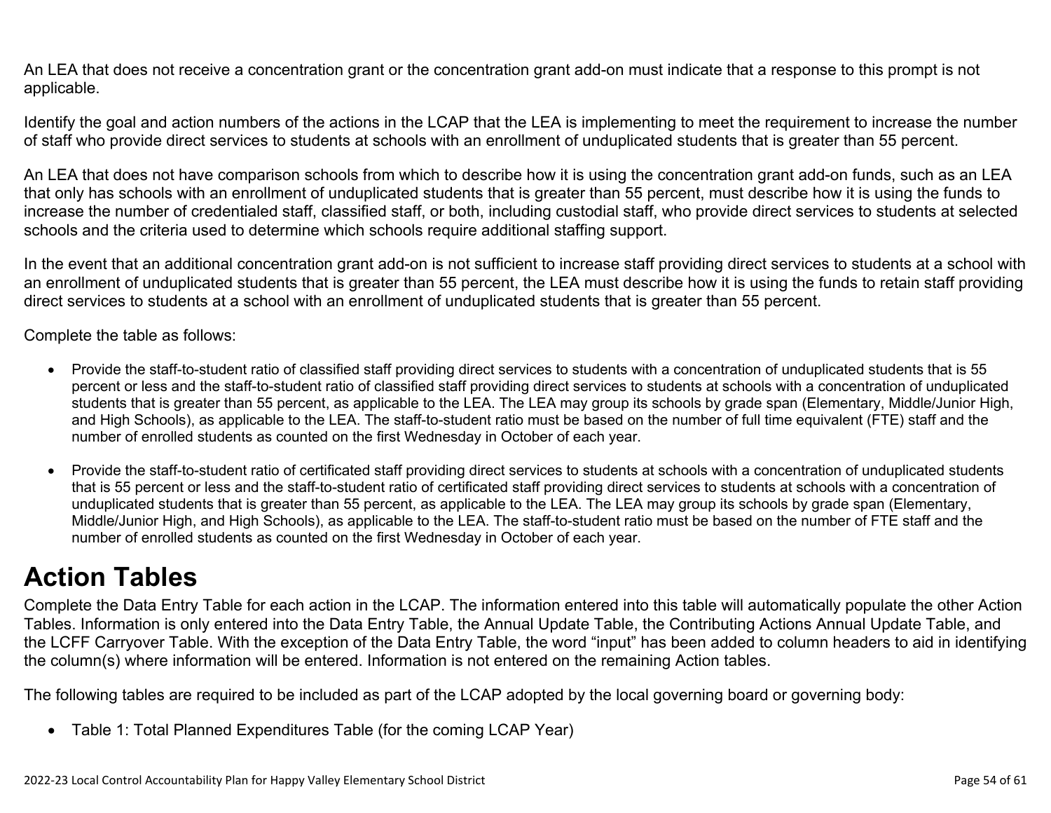An LEA that does not receive a concentration grant or the concentration grant add-on must indicate that a response to this prompt is not applicable.

Identify the goal and action numbers of the actions in the LCAP that the LEA is implementing to meet the requirement to increase the number of staff who provide direct services to students at schools with an enrollment of unduplicated students that is greater than 55 percent.

An LEA that does not have comparison schools from which to describe how it is using the concentration grant add-on funds, such as an LEA that only has schools with an enrollment of unduplicated students that is greater than 55 percent, must describe how it is using the funds to increase the number of credentialed staff, classified staff, or both, including custodial staff, who provide direct services to students at selected schools and the criteria used to determine which schools require additional staffing support.

In the event that an additional concentration grant add-on is not sufficient to increase staff providing direct services to students at a school with an enrollment of unduplicated students that is greater than 55 percent, the LEA must describe how it is using the funds to retain staff providing direct services to students at a school with an enrollment of unduplicated students that is greater than 55 percent.

Complete the table as follows:

- Provide the staff-to-student ratio of classified staff providing direct services to students with a concentration of unduplicated students that is 55 percent or less and the staff-to-student ratio of classified staff providing direct services to students at schools with a concentration of unduplicated students that is greater than 55 percent, as applicable to the LEA. The LEA may group its schools by grade span (Elementary, Middle/Junior High, and High Schools), as applicable to the LEA. The staff-to-student ratio must be based on the number of full time equivalent (FTE) staff and the number of enrolled students as counted on the first Wednesday in October of each year.

- Provide the staff-to-student ratio of certificated staff providing direct services to students at schools with a concentration of unduplicated students that is 55 percent or less and the staff-to-student ratio of certificated staff providing direct services to students at schools with a concentration of unduplicated students that is greater than 55 percent, as applicable to the LEA. The LEA may group its schools by grade span (Elementary, Middle/Junior High, and High Schools), as applicable to the LEA. The staff-to-student ratio must be based on the number of FTE staff and the number of enrolled students as counted on the first Wednesday in October of each year.

# Action Tables

Complete the Data Entry Table for each action in the LCAP. The information entered into this table will automatically populate the other Action Tables. Information is only entered into the Data Entry Table, the Annual Update Table, the Contributing Actions Annual Update Table, and the LCFF Carryover Table. With the exception of the Data Entry Table, the word "input" has been added to column headers to aid in identifying the column(s) where information will be entered. Information is not entered on the remaining Action tables.

The following tables are required to be included as part of the LCAP adopted by the local governing board or governing body:

- Table 1: Total Planned Expenditures Table (for the coming LCAP Year)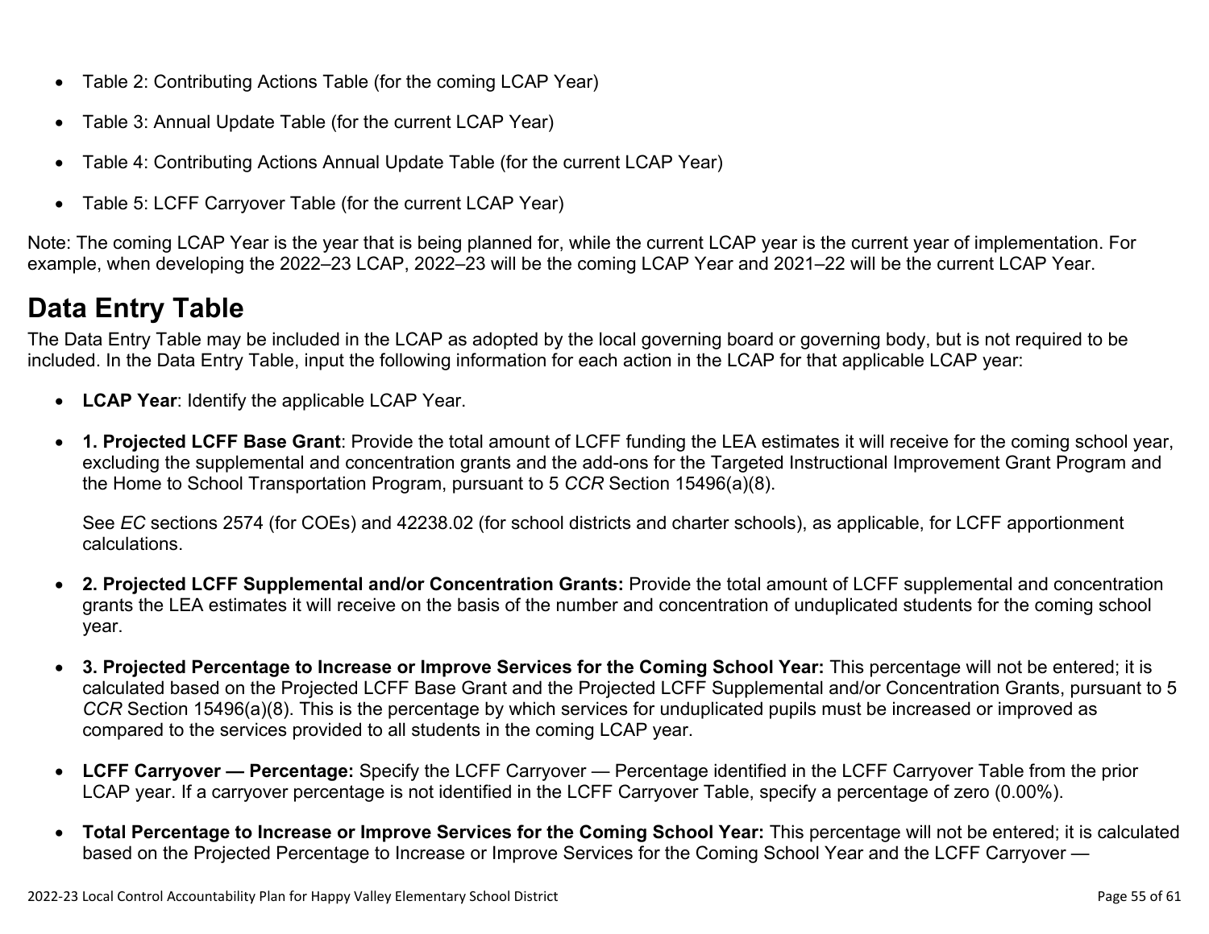- Table 2: Contributing Actions Table (for the coming LCAP Year)
- Table 3: Annual Update Table (for the current LCAP Year)
- Table 4: Contributing Actions Annual Update Table (for the current LCAP Year)
- Table 5: LCFF Carryover Table (for the current LCAP Year)

Note: The coming LCAP Year is the year that is being planned for, while the current LCAP year is the current year of implementation. For example, when developing the 2022–23 LCAP, 2022–23 will be the coming LCAP Year and 2021–22 will be the current LCAP Year.

## Data Entry Table

The Data Entry Table may be included in the LCAP as adopted by the local governing board or governing body, but is not required to be included. In the Data Entry Table, input the following information for each action in the LCAP for that applicable LCAP year:

- **LCAP Year**: Identify the applicable LCAP Year.
- **1. Projected LCFF Base Grant**: Provide the total amount of LCFF funding the LEA estimates it will receive for the coming school year, excluding the supplemental and concentration grants and the add-ons for the Targeted Instructional Improvement Grant Program and the Home to School Transportation Program, pursuant to 5 *CCR* Section 15496(a)(8).

  See *EC* sections 2574 (for COEs) and 42238.02 (for school districts and charter schools), as applicable, for LCFF apportionment calculations.

- **2. Projected LCFF Supplemental and/or Concentration Grants:** Provide the total amount of LCFF supplemental and concentration grants the LEA estimates it will receive on the basis of the number and concentration of unduplicated students for the coming school year.
- **3. Projected Percentage to Increase or Improve Services for the Coming School Year:** This percentage will not be entered; it is calculated based on the Projected LCFF Base Grant and the Projected LCFF Supplemental and/or Concentration Grants, pursuant to 5 *CCR* Section 15496(a)(8). This is the percentage by which services for unduplicated pupils must be increased or improved as compared to the services provided to all students in the coming LCAP year.
- **LCFF Carryover — Percentage:** Specify the LCFF Carryover — Percentage identified in the LCFF Carryover Table from the prior LCAP year. If a carryover percentage is not identified in the LCFF Carryover Table, specify a percentage of zero (0.00%).
- **Total Percentage to Increase or Improve Services for the Coming School Year:** This percentage will not be entered; it is calculated based on the Projected Percentage to Increase or Improve Services for the Coming School Year and the LCFF Carryover —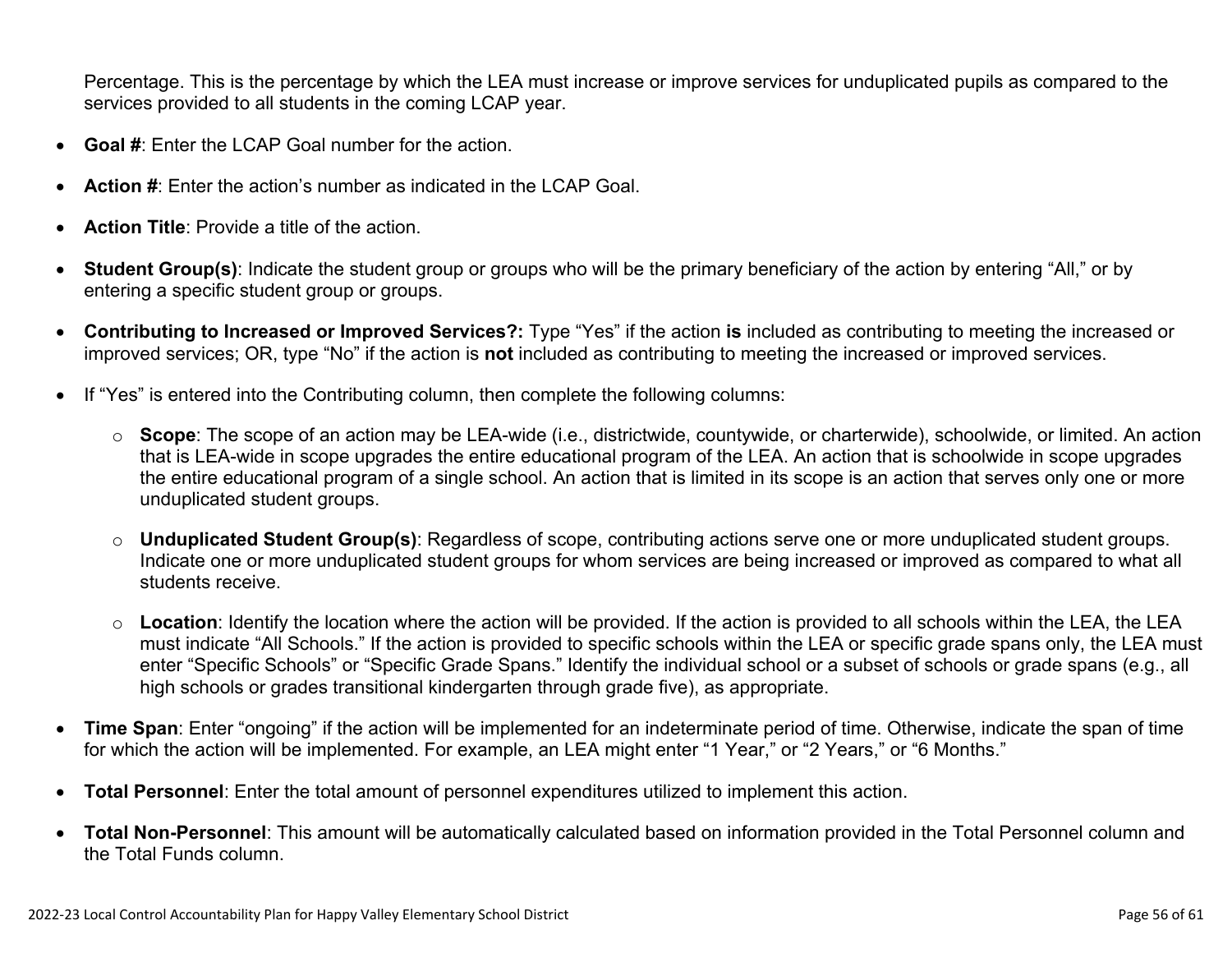Percentage. This is the percentage by which the LEA must increase or improve services for unduplicated pupils as compared to the services provided to all students in the coming LCAP year.

- **Goal #**: Enter the LCAP Goal number for the action.
- **Action #**: Enter the action's number as indicated in the LCAP Goal.
- **Action Title**: Provide a title of the action.
- **Student Group(s)**: Indicate the student group or groups who will be the primary beneficiary of the action by entering "All," or by entering a specific student group or groups.
- **Contributing to Increased or Improved Services?:** Type "Yes" if the action **is** included as contributing to meeting the increased or improved services; OR, type "No" if the action is **not** included as contributing to meeting the increased or improved services.
- If "Yes" is entered into the Contributing column, then complete the following columns:
  - **Scope**: The scope of an action may be LEA-wide (i.e., districtwide, countywide, or charterwide), schoolwide, or limited. An action that is LEA-wide in scope upgrades the entire educational program of the LEA. An action that is schoolwide in scope upgrades the entire educational program of a single school. An action that is limited in its scope is an action that serves only one or more unduplicated student groups.
  - **Unduplicated Student Group(s)**: Regardless of scope, contributing actions serve one or more unduplicated student groups. Indicate one or more unduplicated student groups for whom services are being increased or improved as compared to what all students receive.
  - **Location**: Identify the location where the action will be provided. If the action is provided to all schools within the LEA, the LEA must indicate "All Schools." If the action is provided to specific schools within the LEA or specific grade spans only, the LEA must enter "Specific Schools" or "Specific Grade Spans." Identify the individual school or a subset of schools or grade spans (e.g., all high schools or grades transitional kindergarten through grade five), as appropriate.
- **Time Span**: Enter "ongoing" if the action will be implemented for an indeterminate period of time. Otherwise, indicate the span of time for which the action will be implemented. For example, an LEA might enter "1 Year," or "2 Years," or "6 Months."
- **Total Personnel**: Enter the total amount of personnel expenditures utilized to implement this action.
- **Total Non-Personnel**: This amount will be automatically calculated based on information provided in the Total Personnel column and the Total Funds column.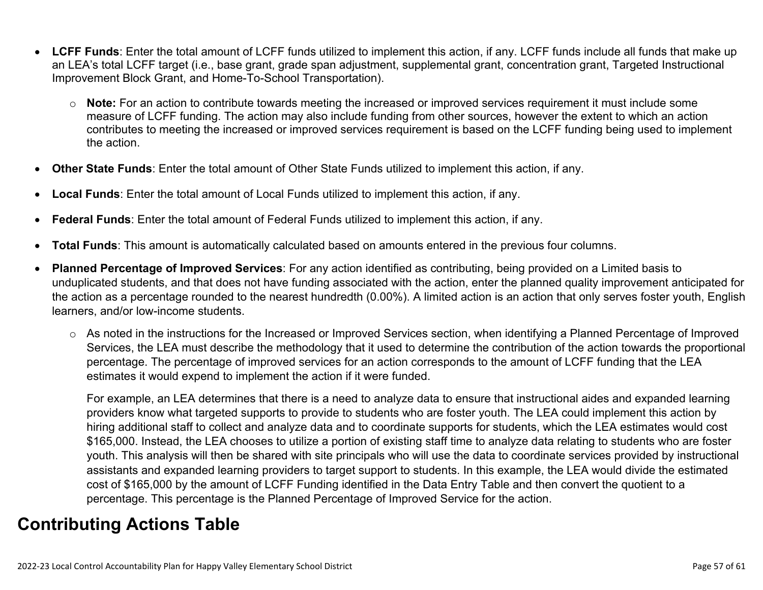- **LCFF Funds**: Enter the total amount of LCFF funds utilized to implement this action, if any. LCFF funds include all funds that make up an LEA's total LCFF target (i.e., base grant, grade span adjustment, supplemental grant, concentration grant, Targeted Instructional Improvement Block Grant, and Home-To-School Transportation).
  - **Note:** For an action to contribute towards meeting the increased or improved services requirement it must include some measure of LCFF funding. The action may also include funding from other sources, however the extent to which an action contributes to meeting the increased or improved services requirement is based on the LCFF funding being used to implement the action.
- **Other State Funds**: Enter the total amount of Other State Funds utilized to implement this action, if any.
- **Local Funds**: Enter the total amount of Local Funds utilized to implement this action, if any.
- **Federal Funds**: Enter the total amount of Federal Funds utilized to implement this action, if any.
- **Total Funds**: This amount is automatically calculated based on amounts entered in the previous four columns.
- **Planned Percentage of Improved Services**: For any action identified as contributing, being provided on a Limited basis to unduplicated students, and that does not have funding associated with the action, enter the planned quality improvement anticipated for the action as a percentage rounded to the nearest hundredth (0.00%). A limited action is an action that only serves foster youth, English learners, and/or low-income students.
  - As noted in the instructions for the Increased or Improved Services section, when identifying a Planned Percentage of Improved Services, the LEA must describe the methodology that it used to determine the contribution of the action towards the proportional percentage. The percentage of improved services for an action corresponds to the amount of LCFF funding that the LEA estimates it would expend to implement the action if it were funded.

    For example, an LEA determines that there is a need to analyze data to ensure that instructional aides and expanded learning providers know what targeted supports to provide to students who are foster youth. The LEA could implement this action by hiring additional staff to collect and analyze data and to coordinate supports for students, which the LEA estimates would cost $165,000. Instead, the LEA chooses to utilize a portion of existing staff time to analyze data relating to students who are foster youth. This analysis will then be shared with site principals who will use the data to coordinate services provided by instructional assistants and expanded learning providers to target support to students. In this example, the LEA would divide the estimated cost of $165,000 by the amount of LCFF Funding identified in the Data Entry Table and then convert the quotient to a percentage. This percentage is the Planned Percentage of Improved Service for the action.

## Contributing Actions Table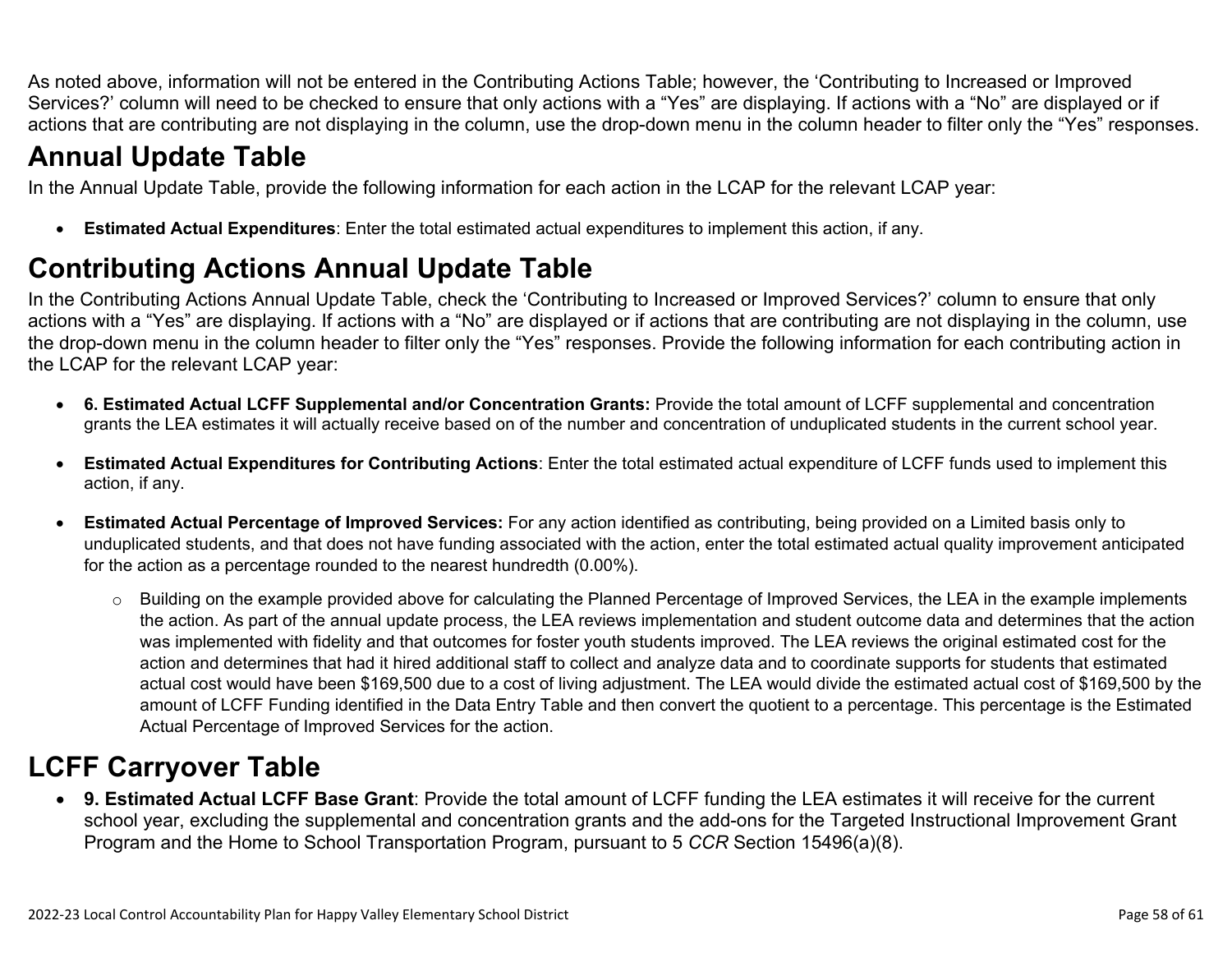As noted above, information will not be entered in the Contributing Actions Table; however, the ‘Contributing to Increased or Improved Services?’ column will need to be checked to ensure that only actions with a “Yes” are displaying. If actions with a “No” are displayed or if actions that are contributing are not displaying in the column, use the drop-down menu in the column header to filter only the “Yes” responses.

# Annual Update Table

In the Annual Update Table, provide the following information for each action in the LCAP for the relevant LCAP year:

- **Estimated Actual Expenditures**: Enter the total estimated actual expenditures to implement this action, if any.

# Contributing Actions Annual Update Table

In the Contributing Actions Annual Update Table, check the ‘Contributing to Increased or Improved Services?’ column to ensure that only actions with a “Yes” are displaying. If actions with a “No” are displayed or if actions that are contributing are not displaying in the column, use the drop-down menu in the column header to filter only the “Yes” responses. Provide the following information for each contributing action in the LCAP for the relevant LCAP year:

- **6. Estimated Actual LCFF Supplemental and/or Concentration Grants:** Provide the total amount of LCFF supplemental and concentration grants the LEA estimates it will actually receive based on of the number and concentration of unduplicated students in the current school year.
- **Estimated Actual Expenditures for Contributing Actions**: Enter the total estimated actual expenditure of LCFF funds used to implement this action, if any.
- **Estimated Actual Percentage of Improved Services:** For any action identified as contributing, being provided on a Limited basis only to unduplicated students, and that does not have funding associated with the action, enter the total estimated actual quality improvement anticipated for the action as a percentage rounded to the nearest hundredth (0.00%).
    - Building on the example provided above for calculating the Planned Percentage of Improved Services, the LEA in the example implements the action. As part of the annual update process, the LEA reviews implementation and student outcome data and determines that the action was implemented with fidelity and that outcomes for foster youth students improved. The LEA reviews the original estimated cost for the action and determines that had it hired additional staff to collect and analyze data and to coordinate supports for students that estimated actual cost would have been $169,500 due to a cost of living adjustment. The LEA would divide the estimated actual cost of $169,500 by the amount of LCFF Funding identified in the Data Entry Table and then convert the quotient to a percentage. This percentage is the Estimated Actual Percentage of Improved Services for the action.

# LCFF Carryover Table

- **9. Estimated Actual LCFF Base Grant**: Provide the total amount of LCFF funding the LEA estimates it will receive for the current school year, excluding the supplemental and concentration grants and the add-ons for the Targeted Instructional Improvement Grant Program and the Home to School Transportation Program, pursuant to 5 *CCR* Section 15496(a)(8).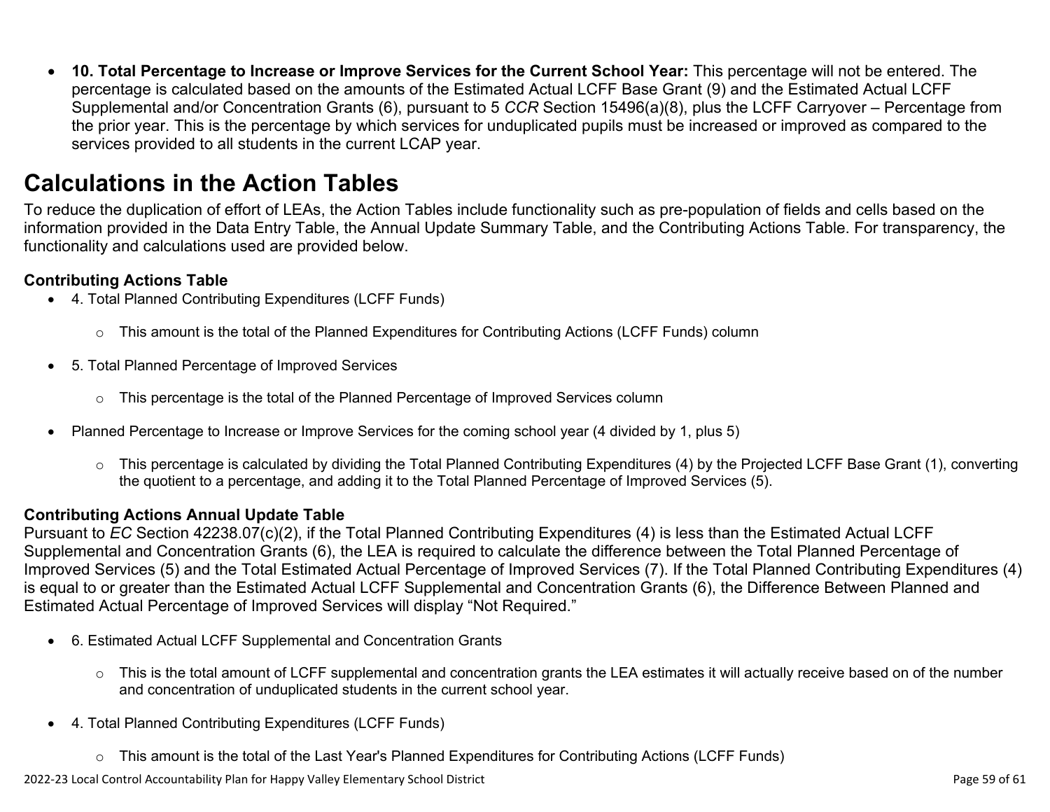- **10. Total Percentage to Increase or Improve Services for the Current School Year:** This percentage will not be entered. The percentage is calculated based on the amounts of the Estimated Actual LCFF Base Grant (9) and the Estimated Actual LCFF Supplemental and/or Concentration Grants (6), pursuant to 5 *CCR* Section 15496(a)(8), plus the LCFF Carryover – Percentage from the prior year. This is the percentage by which services for unduplicated pupils must be increased or improved as compared to the services provided to all students in the current LCAP year.

# Calculations in the Action Tables

To reduce the duplication of effort of LEAs, the Action Tables include functionality such as pre-population of fields and cells based on the information provided in the Data Entry Table, the Annual Update Summary Table, and the Contributing Actions Table. For transparency, the functionality and calculations used are provided below.

### Contributing Actions Table

- 4. Total Planned Contributing Expenditures (LCFF Funds)
    - This amount is the total of the Planned Expenditures for Contributing Actions (LCFF Funds) column
- 5. Total Planned Percentage of Improved Services
    - This percentage is the total of the Planned Percentage of Improved Services column
- Planned Percentage to Increase or Improve Services for the coming school year (4 divided by 1, plus 5)
    - This percentage is calculated by dividing the Total Planned Contributing Expenditures (4) by the Projected LCFF Base Grant (1), converting the quotient to a percentage, and adding it to the Total Planned Percentage of Improved Services (5).

### Contributing Actions Annual Update Table

Pursuant to *EC* Section 42238.07(c)(2), if the Total Planned Contributing Expenditures (4) is less than the Estimated Actual LCFF Supplemental and Concentration Grants (6), the LEA is required to calculate the difference between the Total Planned Percentage of Improved Services (5) and the Total Estimated Actual Percentage of Improved Services (7). If the Total Planned Contributing Expenditures (4) is equal to or greater than the Estimated Actual LCFF Supplemental and Concentration Grants (6), the Difference Between Planned and Estimated Actual Percentage of Improved Services will display "Not Required."

- 6. Estimated Actual LCFF Supplemental and Concentration Grants
    - This is the total amount of LCFF supplemental and concentration grants the LEA estimates it will actually receive based on of the number and concentration of unduplicated students in the current school year.
- 4. Total Planned Contributing Expenditures (LCFF Funds)
    - This amount is the total of the Last Year's Planned Expenditures for Contributing Actions (LCFF Funds)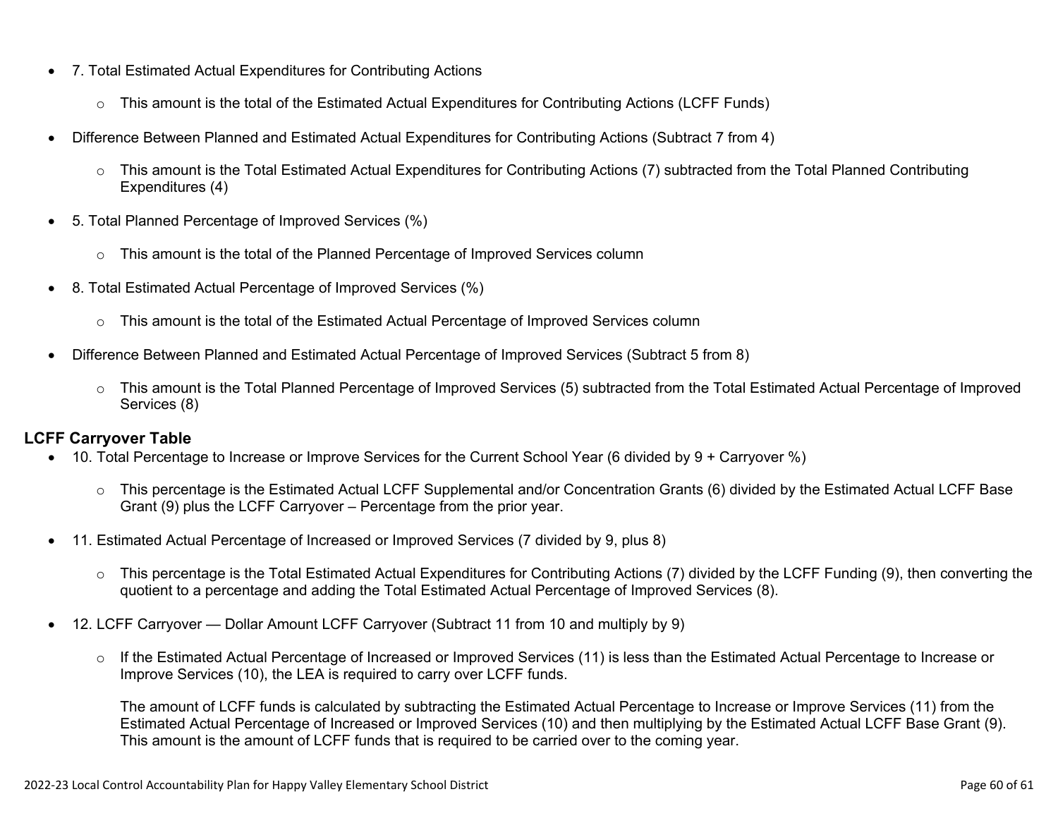- 7. Total Estimated Actual Expenditures for Contributing Actions
  - This amount is the total of the Estimated Actual Expenditures for Contributing Actions (LCFF Funds)
- Difference Between Planned and Estimated Actual Expenditures for Contributing Actions (Subtract 7 from 4)
  - This amount is the Total Estimated Actual Expenditures for Contributing Actions (7) subtracted from the Total Planned Contributing Expenditures (4)
- 5. Total Planned Percentage of Improved Services (%)
  - This amount is the total of the Planned Percentage of Improved Services column
- 8. Total Estimated Actual Percentage of Improved Services (%)
  - This amount is the total of the Estimated Actual Percentage of Improved Services column
- Difference Between Planned and Estimated Actual Percentage of Improved Services (Subtract 5 from 8)
  - This amount is the Total Planned Percentage of Improved Services (5) subtracted from the Total Estimated Actual Percentage of Improved Services (8)

### LCFF Carryover Table

- 10. Total Percentage to Increase or Improve Services for the Current School Year (6 divided by 9 + Carryover %)
  - This percentage is the Estimated Actual LCFF Supplemental and/or Concentration Grants (6) divided by the Estimated Actual LCFF Base Grant (9) plus the LCFF Carryover – Percentage from the prior year.
- 11. Estimated Actual Percentage of Increased or Improved Services (7 divided by 9, plus 8)
  - This percentage is the Total Estimated Actual Expenditures for Contributing Actions (7) divided by the LCFF Funding (9), then converting the quotient to a percentage and adding the Total Estimated Actual Percentage of Improved Services (8).
- 12. LCFF Carryover — Dollar Amount LCFF Carryover (Subtract 11 from 10 and multiply by 9)
  - If the Estimated Actual Percentage of Increased or Improved Services (11) is less than the Estimated Actual Percentage to Increase or Improve Services (10), the LEA is required to carry over LCFF funds.

    The amount of LCFF funds is calculated by subtracting the Estimated Actual Percentage to Increase or Improve Services (11) from the Estimated Actual Percentage of Increased or Improved Services (10) and then multiplying by the Estimated Actual LCFF Base Grant (9). This amount is the amount of LCFF funds that is required to be carried over to the coming year.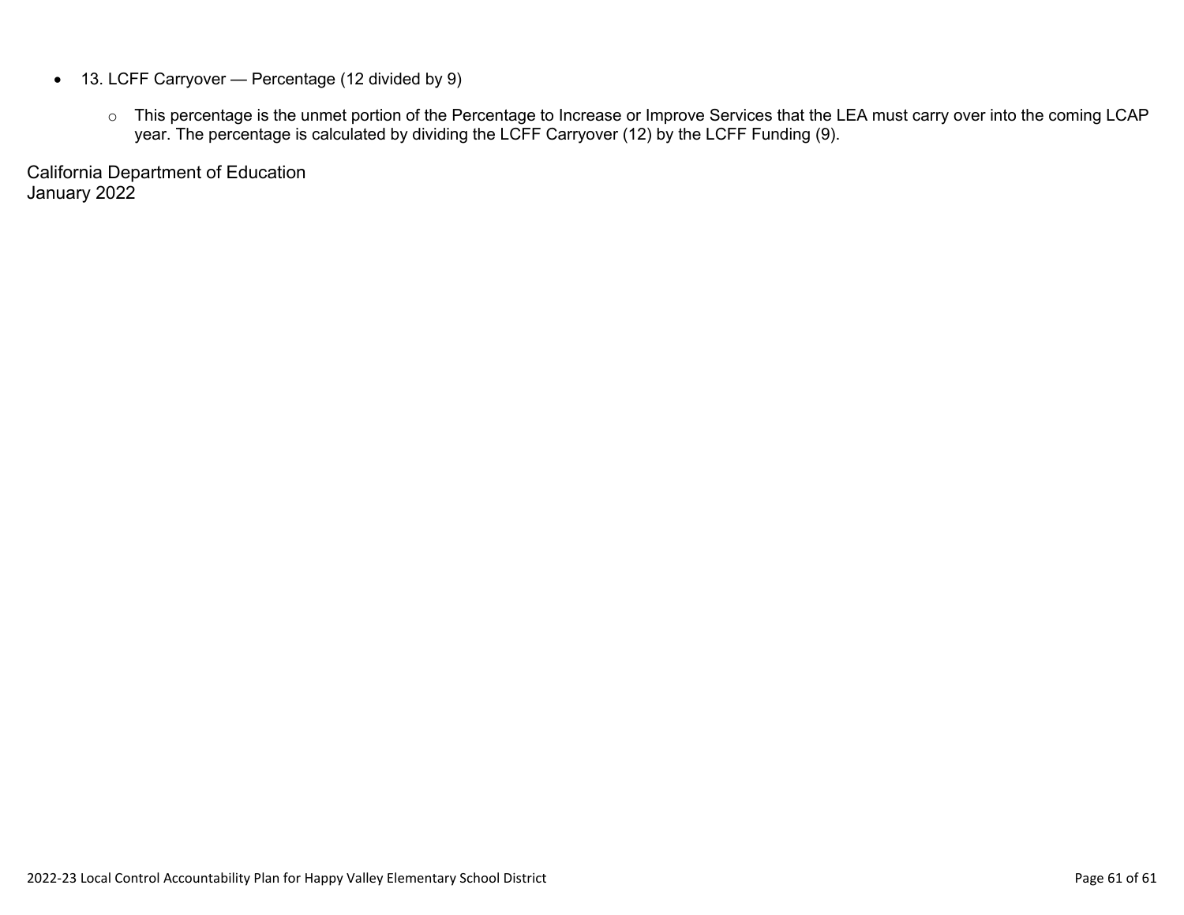- 13. LCFF Carryover — Percentage (12 divided by 9)
    - This percentage is the unmet portion of the Percentage to Increase or Improve Services that the LEA must carry over into the coming LCAP year. The percentage is calculated by dividing the LCFF Carryover (12) by the LCFF Funding (9).

California Department of Education
January 2022